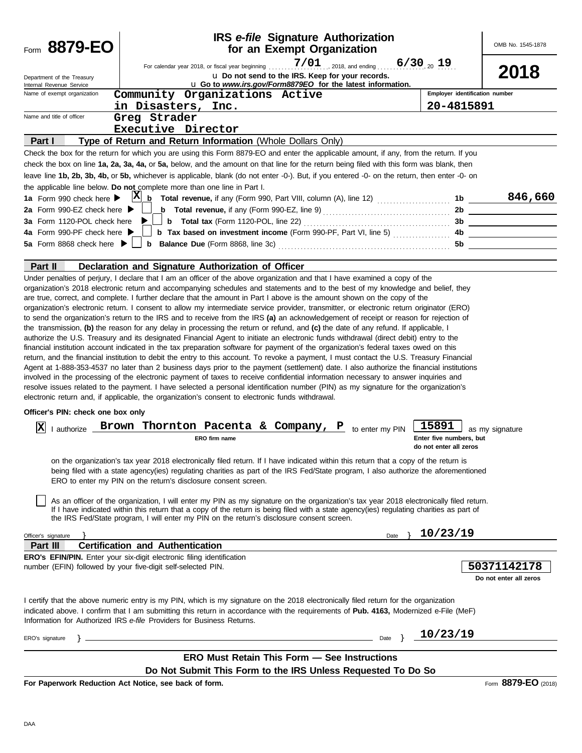# Form 8879-EO

## IRS *e-file* Signature Authorization for an Exempt Organization

OMB No. 1545-1878

**2018**

For calendar year 2018, or fiscal year beginning 7/01, 2018, and ending 6/30, 20 19

Department of the Treasury
Internal Revenue Service

u Do not send to the IRS. Keep for your records.
u Go to *www.irs.gov/Form8879EO* for the latest information.

Name of exempt organization: Community Organizations Active in Disasters, Inc.

Employer identification number: 20-4815891

Name and title of officer: Greg Strader, Executive Director

### Part I — Type of Return and Return Information (Whole Dollars Only)

Check the box for the return for which you are using this Form 8879-EO and enter the applicable amount, if any, from the return. If you check the box on line **1a, 2a, 3a, 4a,** or **5a,** below, and the amount on that line for the return being filed with this form was blank, then leave line **1b, 2b, 3b, 4b,** or **5b,** whichever is applicable, blank (do not enter -0-). But, if you entered -0- on the return, then enter -0- on the applicable line below. **Do not** complete more than one line in Part I.

| | | | |
|---|---|---|---|
| **1a** Form 990 check here ▶ [X] | **b Total revenue,** if any (Form 990, Part VIII, column (A), line 12) | 1b | 846,660 |
| **2a** Form 990-EZ check here ▶ [ ] | **b Total revenue,** if any (Form 990-EZ, line 9) | 2b | |
| **3a** Form 1120-POL check here ▶ [ ] | **b Total tax** (Form 1120-POL, line 22) | 3b | |
| **4a** Form 990-PF check here ▶ [ ] | **b Tax based on investment income** (Form 990-PF, Part VI, line 5) | 4b | |
| **5a** Form 8868 check here ▶ [ ] | **b Balance Due** (Form 8868, line 3c) | 5b | |

### Part II — Declaration and Signature Authorization of Officer

Under penalties of perjury, I declare that I am an officer of the above organization and that I have examined a copy of the organization's 2018 electronic return and accompanying schedules and statements and to the best of my knowledge and belief, they are true, correct, and complete. I further declare that the amount in Part I above is the amount shown on the copy of the organization's electronic return. I consent to allow my intermediate service provider, transmitter, or electronic return originator (ERO) to send the organization's return to the IRS and to receive from the IRS **(a)** an acknowledgement of receipt or reason for rejection of the transmission, **(b)** the reason for any delay in processing the return or refund, and **(c)** the date of any refund. If applicable, I authorize the U.S. Treasury and its designated Financial Agent to initiate an electronic funds withdrawal (direct debit) entry to the financial institution account indicated in the tax preparation software for payment of the organization's federal taxes owed on this return, and the financial institution to debit the entry to this account. To revoke a payment, I must contact the U.S. Treasury Financial Agent at 1-888-353-4537 no later than 2 business days prior to the payment (settlement) date. I also authorize the financial institutions involved in the processing of the electronic payment of taxes to receive confidential information necessary to answer inquiries and resolve issues related to the payment. I have selected a personal identification number (PIN) as my signature for the organization's electronic return and, if applicable, the organization's consent to electronic funds withdrawal.

**Officer's PIN: check one box only**

[X] I authorize **Brown Thornton Pacenta & Company, P** (ERO firm name) to enter my PIN **15891** (Enter five numbers, but do not enter all zeros) as my signature on the organization's tax year 2018 electronically filed return. If I have indicated within this return that a copy of the return is being filed with a state agency(ies) regulating charities as part of the IRS Fed/State program, I also authorize the aforementioned ERO to enter my PIN on the return's disclosure consent screen.

[ ] As an officer of the organization, I will enter my PIN as my signature on the organization's tax year 2018 electronically filed return. If I have indicated within this return that a copy of the return is being filed with a state agency(ies) regulating charities as part of the IRS Fed/State program, I will enter my PIN on the return's disclosure consent screen.

Officer's signature } ______________________ Date } 10/23/19

### Part III — Certification and Authentication

**ERO's EFIN/PIN.** Enter your six-digit electronic filing identification number (EFIN) followed by your five-digit self-selected PIN.

**50371142178**
Do not enter all zeros

I certify that the above numeric entry is my PIN, which is my signature on the 2018 electronically filed return for the organization indicated above. I confirm that I am submitting this return in accordance with the requirements of **Pub. 4163,** Modernized e-File (MeF) Information for Authorized IRS *e-file* Providers for Business Returns.

ERO's signature } ______________________ Date } 10/23/19

**ERO Must Retain This Form — See Instructions**

**Do Not Submit This Form to the IRS Unless Requested To Do So**

**For Paperwork Reduction Act Notice, see back of form.** Form **8879-EO** (2018)

DAA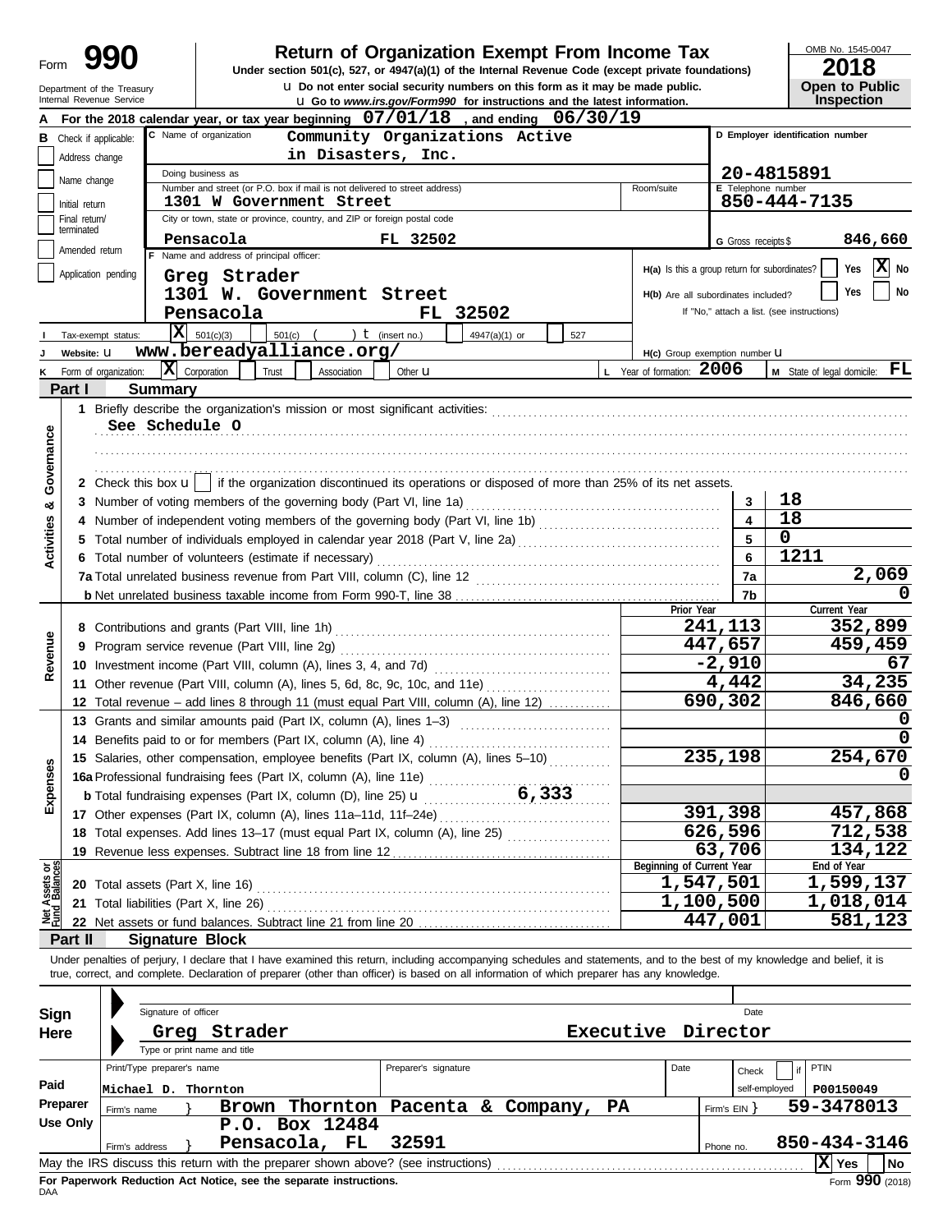Form **990**

Department of the Treasury
Internal Revenue Service

# Return of Organization Exempt From Income Tax

**Under section 501(c), 527, or 4947(a)(1) of the Internal Revenue Code (except private foundations)**

u Do not enter social security numbers on this form as it may be made public.

u Go to *www.irs.gov/Form990* for instructions and the latest information.

OMB No. 1545-0047

**2018**

**Open to Public Inspection**

**A** For the 2018 calendar year, or tax year beginning 07/01/18 , and ending 06/30/19

**B** Check if applicable:
- Address change
- Name change
- Initial return
- Final return/terminated
- Amended return
- Application pending

**C** Name of organization: Community Organizations Active in Disasters, Inc.

Doing business as

Number and street (or P.O. box if mail is not delivered to street address): 1301 W Government Street | Room/suite

City or town, state or province, country, and ZIP or foreign postal code: Pensacola FL 32502

**D** Employer identification number: 20-4815891

**E** Telephone number: 850-444-7135

**G** Gross receipts $ 846,660

**F** Name and address of principal officer: Greg Strader, 1301 W. Government Street, Pensacola FL 32502

**H(a)** Is this a group return for subordinates? [ ] Yes [X] No

**H(b)** Are all subordinates included? [ ] Yes [ ] No
If "No," attach a list. (see instructions)

**I** Tax-exempt status: [X] 501(c)(3) [ ] 501(c) ( ) t (insert no.) [ ] 4947(a)(1) or [ ] 527

**J** Website: u www.bereadyalliance.org/

**H(c)** Group exemption number u

**K** Form of organization: [X] Corporation [ ] Trust [ ] Association [ ] Other u

**L** Year of formation: 2006

**M** State of legal domicile: FL

## Part I Summary

**Activities & Governance**

1 Briefly describe the organization's mission or most significant activities:
See Schedule O

2 Check this box u [ ] if the organization discontinued its operations or disposed of more than 25% of its net assets.

| | | | |
|---|---|---|---|
| 3 | Number of voting members of the governing body (Part VI, line 1a) | 3 | 18 |
| 4 | Number of independent voting members of the governing body (Part VI, line 1b) | 4 | 18 |
| 5 | Total number of individuals employed in calendar year 2018 (Part V, line 2a) | 5 | 0 |
| 6 | Total number of volunteers (estimate if necessary) | 6 | 1211 |
| 7a | Total unrelated business revenue from Part VIII, column (C), line 12 | 7a | 2,069 |
| b | Net unrelated business taxable income from Form 990-T, line 38 | 7b | 0 |

| | | Prior Year | Current Year |
|---|---|---|---|
| **Revenue** | | | |
| 8 | Contributions and grants (Part VIII, line 1h) | 241,113 | 352,899 |
| 9 | Program service revenue (Part VIII, line 2g) | 447,657 | 459,459 |
| 10 | Investment income (Part VIII, column (A), lines 3, 4, and 7d) | -2,910 | 67 |
| 11 | Other revenue (Part VIII, column (A), lines 5, 6d, 8c, 9c, 10c, and 11e) | 4,442 | 34,235 |
| 12 | Total revenue – add lines 8 through 11 (must equal Part VIII, column (A), line 12) | 690,302 | 846,660 |
| **Expenses** | | | |
| 13 | Grants and similar amounts paid (Part IX, column (A), lines 1–3) | | 0 |
| 14 | Benefits paid to or for members (Part IX, column (A), line 4) | | 0 |
| 15 | Salaries, other compensation, employee benefits (Part IX, column (A), lines 5–10) | 235,198 | 254,670 |
| 16a | Professional fundraising fees (Part IX, column (A), line 11e) | | 0 |
| b | Total fundraising expenses (Part IX, column (D), line 25) u 6,333 | | |
| 17 | Other expenses (Part IX, column (A), lines 11a–11d, 11f–24e) | 391,398 | 457,868 |
| 18 | Total expenses. Add lines 13–17 (must equal Part IX, column (A), line 25) | 626,596 | 712,538 |
| 19 | Revenue less expenses. Subtract line 18 from line 12 | 63,706 | 134,122 |
| **Net Assets or Fund Balances** | | **Beginning of Current Year** | **End of Year** |
| 20 | Total assets (Part X, line 16) | 1,547,501 | 1,599,137 |
| 21 | Total liabilities (Part X, line 26) | 1,100,500 | 1,018,014 |
| 22 | Net assets or fund balances. Subtract line 21 from line 20 | 447,001 | 581,123 |

## Part II Signature Block

Under penalties of perjury, I declare that I have examined this return, including accompanying schedules and statements, and to the best of my knowledge and belief, it is true, correct, and complete. Declaration of preparer (other than officer) is based on all information of which preparer has any knowledge.

**Sign Here**

Signature of officer | Date

Greg Strader Executive Director
Type or print name and title

**Paid Preparer Use Only**

| Print/Type preparer's name | Preparer's signature | Date | Check [ ] if self-employed | PTIN |
|---|---|---|---|---|
| Michael D. Thornton | | | | P00150049 |

Firm's name } Brown Thornton Pacenta & Company, PA — Firm's EIN } 59-3478013

Firm's address } P.O. Box 12484, Pensacola, FL 32591 — Phone no. 850-434-3146

May the IRS discuss this return with the preparer shown above? (see instructions) [X] Yes [ ] No

**For Paperwork Reduction Act Notice, see the separate instructions.**

DAA Form **990** (2018)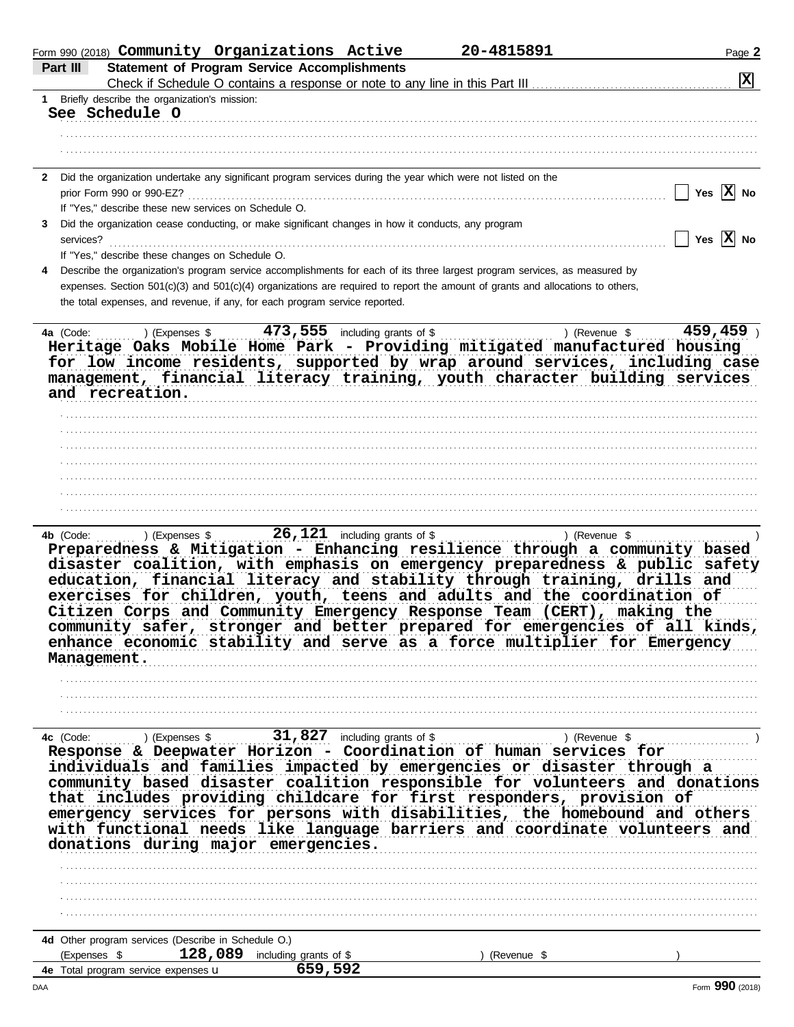Form 990 (2018) **Community Organizations Active** **20-4815891**

## Part III Statement of Program Service Accomplishments

Check if Schedule O contains a response or note to any line in this Part III .......... **[X]**

**1** Briefly describe the organization's mission:

**See Schedule O**

**2** Did the organization undertake any significant program services during the year which were not listed on the prior Form 990 or 990-EZ? .......... [ ] Yes **[X]** No

If "Yes," describe these new services on Schedule O.

**3** Did the organization cease conducting, or make significant changes in how it conducts, any program services? .......... [ ] Yes **[X]** No

If "Yes," describe these changes on Schedule O.

**4** Describe the organization's program service accomplishments for each of its three largest program services, as measured by expenses. Section 501(c)(3) and 501(c)(4) organizations are required to report the amount of grants and allocations to others, the total expenses, and revenue, if any, for each program service reported.

**4a** (Code: ) (Expenses $ **473,555** including grants of $ ) (Revenue $ **459,459** )

**Heritage Oaks Mobile Home Park - Providing mitigated manufactured housing for low income residents, supported by wrap around services, including case management, financial literacy training, youth character building services and recreation.**

**4b** (Code: ) (Expenses $ **26,121** including grants of $ ) (Revenue $ )

**Preparedness & Mitigation - Enhancing resilience through a community based disaster coalition, with emphasis on emergency preparedness & public safety education, financial literacy and stability through training, drills and exercises for children, youth, teens and adults and the coordination of Citizen Corps and Community Emergency Response Team (CERT), making the community safer, stronger and better prepared for emergencies of all kinds, enhance economic stability and serve as a force multiplier for Emergency Management.**

**4c** (Code: ) (Expenses $ **31,827** including grants of $ ) (Revenue $ )

**Response & Deepwater Horizon - Coordination of human services for individuals and families impacted by emergencies or disaster through a community based disaster coalition responsible for volunteers and donations that includes providing childcare for first responders, provision of emergency services for persons with disabilities, the homebound and others with functional needs like language barriers and coordinate volunteers and donations during major emergencies.**

**4d** Other program services (Describe in Schedule O.)

(Expenses $ **128,089** including grants of $ ) (Revenue $ )

**4e** Total program service expenses **659,592**

Form **990** (2018)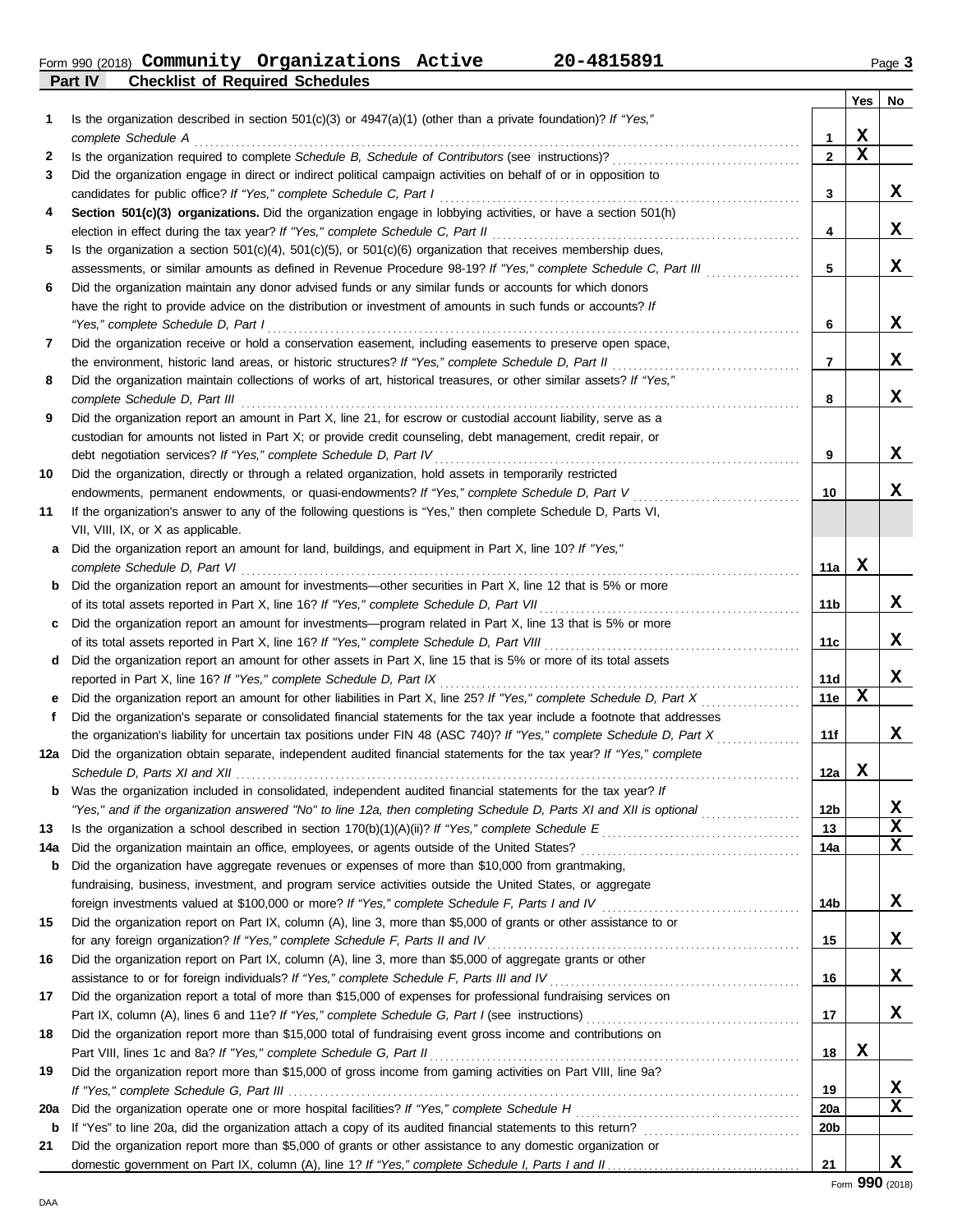Form 990 (2018) **Community Organizations Active 20-4815891** Page **3**

**Part IV Checklist of Required Schedules**

| | | | Yes | No |
|---|---|---|---|---|
| 1 | Is the organization described in section 501(c)(3) or 4947(a)(1) (other than a private foundation)? *If "Yes," complete Schedule A* | 1 | X | |
| 2 | Is the organization required to complete *Schedule B, Schedule of Contributors* (see instructions)? | 2 | X | |
| 3 | Did the organization engage in direct or indirect political campaign activities on behalf of or in opposition to candidates for public office? *If "Yes," complete Schedule C, Part I* | 3 | | X |
| 4 | **Section 501(c)(3) organizations.** Did the organization engage in lobbying activities, or have a section 501(h) election in effect during the tax year? *If "Yes," complete Schedule C, Part II* | 4 | | X |
| 5 | Is the organization a section 501(c)(4), 501(c)(5), or 501(c)(6) organization that receives membership dues, assessments, or similar amounts as defined in Revenue Procedure 98-19? *If "Yes," complete Schedule C, Part III* | 5 | | X |
| 6 | Did the organization maintain any donor advised funds or any similar funds or accounts for which donors have the right to provide advice on the distribution or investment of amounts in such funds or accounts? *If "Yes," complete Schedule D, Part I* | 6 | | X |
| 7 | Did the organization receive or hold a conservation easement, including easements to preserve open space, the environment, historic land areas, or historic structures? *If "Yes," complete Schedule D, Part II* | 7 | | X |
| 8 | Did the organization maintain collections of works of art, historical treasures, or other similar assets? *If "Yes," complete Schedule D, Part III* | 8 | | X |
| 9 | Did the organization report an amount in Part X, line 21, for escrow or custodial account liability, serve as a custodian for amounts not listed in Part X; or provide credit counseling, debt management, credit repair, or debt negotiation services? *If "Yes," complete Schedule D, Part IV* | 9 | | X |
| 10 | Did the organization, directly or through a related organization, hold assets in temporarily restricted endowments, permanent endowments, or quasi-endowments? *If "Yes," complete Schedule D, Part V* | 10 | | X |
| 11 | If the organization's answer to any of the following questions is "Yes," then complete Schedule D, Parts VI, VII, VIII, IX, or X as applicable. | | | |
| a | Did the organization report an amount for land, buildings, and equipment in Part X, line 10? *If "Yes," complete Schedule D, Part VI* | 11a | X | |
| b | Did the organization report an amount for investments—other securities in Part X, line 12 that is 5% or more of its total assets reported in Part X, line 16? *If "Yes," complete Schedule D, Part VII* | 11b | | X |
| c | Did the organization report an amount for investments—program related in Part X, line 13 that is 5% or more of its total assets reported in Part X, line 16? *If "Yes," complete Schedule D, Part VIII* | 11c | | X |
| d | Did the organization report an amount for other assets in Part X, line 15 that is 5% or more of its total assets reported in Part X, line 16? *If "Yes," complete Schedule D, Part IX* | 11d | | X |
| e | Did the organization report an amount for other liabilities in Part X, line 25? *If "Yes," complete Schedule D, Part X* | 11e | X | |
| f | Did the organization's separate or consolidated financial statements for the tax year include a footnote that addresses the organization's liability for uncertain tax positions under FIN 48 (ASC 740)? *If "Yes," complete Schedule D, Part X* | 11f | | X |
| 12a | Did the organization obtain separate, independent audited financial statements for the tax year? *If "Yes," complete Schedule D, Parts XI and XII* | 12a | X | |
| b | Was the organization included in consolidated, independent audited financial statements for the tax year? *If "Yes," and if the organization answered "No" to line 12a, then completing Schedule D, Parts XI and XII is optional* | 12b | | X |
| 13 | Is the organization a school described in section 170(b)(1)(A)(ii)? *If "Yes," complete Schedule E* | 13 | | X |
| 14a | Did the organization maintain an office, employees, or agents outside of the United States? | 14a | | X |
| b | Did the organization have aggregate revenues or expenses of more than $10,000 from grantmaking, fundraising, business, investment, and program service activities outside the United States, or aggregate foreign investments valued at $100,000 or more? *If "Yes," complete Schedule F, Parts I and IV* | 14b | | X |
| 15 | Did the organization report on Part IX, column (A), line 3, more than $5,000 of grants or other assistance to or for any foreign organization? *If "Yes," complete Schedule F, Parts II and IV* | 15 | | X |
| 16 | Did the organization report on Part IX, column (A), line 3, more than $5,000 of aggregate grants or other assistance to or for foreign individuals? *If "Yes," complete Schedule F, Parts III and IV* | 16 | | X |
| 17 | Did the organization report a total of more than $15,000 of expenses for professional fundraising services on Part IX, column (A), lines 6 and 11e? *If "Yes," complete Schedule G, Part I* (see instructions) | 17 | | X |
| 18 | Did the organization report more than $15,000 total of fundraising event gross income and contributions on Part VIII, lines 1c and 8a? *If "Yes," complete Schedule G, Part II* | 18 | X | |
| 19 | Did the organization report more than $15,000 of gross income from gaming activities on Part VIII, line 9a? *If "Yes," complete Schedule G, Part III* | 19 | | X |
| 20a | Did the organization operate one or more hospital facilities? *If "Yes," complete Schedule H* | 20a | | X |
| b | If "Yes" to line 20a, did the organization attach a copy of its audited financial statements to this return? | 20b | | |
| 21 | Did the organization report more than $5,000 of grants or other assistance to any domestic organization or domestic government on Part IX, column (A), line 1? *If "Yes," complete Schedule I, Parts I and II* | 21 | | X |

Form **990** (2018)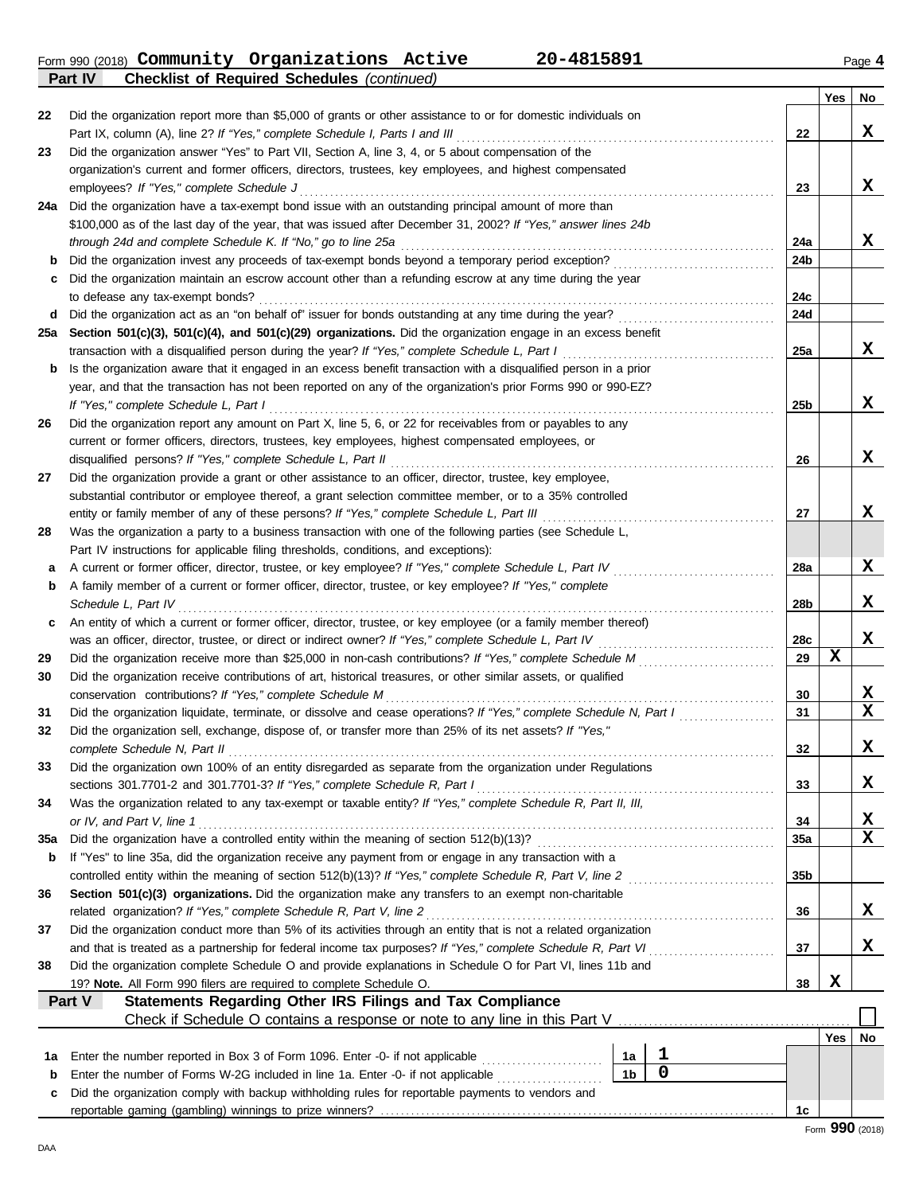Form 990 (2018) **Community Organizations Active** **20-4815891** Page **4**

**Part IV** **Checklist of Required Schedules** *(continued)*

| | | | Yes | No |
|---|---|---|---|---|
| 22 | Did the organization report more than $5,000 of grants or other assistance to or for domestic individuals on Part IX, column (A), line 2? *If "Yes," complete Schedule I, Parts I and III* | 22 | | X |
| 23 | Did the organization answer "Yes" to Part VII, Section A, line 3, 4, or 5 about compensation of the organization's current and former officers, directors, trustees, key employees, and highest compensated employees? *If "Yes," complete Schedule J* | 23 | | X |
| 24a | Did the organization have a tax-exempt bond issue with an outstanding principal amount of more than $100,000 as of the last day of the year, that was issued after December 31, 2002? *If "Yes," answer lines 24b through 24d and complete Schedule K. If "No," go to line 25a* | 24a | | X |
| b | Did the organization invest any proceeds of tax-exempt bonds beyond a temporary period exception? | 24b | | |
| c | Did the organization maintain an escrow account other than a refunding escrow at any time during the year to defease any tax-exempt bonds? | 24c | | |
| d | Did the organization act as an "on behalf of" issuer for bonds outstanding at any time during the year? | 24d | | |
| 25a | **Section 501(c)(3), 501(c)(4), and 501(c)(29) organizations.** Did the organization engage in an excess benefit transaction with a disqualified person during the year? *If "Yes," complete Schedule L, Part I* | 25a | | X |
| b | Is the organization aware that it engaged in an excess benefit transaction with a disqualified person in a prior year, and that the transaction has not been reported on any of the organization's prior Forms 990 or 990-EZ? *If "Yes," complete Schedule L, Part I* | 25b | | X |
| 26 | Did the organization report any amount on Part X, line 5, 6, or 22 for receivables from or payables to any current or former officers, directors, trustees, key employees, highest compensated employees, or disqualified persons? *If "Yes," complete Schedule L, Part II* | 26 | | X |
| 27 | Did the organization provide a grant or other assistance to an officer, director, trustee, key employee, substantial contributor or employee thereof, a grant selection committee member, or to a 35% controlled entity or family member of any of these persons? *If "Yes," complete Schedule L, Part III* | 27 | | X |
| 28 | Was the organization a party to a business transaction with one of the following parties (see Schedule L, Part IV instructions for applicable filing thresholds, conditions, and exceptions): | | | |
| a | A current or former officer, director, trustee, or key employee? *If "Yes," complete Schedule L, Part IV* | 28a | | X |
| b | A family member of a current or former officer, director, trustee, or key employee? *If "Yes," complete Schedule L, Part IV* | 28b | | X |
| c | An entity of which a current or former officer, director, trustee, or key employee (or a family member thereof) was an officer, director, trustee, or direct or indirect owner? *If "Yes," complete Schedule L, Part IV* | 28c | | X |
| 29 | Did the organization receive more than $25,000 in non-cash contributions? *If "Yes," complete Schedule M* | 29 | X | |
| 30 | Did the organization receive contributions of art, historical treasures, or other similar assets, or qualified conservation contributions? *If "Yes," complete Schedule M* | 30 | | X |
| 31 | Did the organization liquidate, terminate, or dissolve and cease operations? *If "Yes," complete Schedule N, Part I* | 31 | | X |
| 32 | Did the organization sell, exchange, dispose of, or transfer more than 25% of its net assets? *If "Yes," complete Schedule N, Part II* | 32 | | X |
| 33 | Did the organization own 100% of an entity disregarded as separate from the organization under Regulations sections 301.7701-2 and 301.7701-3? *If "Yes," complete Schedule R, Part I* | 33 | | X |
| 34 | Was the organization related to any tax-exempt or taxable entity? *If "Yes," complete Schedule R, Part II, III, or IV, and Part V, line 1* | 34 | | X |
| 35a | Did the organization have a controlled entity within the meaning of section 512(b)(13)? | 35a | | X |
| b | If "Yes" to line 35a, did the organization receive any payment from or engage in any transaction with a controlled entity within the meaning of section 512(b)(13)? *If "Yes," complete Schedule R, Part V, line 2* | 35b | | |
| 36 | **Section 501(c)(3) organizations.** Did the organization make any transfers to an exempt non-charitable related organization? *If "Yes," complete Schedule R, Part V, line 2* | 36 | | X |
| 37 | Did the organization conduct more than 5% of its activities through an entity that is not a related organization and that is treated as a partnership for federal income tax purposes? *If "Yes," complete Schedule R, Part VI* | 37 | | X |
| 38 | Did the organization complete Schedule O and provide explanations in Schedule O for Part VI, lines 11b and 19? **Note.** All Form 990 filers are required to complete Schedule O. | 38 | X | |

**Part V** **Statements Regarding Other IRS Filings and Tax Compliance**

Check if Schedule O contains a response or note to any line in this Part V ☐

| | | | | | Yes | No |
|---|---|---|---|---|---|---|
| 1a | Enter the number reported in Box 3 of Form 1096. Enter -0- if not applicable | 1a | 1 | | | |
| b | Enter the number of Forms W-2G included in line 1a. Enter -0- if not applicable | 1b | 0 | | | |
| c | Did the organization comply with backup withholding rules for reportable payments to vendors and reportable gaming (gambling) winnings to prize winners? | | | 1c | | |

Form **990** (2018)

DAA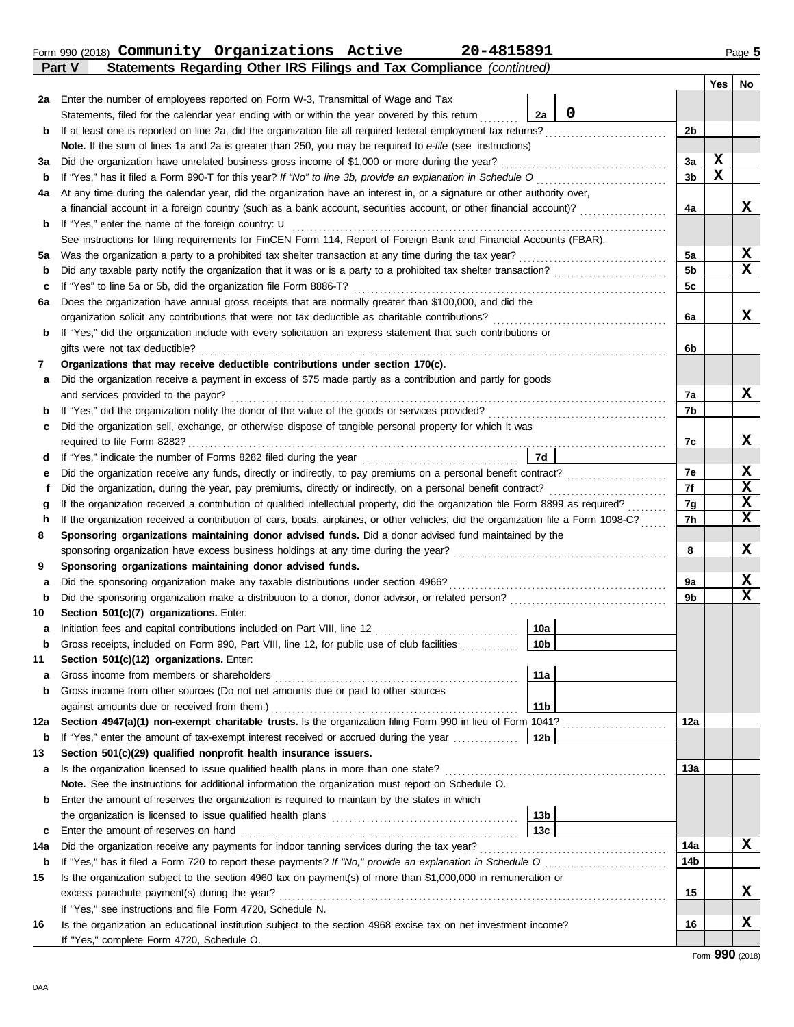Form 990 (2018) **Community Organizations Active 20-4815891** Page **5**

**Part V Statements Regarding Other IRS Filings and Tax Compliance** *(continued)*

| | | | | | Yes | No |
|---|---|---|---|---|---|---|
| **2a** | Enter the number of employees reported on Form W-3, Transmittal of Wage and Tax Statements, filed for the calendar year ending with or within the year covered by this return | 2a | 0 | | | |
| **b** | If at least one is reported on line 2a, did the organization file all required federal employment tax returns? | | | 2b | | |
| | **Note.** If the sum of lines 1a and 2a is greater than 250, you may be required to *e-file* (see instructions) | | | | | |
| **3a** | Did the organization have unrelated business gross income of $1,000 or more during the year? | | | 3a | X | |
| **b** | If "Yes," has it filed a Form 990-T for this year? *If "No" to line 3b, provide an explanation in Schedule O* | | | 3b | X | |
| **4a** | At any time during the calendar year, did the organization have an interest in, or a signature or other authority over, a financial account in a foreign country (such as a bank account, securities account, or other financial account)? | | | 4a | | X |
| **b** | If "Yes," enter the name of the foreign country: u | | | | | |
| | See instructions for filing requirements for FinCEN Form 114, Report of Foreign Bank and Financial Accounts (FBAR). | | | | | |
| **5a** | Was the organization a party to a prohibited tax shelter transaction at any time during the tax year? | | | 5a | | X |
| **b** | Did any taxable party notify the organization that it was or is a party to a prohibited tax shelter transaction? | | | 5b | | X |
| **c** | If "Yes" to line 5a or 5b, did the organization file Form 8886-T? | | | 5c | | |
| **6a** | Does the organization have annual gross receipts that are normally greater than $100,000, and did the organization solicit any contributions that were not tax deductible as charitable contributions? | | | 6a | | X |
| **b** | If "Yes," did the organization include with every solicitation an express statement that such contributions or gifts were not tax deductible? | | | 6b | | |
| **7** | **Organizations that may receive deductible contributions under section 170(c).** | | | | | |
| **a** | Did the organization receive a payment in excess of $75 made partly as a contribution and partly for goods and services provided to the payor? | | | 7a | | X |
| **b** | If "Yes," did the organization notify the donor of the value of the goods or services provided? | | | 7b | | |
| **c** | Did the organization sell, exchange, or otherwise dispose of tangible personal property for which it was required to file Form 8282? | | | 7c | | X |
| **d** | If "Yes," indicate the number of Forms 8282 filed during the year | 7d | | | | |
| **e** | Did the organization receive any funds, directly or indirectly, to pay premiums on a personal benefit contract? | | | 7e | | X |
| **f** | Did the organization, during the year, pay premiums, directly or indirectly, on a personal benefit contract? | | | 7f | | X |
| **g** | If the organization received a contribution of qualified intellectual property, did the organization file Form 8899 as required? | | | 7g | | X |
| **h** | If the organization received a contribution of cars, boats, airplanes, or other vehicles, did the organization file a Form 1098-C? | | | 7h | | X |
| **8** | **Sponsoring organizations maintaining donor advised funds.** Did a donor advised fund maintained by the sponsoring organization have excess business holdings at any time during the year? | | | 8 | | X |
| **9** | **Sponsoring organizations maintaining donor advised funds.** | | | | | |
| **a** | Did the sponsoring organization make any taxable distributions under section 4966? | | | 9a | | X |
| **b** | Did the sponsoring organization make a distribution to a donor, donor advisor, or related person? | | | 9b | | X |
| **10** | **Section 501(c)(7) organizations.** Enter: | | | | | |
| **a** | Initiation fees and capital contributions included on Part VIII, line 12 | 10a | | | | |
| **b** | Gross receipts, included on Form 990, Part VIII, line 12, for public use of club facilities | 10b | | | | |
| **11** | **Section 501(c)(12) organizations.** Enter: | | | | | |
| **a** | Gross income from members or shareholders | 11a | | | | |
| **b** | Gross income from other sources (Do not net amounts due or paid to other sources against amounts due or received from them.) | 11b | | | | |
| **12a** | **Section 4947(a)(1) non-exempt charitable trusts.** Is the organization filing Form 990 in lieu of Form 1041? | | | 12a | | |
| **b** | If "Yes," enter the amount of tax-exempt interest received or accrued during the year | 12b | | | | |
| **13** | **Section 501(c)(29) qualified nonprofit health insurance issuers.** | | | | | |
| **a** | Is the organization licensed to issue qualified health plans in more than one state? | | | 13a | | |
| | **Note.** See the instructions for additional information the organization must report on Schedule O. | | | | | |
| **b** | Enter the amount of reserves the organization is required to maintain by the states in which the organization is licensed to issue qualified health plans | 13b | | | | |
| **c** | Enter the amount of reserves on hand | 13c | | | | |
| **14a** | Did the organization receive any payments for indoor tanning services during the tax year? | | | 14a | | X |
| **b** | If "Yes," has it filed a Form 720 to report these payments? *If "No," provide an explanation in Schedule O* | | | 14b | | |
| **15** | Is the organization subject to the section 4960 tax on payment(s) of more than $1,000,000 in remuneration or excess parachute payment(s) during the year? | | | 15 | | X |
| | If "Yes," see instructions and file Form 4720, Schedule N. | | | | | |
| **16** | Is the organization an educational institution subject to the section 4968 excise tax on net investment income? | | | 16 | | X |
| | If "Yes," complete Form 4720, Schedule O. | | | | | |

Form **990** (2018)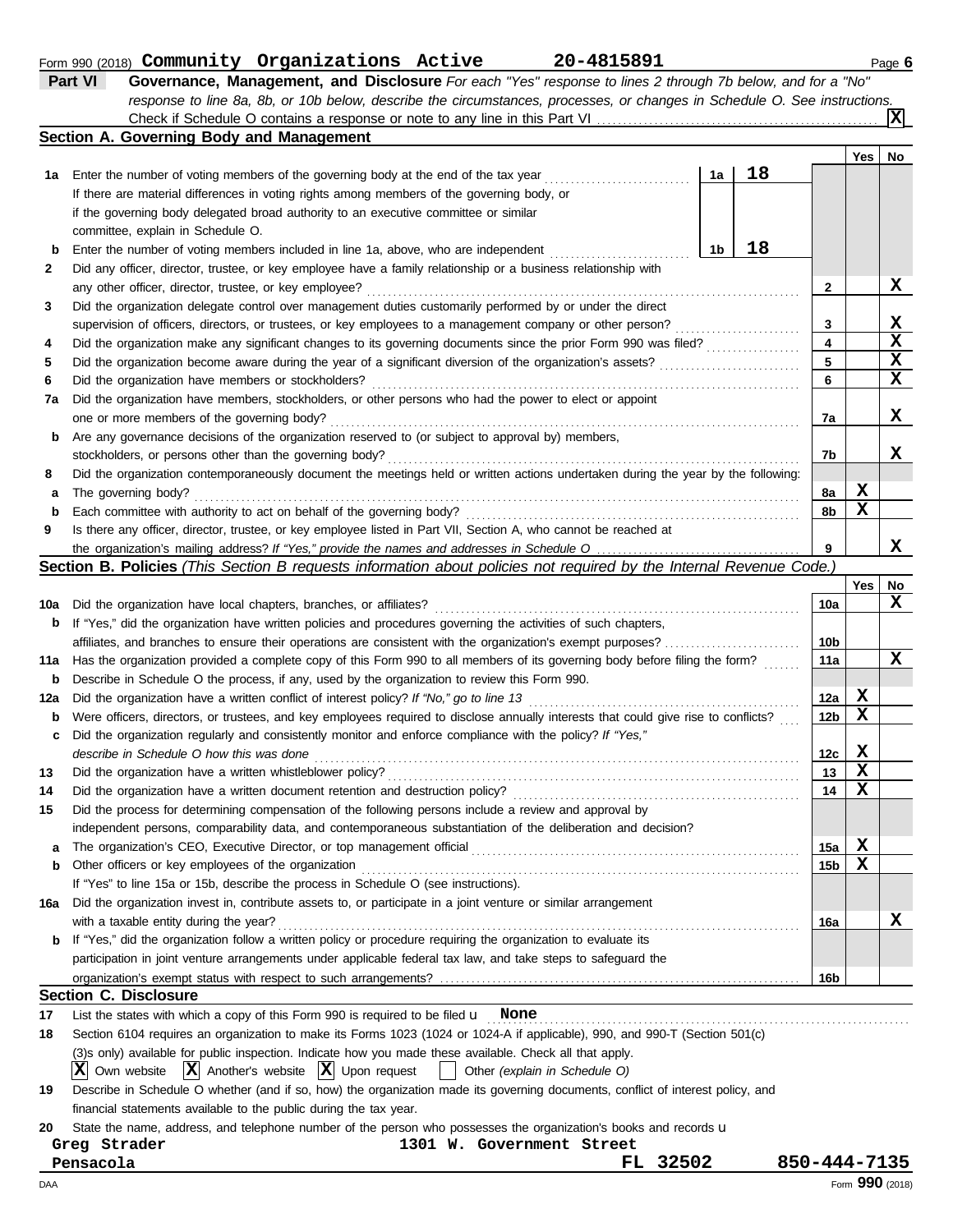Form 990 (2018) **Community Organizations Active 20-4815891** Page **6**

## Part VI Governance, Management, and Disclosure

*For each "Yes" response to lines 2 through 7b below, and for a "No" response to line 8a, 8b, or 10b below, describe the circumstances, processes, or changes in Schedule O. See instructions.*

Check if Schedule O contains a response or note to any line in this Part VI ☒

### Section A. Governing Body and Management

| | | | | Yes | No |
|---|---|---|---|---|---|
| **1a** | Enter the number of voting members of the governing body at the end of the tax year | 1a | 18 | | |
| | If there are material differences in voting rights among members of the governing body, or if the governing body delegated broad authority to an executive committee or similar committee, explain in Schedule O. | | | | |
| **b** | Enter the number of voting members included in line 1a, above, who are independent | 1b | 18 | | |
| **2** | Did any officer, director, trustee, or key employee have a family relationship or a business relationship with any other officer, director, trustee, or key employee? | 2 | | | X |
| **3** | Did the organization delegate control over management duties customarily performed by or under the direct supervision of officers, directors, or trustees, or key employees to a management company or other person? | 3 | | | X |
| **4** | Did the organization make any significant changes to its governing documents since the prior Form 990 was filed? | 4 | | | X |
| **5** | Did the organization become aware during the year of a significant diversion of the organization's assets? | 5 | | | X |
| **6** | Did the organization have members or stockholders? | 6 | | | X |
| **7a** | Did the organization have members, stockholders, or other persons who had the power to elect or appoint one or more members of the governing body? | 7a | | | X |
| **b** | Are any governance decisions of the organization reserved to (or subject to approval by) members, stockholders, or persons other than the governing body? | 7b | | | X |
| **8** | Did the organization contemporaneously document the meetings held or written actions undertaken during the year by the following: | | | | |
| **a** | The governing body? | 8a | | X | |
| **b** | Each committee with authority to act on behalf of the governing body? | 8b | | X | |
| **9** | Is there any officer, director, trustee, or key employee listed in Part VII, Section A, who cannot be reached at the organization's mailing address? *If "Yes," provide the names and addresses in Schedule O* | 9 | | | X |

### Section B. Policies *(This Section B requests information about policies not required by the Internal Revenue Code.)*

| | | | Yes | No |
|---|---|---|---|---|
| **10a** | Did the organization have local chapters, branches, or affiliates? | 10a | | X |
| **b** | If "Yes," did the organization have written policies and procedures governing the activities of such chapters, affiliates, and branches to ensure their operations are consistent with the organization's exempt purposes? | 10b | | |
| **11a** | Has the organization provided a complete copy of this Form 990 to all members of its governing body before filing the form? | 11a | | X |
| **b** | Describe in Schedule O the process, if any, used by the organization to review this Form 990. | | | |
| **12a** | Did the organization have a written conflict of interest policy? *If "No," go to line 13* | 12a | X | |
| **b** | Were officers, directors, or trustees, and key employees required to disclose annually interests that could give rise to conflicts? | 12b | X | |
| **c** | Did the organization regularly and consistently monitor and enforce compliance with the policy? *If "Yes," describe in Schedule O how this was done* | 12c | X | |
| **13** | Did the organization have a written whistleblower policy? | 13 | X | |
| **14** | Did the organization have a written document retention and destruction policy? | 14 | X | |
| **15** | Did the process for determining compensation of the following persons include a review and approval by independent persons, comparability data, and contemporaneous substantiation of the deliberation and decision? | | | |
| **a** | The organization's CEO, Executive Director, or top management official | 15a | X | |
| **b** | Other officers or key employees of the organization | 15b | X | |
| | If "Yes" to line 15a or 15b, describe the process in Schedule O (see instructions). | | | |
| **16a** | Did the organization invest in, contribute assets to, or participate in a joint venture or similar arrangement with a taxable entity during the year? | 16a | | X |
| **b** | If "Yes," did the organization follow a written policy or procedure requiring the organization to evaluate its participation in joint venture arrangements under applicable federal tax law, and take steps to safeguard the organization's exempt status with respect to such arrangements? | 16b | | |

### Section C. Disclosure

**17** List the states with which a copy of this Form 990 is required to be filed u **None**

**18** Section 6104 requires an organization to make its Forms 1023 (1024 or 1024-A if applicable), 990, and 990-T (Section 501(c)(3)s only) available for public inspection. Indicate how you made these available. Check all that apply.

☒ Own website ☒ Another's website ☒ Upon request ☐ Other *(explain in Schedule O)*

**19** Describe in Schedule O whether (and if so, how) the organization made its governing documents, conflict of interest policy, and financial statements available to the public during the tax year.

**20** State the name, address, and telephone number of the person who possesses the organization's books and records u

**Greg Strader** **1301 W. Government Street**
**Pensacola** **FL 32502** **850-444-7135**

DAA Form **990** (2018)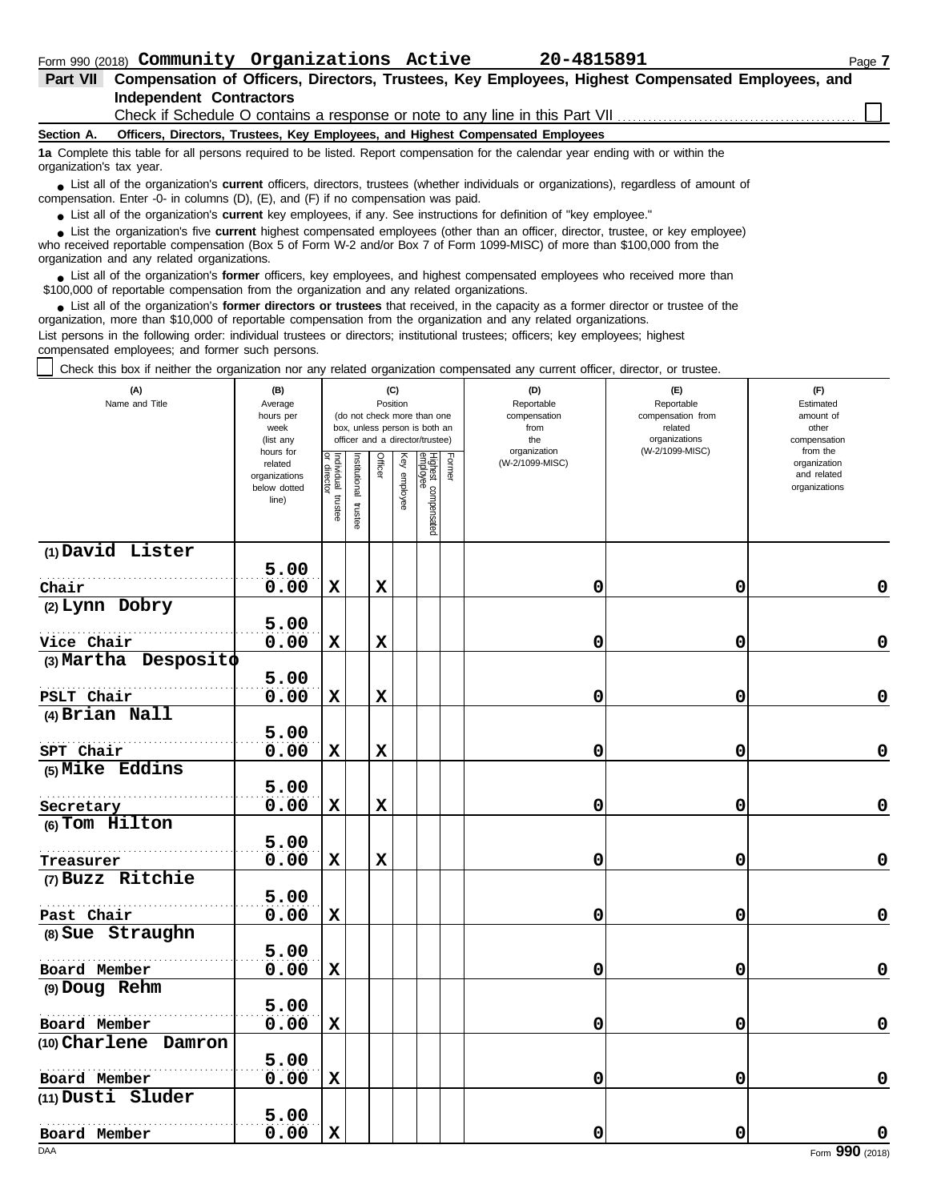Form 990 (2018) **Community Organizations Active** **20-4815891**

## Part VII Compensation of Officers, Directors, Trustees, Key Employees, Highest Compensated Employees, and Independent Contractors

Check if Schedule O contains a response or note to any line in this Part VII ☐

**Section A. Officers, Directors, Trustees, Key Employees, and Highest Compensated Employees**

**1a** Complete this table for all persons required to be listed. Report compensation for the calendar year ending with or within the organization's tax year.

- List all of the organization's **current** officers, directors, trustees (whether individuals or organizations), regardless of amount of compensation. Enter -0- in columns (D), (E), and (F) if no compensation was paid.
- List all of the organization's **current** key employees, if any. See instructions for definition of "key employee."
- List the organization's five **current** highest compensated employees (other than an officer, director, trustee, or key employee) who received reportable compensation (Box 5 of Form W-2 and/or Box 7 of Form 1099-MISC) of more than $100,000 from the organization and any related organizations.
- List all of the organization's **former** officers, key employees, and highest compensated employees who received more than $100,000 of reportable compensation from the organization and any related organizations.
- List all of the organization's **former directors or trustees** that received, in the capacity as a former director or trustee of the organization, more than $10,000 of reportable compensation from the organization and any related organizations.

List persons in the following order: individual trustees or directors; institutional trustees; officers; key employees; highest compensated employees; and former such persons.

☐ Check this box if neither the organization nor any related organization compensated any current officer, director, or trustee.

| (A) Name and Title | (B) Average hours per week (list any hours for related organizations below dotted line) | (C) Position: Individual trustee or director | Institutional trustee | Officer | Key employee | Highest compensated employee | Former | (D) Reportable compensation from the organization (W-2/1099-MISC) | (E) Reportable compensation from related organizations (W-2/1099-MISC) | (F) Estimated amount of other compensation from the organization and related organizations |
|---|---|---|---|---|---|---|---|---|---|---|
| (1) David Lister<br>Chair | 5.00<br>0.00 | X | | X | | | | 0 | 0 | 0 |
| (2) Lynn Dobry<br>Vice Chair | 5.00<br>0.00 | X | | X | | | | 0 | 0 | 0 |
| (3) Martha Desposito<br>PSLT Chair | 5.00<br>0.00 | X | | X | | | | 0 | 0 | 0 |
| (4) Brian Nall<br>SPT Chair | 5.00<br>0.00 | X | | X | | | | 0 | 0 | 0 |
| (5) Mike Eddins<br>Secretary | 5.00<br>0.00 | X | | X | | | | 0 | 0 | 0 |
| (6) Tom Hilton<br>Treasurer | 5.00<br>0.00 | X | | X | | | | 0 | 0 | 0 |
| (7) Buzz Ritchie<br>Past Chair | 5.00<br>0.00 | X | | | | | | 0 | 0 | 0 |
| (8) Sue Straughn<br>Board Member | 5.00<br>0.00 | X | | | | | | 0 | 0 | 0 |
| (9) Doug Rehm<br>Board Member | 5.00<br>0.00 | X | | | | | | 0 | 0 | 0 |
| (10) Charlene Damron<br>Board Member | 5.00<br>0.00 | X | | | | | | 0 | 0 | 0 |
| (11) Dusti Sluder<br>Board Member | 5.00<br>0.00 | X | | | | | | 0 | 0 | 0 |

DAA Form **990** (2018)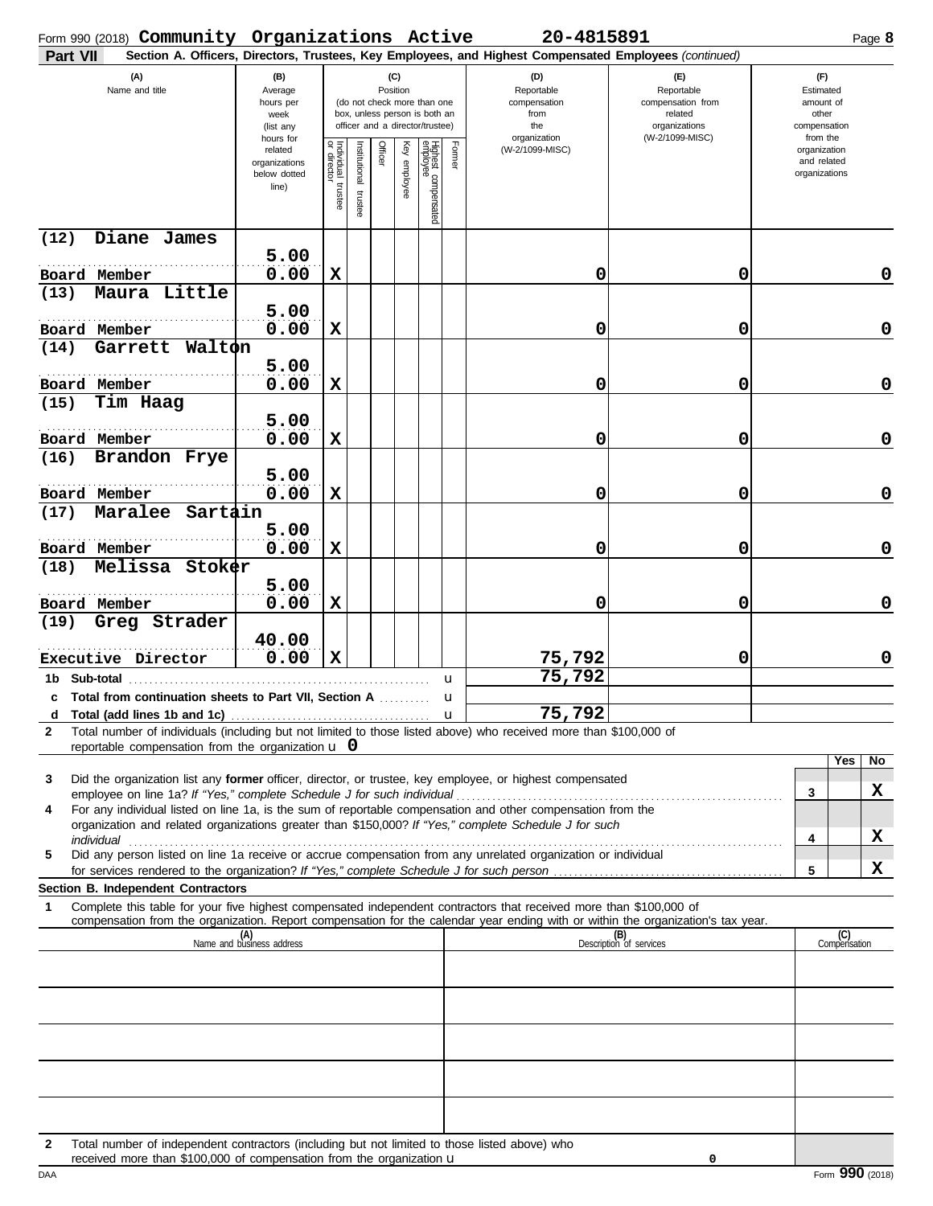Form 990 (2018) **Community Organizations Active** **20-4815891** Page **8**

**Part VII** **Section A. Officers, Directors, Trustees, Key Employees, and Highest Compensated Employees** *(continued)*

| (A) Name and title | (B) Average hours per week (list any hours for related organizations below dotted line) | (C) Position: Individual trustee or director | Institutional trustee | Officer | Key employee | Highest compensated employee | Former | (D) Reportable compensation from the organization (W-2/1099-MISC) | (E) Reportable compensation from related organizations (W-2/1099-MISC) | (F) Estimated amount of other compensation from the organization and related organizations |
|---|---|---|---|---|---|---|---|---|---|---|
| (12) Diane James<br>Board Member | 5.00<br>0.00 | X | | | | | | 0 | 0 | 0 |
| (13) Maura Little<br>Board Member | 5.00<br>0.00 | X | | | | | | 0 | 0 | 0 |
| (14) Garrett Walton<br>Board Member | 5.00<br>0.00 | X | | | | | | 0 | 0 | 0 |
| (15) Tim Haag<br>Board Member | 5.00<br>0.00 | X | | | | | | 0 | 0 | 0 |
| (16) Brandon Frye<br>Board Member | 5.00<br>0.00 | X | | | | | | 0 | 0 | 0 |
| (17) Maralee Sartain<br>Board Member | 5.00<br>0.00 | X | | | | | | 0 | 0 | 0 |
| (18) Melissa Stoker<br>Board Member | 5.00<br>0.00 | X | | | | | | 0 | 0 | 0 |
| (19) Greg Strader<br>Executive Director | 40.00<br>0.00 | X | | | | | | 75,792 | 0 | 0 |
| **1b Sub-total** | | | | | | | | 75,792 | | |
| **c Total from continuation sheets to Part VII, Section A** | | | | | | | | | | |
| **d Total (add lines 1b and 1c)** | | | | | | | | 75,792 | | |

**2** Total number of individuals (including but not limited to those listed above) who received more than $100,000 of reportable compensation from the organization u **0**

| | | Yes | No |
|---|---|---|---|
| **3** Did the organization list any **former** officer, director, or trustee, key employee, or highest compensated employee on line 1a? *If "Yes," complete Schedule J for such individual* | 3 | | X |
| **4** For any individual listed on line 1a, is the sum of reportable compensation and other compensation from the organization and related organizations greater than $150,000? *If "Yes," complete Schedule J for such individual* | 4 | | X |
| **5** Did any person listed on line 1a receive or accrue compensation from any unrelated organization or individual for services rendered to the organization? *If "Yes," complete Schedule J for such person* | 5 | | X |

**Section B. Independent Contractors**

**1** Complete this table for your five highest compensated independent contractors that received more than $100,000 of compensation from the organization. Report compensation for the calendar year ending with or within the organization's tax year.

| (A) Name and business address | (B) Description of services | (C) Compensation |
|---|---|---|
| | | |
| | | |
| | | |
| | | |
| | | |

**2** Total number of independent contractors (including but not limited to those listed above) who received more than $100,000 of compensation from the organization u **0**

DAA Form **990** (2018)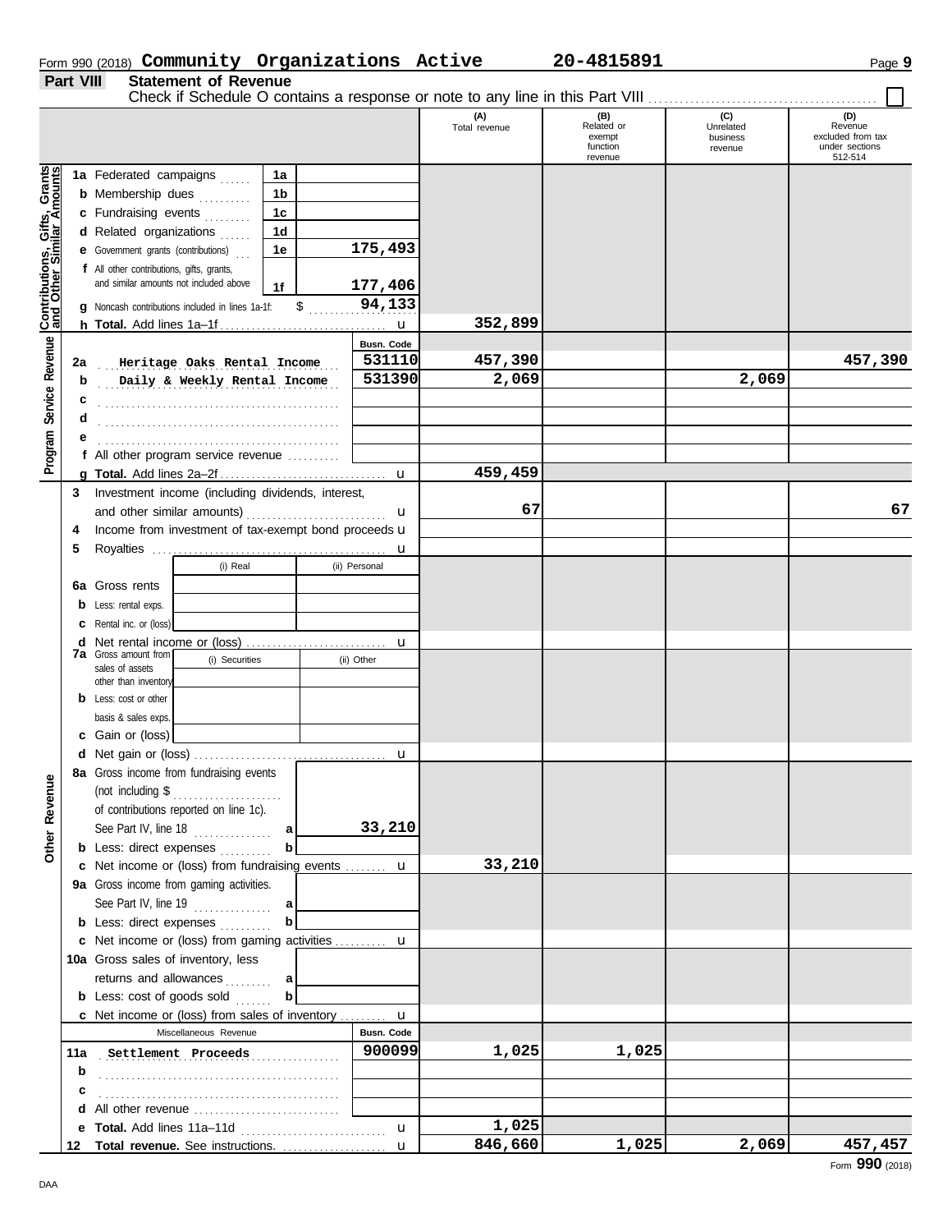Form 990 (2018) **Community Organizations Active** **20-4815891** Page **9**

## Part VIII Statement of Revenue

Check if Schedule O contains a response or note to any line in this Part VIII ☐

| | | | (A) Total revenue | (B) Related or exempt function revenue | (C) Unrelated business revenue | (D) Revenue excluded from tax under sections 512-514 |
|---|---|---|---|---|---|---|
| **Contributions, Gifts, Grants and Other Similar Amounts** | 1a Federated campaigns | 1a | | | | |
| | b Membership dues | 1b | | | | |
| | c Fundraising events | 1c | | | | |
| | d Related organizations | 1d | | | | |
| | e Government grants (contributions) | 1e 175,493 | | | | |
| | f All other contributions, gifts, grants, and similar amounts not included above | 1f 177,406 | | | | |
| | g Noncash contributions included in lines 1a-1f: $ 94,133 | | | | | |
| | h **Total.** Add lines 1a–1f | | 352,899 | | | |
| **Program Service Revenue** | | Busn. Code | | | | |
| | 2a Heritage Oaks Rental Income | 531110 | 457,390 | | | 457,390 |
| | b Daily & Weekly Rental Income | 531390 | 2,069 | | 2,069 | |
| | c | | | | | |
| | d | | | | | |
| | e | | | | | |
| | f All other program service revenue | | | | | |
| | g **Total.** Add lines 2a–2f | | 459,459 | | | |
| **Other Revenue** | 3 Investment income (including dividends, interest, and other similar amounts) | | 67 | | | 67 |
| | 4 Income from investment of tax-exempt bond proceeds | | | | | |
| | 5 Royalties | | | | | |
| | 6a Gross rents — (i) Real / (ii) Personal | | | | | |
| | b Less: rental exps. | | | | | |
| | c Rental inc. or (loss) | | | | | |
| | d Net rental income or (loss) | | | | | |
| | 7a Gross amount from sales of assets other than inventory — (i) Securities / (ii) Other | | | | | |
| | b Less: cost or other basis & sales exps. | | | | | |
| | c Gain or (loss) | | | | | |
| | d Net gain or (loss) | | | | | |
| | 8a Gross income from fundraising events (not including $ of contributions reported on line 1c). See Part IV, line 18 | a 33,210 | | | | |
| | b Less: direct expenses | b | | | | |
| | c Net income or (loss) from fundraising events | | 33,210 | | | |
| | 9a Gross income from gaming activities. See Part IV, line 19 | a | | | | |
| | b Less: direct expenses | b | | | | |
| | c Net income or (loss) from gaming activities | | | | | |
| | 10a Gross sales of inventory, less returns and allowances | a | | | | |
| | b Less: cost of goods sold | b | | | | |
| | c Net income or (loss) from sales of inventory | | | | | |
| | Miscellaneous Revenue | Busn. Code | | | | |
| | 11a Settlement Proceeds | 900099 | 1,025 | 1,025 | | |
| | b | | | | | |
| | c | | | | | |
| | d All other revenue | | | | | |
| | e **Total.** Add lines 11a–11d | | 1,025 | | | |
| | 12 **Total revenue.** See instructions. | | 846,660 | 1,025 | 2,069 | 457,457 |

Form **990** (2018)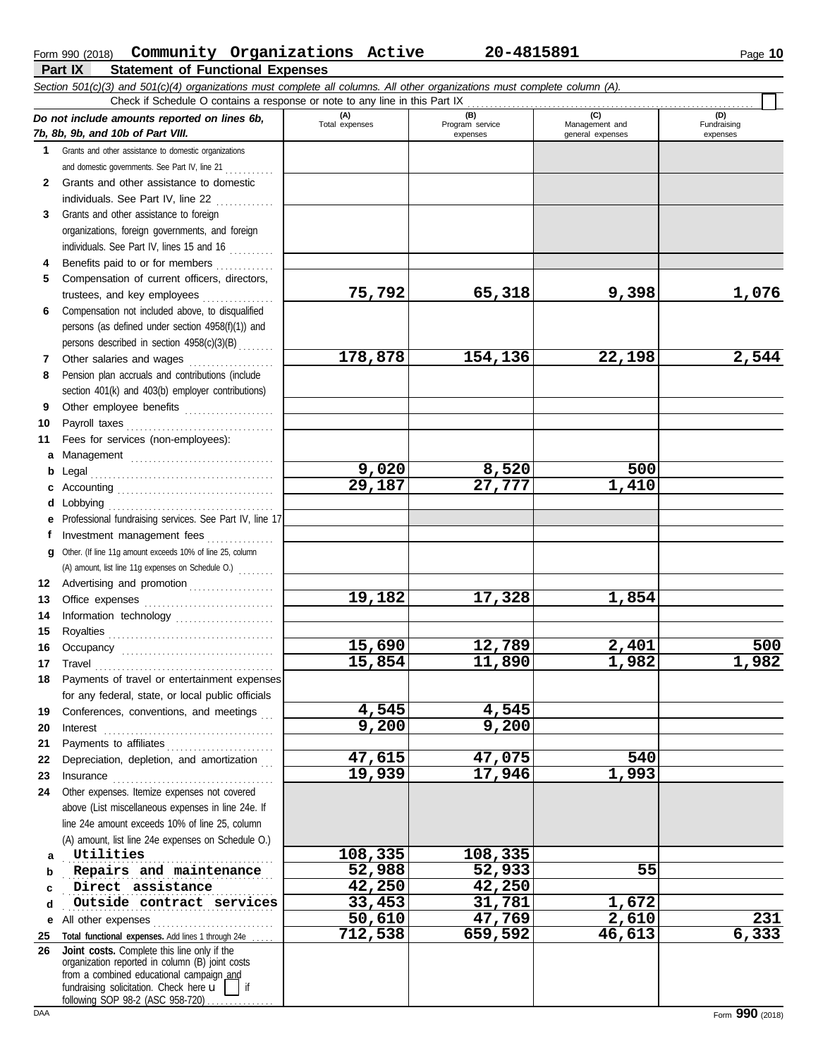Form 990 (2018) **Community Organizations Active** **20-4815891**

**Part IX Statement of Functional Expenses**

*Section 501(c)(3) and 501(c)(4) organizations must complete all columns. All other organizations must complete column (A).*

Check if Schedule O contains a response or note to any line in this Part IX ☐

| *Do not include amounts reported on lines 6b, 7b, 8b, 9b, and 10b of Part VIII.* | (A) Total expenses | (B) Program service expenses | (C) Management and general expenses | (D) Fundraising expenses |
|---|---|---|---|---|
| **1** Grants and other assistance to domestic organizations and domestic governments. See Part IV, line 21 | | | | |
| **2** Grants and other assistance to domestic individuals. See Part IV, line 22 | | | | |
| **3** Grants and other assistance to foreign organizations, foreign governments, and foreign individuals. See Part IV, lines 15 and 16 | | | | |
| **4** Benefits paid to or for members | | | | |
| **5** Compensation of current officers, directors, trustees, and key employees | 75,792 | 65,318 | 9,398 | 1,076 |
| **6** Compensation not included above, to disqualified persons (as defined under section 4958(f)(1)) and persons described in section 4958(c)(3)(B) | | | | |
| **7** Other salaries and wages | 178,878 | 154,136 | 22,198 | 2,544 |
| **8** Pension plan accruals and contributions (include section 401(k) and 403(b) employer contributions) | | | | |
| **9** Other employee benefits | | | | |
| **10** Payroll taxes | | | | |
| **11** Fees for services (non-employees): | | | | |
| **a** Management | | | | |
| **b** Legal | 9,020 | 8,520 | 500 | |
| **c** Accounting | 29,187 | 27,777 | 1,410 | |
| **d** Lobbying | | | | |
| **e** Professional fundraising services. See Part IV, line 17 | | | | |
| **f** Investment management fees | | | | |
| **g** Other. (If line 11g amount exceeds 10% of line 25, column (A) amount, list line 11g expenses on Schedule O.) | | | | |
| **12** Advertising and promotion | | | | |
| **13** Office expenses | 19,182 | 17,328 | 1,854 | |
| **14** Information technology | | | | |
| **15** Royalties | | | | |
| **16** Occupancy | 15,690 | 12,789 | 2,401 | 500 |
| **17** Travel | 15,854 | 11,890 | 1,982 | 1,982 |
| **18** Payments of travel or entertainment expenses for any federal, state, or local public officials | | | | |
| **19** Conferences, conventions, and meetings | 4,545 | 4,545 | | |
| **20** Interest | 9,200 | 9,200 | | |
| **21** Payments to affiliates | | | | |
| **22** Depreciation, depletion, and amortization | 47,615 | 47,075 | 540 | |
| **23** Insurance | 19,939 | 17,946 | 1,993 | |
| **24** Other expenses. Itemize expenses not covered above (List miscellaneous expenses in line 24e. If line 24e amount exceeds 10% of line 25, column (A) amount, list line 24e expenses on Schedule O.) | | | | |
| **a** Utilities | 108,335 | 108,335 | | |
| **b** Repairs and maintenance | 52,988 | 52,933 | 55 | |
| **c** Direct assistance | 42,250 | 42,250 | | |
| **d** Outside contract services | 33,453 | 31,781 | 1,672 | |
| **e** All other expenses | 50,610 | 47,769 | 2,610 | 231 |
| **25 Total functional expenses.** Add lines 1 through 24e | 712,538 | 659,592 | 46,613 | 6,333 |
| **26 Joint costs.** Complete this line only if the organization reported in column (B) joint costs from a combined educational campaign and fundraising solicitation. Check here ☐ if following SOP 98-2 (ASC 958-720) | | | | |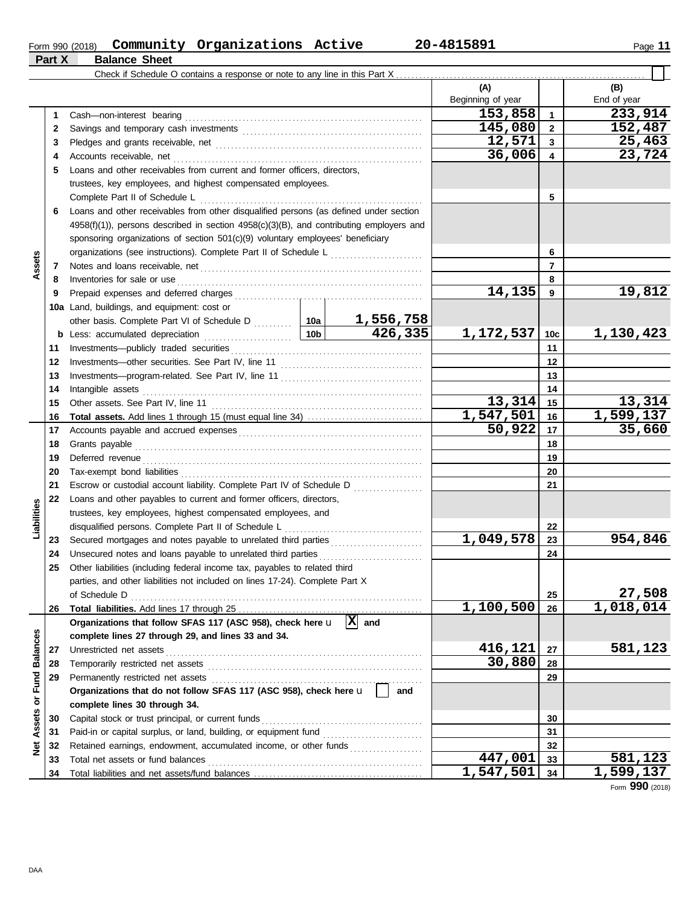Form 990 (2018) **Community Organizations Active** **20-4815891**

## Part X Balance Sheet

Check if Schedule O contains a response or note to any line in this Part X

| | | | | (A) Beginning of year | | (B) End of year |
|---|---|---|---|---|---|---|
| **Assets** | 1 | Cash—non-interest bearing | | 153,858 | 1 | 233,914 |
| | 2 | Savings and temporary cash investments | | 145,080 | 2 | 152,487 |
| | 3 | Pledges and grants receivable, net | | 12,571 | 3 | 25,463 |
| | 4 | Accounts receivable, net | | 36,006 | 4 | 23,724 |
| | 5 | Loans and other receivables from current and former officers, directors, trustees, key employees, and highest compensated employees. Complete Part II of Schedule L | | | 5 | |
| | 6 | Loans and other receivables from other disqualified persons (as defined under section 4958(f)(1)), persons described in section 4958(c)(3)(B), and contributing employers and sponsoring organizations of section 501(c)(9) voluntary employees' beneficiary organizations (see instructions). Complete Part II of Schedule L | | | 6 | |
| | 7 | Notes and loans receivable, net | | | 7 | |
| | 8 | Inventories for sale or use | | | 8 | |
| | 9 | Prepaid expenses and deferred charges | | 14,135 | 9 | 19,812 |
| | 10a | Land, buildings, and equipment: cost or other basis. Complete Part VI of Schedule D | 10a 1,556,758 | | | |
| | b | Less: accumulated depreciation | 10b 426,335 | 1,172,537 | 10c | 1,130,423 |
| | 11 | Investments—publicly traded securities | | | 11 | |
| | 12 | Investments—other securities. See Part IV, line 11 | | | 12 | |
| | 13 | Investments—program-related. See Part IV, line 11 | | | 13 | |
| | 14 | Intangible assets | | | 14 | |
| | 15 | Other assets. See Part IV, line 11 | | 13,314 | 15 | 13,314 |
| | 16 | **Total assets.** Add lines 1 through 15 (must equal line 34) | | 1,547,501 | 16 | 1,599,137 |
| **Liabilities** | 17 | Accounts payable and accrued expenses | | 50,922 | 17 | 35,660 |
| | 18 | Grants payable | | | 18 | |
| | 19 | Deferred revenue | | | 19 | |
| | 20 | Tax-exempt bond liabilities | | | 20 | |
| | 21 | Escrow or custodial account liability. Complete Part IV of Schedule D | | | 21 | |
| | 22 | Loans and other payables to current and former officers, directors, trustees, key employees, highest compensated employees, and disqualified persons. Complete Part II of Schedule L | | | 22 | |
| | 23 | Secured mortgages and notes payable to unrelated third parties | | 1,049,578 | 23 | 954,846 |
| | 24 | Unsecured notes and loans payable to unrelated third parties | | | 24 | |
| | 25 | Other liabilities (including federal income tax, payables to related third parties, and other liabilities not included on lines 17-24). Complete Part X of Schedule D | | | 25 | 27,508 |
| | 26 | **Total liabilities.** Add lines 17 through 25 | | 1,100,500 | 26 | 1,018,014 |
| **Net Assets or Fund Balances** | | **Organizations that follow SFAS 117 (ASC 958), check here** [X] **and complete lines 27 through 29, and lines 33 and 34.** | | | | |
| | 27 | Unrestricted net assets | | 416,121 | 27 | 581,123 |
| | 28 | Temporarily restricted net assets | | 30,880 | 28 | |
| | 29 | Permanently restricted net assets | | | 29 | |
| | | **Organizations that do not follow SFAS 117 (ASC 958), check here** [ ] **and complete lines 30 through 34.** | | | | |
| | 30 | Capital stock or trust principal, or current funds | | | 30 | |
| | 31 | Paid-in or capital surplus, or land, building, or equipment fund | | | 31 | |
| | 32 | Retained earnings, endowment, accumulated income, or other funds | | | 32 | |
| | 33 | Total net assets or fund balances | | 447,001 | 33 | 581,123 |
| | 34 | Total liabilities and net assets/fund balances | | 1,547,501 | 34 | 1,599,137 |

Form **990** (2018)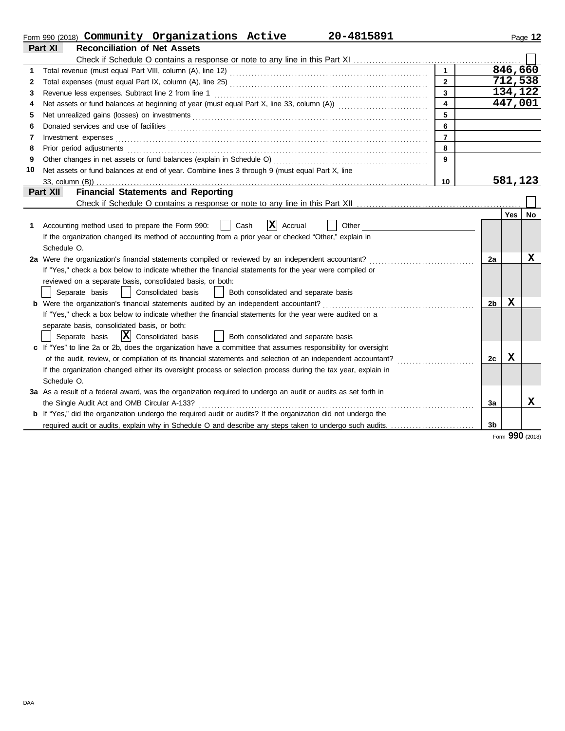Form 990 (2018) **Community Organizations Active** **20-4815891**

## Part XI Reconciliation of Net Assets

Check if Schedule O contains a response or note to any line in this Part XI ☐

| | | | |
|---|---|---|---|
| 1 | Total revenue (must equal Part VIII, column (A), line 12) | 1 | 846,660 |
| 2 | Total expenses (must equal Part IX, column (A), line 25) | 2 | 712,538 |
| 3 | Revenue less expenses. Subtract line 2 from line 1 | 3 | 134,122 |
| 4 | Net assets or fund balances at beginning of year (must equal Part X, line 33, column (A)) | 4 | 447,001 |
| 5 | Net unrealized gains (losses) on investments | 5 | |
| 6 | Donated services and use of facilities | 6 | |
| 7 | Investment expenses | 7 | |
| 8 | Prior period adjustments | 8 | |
| 9 | Other changes in net assets or fund balances (explain in Schedule O) | 9 | |
| 10 | Net assets or fund balances at end of year. Combine lines 3 through 9 (must equal Part X, line 33, column (B)) | 10 | 581,123 |

## Part XII Financial Statements and Reporting

Check if Schedule O contains a response or note to any line in this Part XII ☐

| | | | Yes | No |
|---|---|---|---|---|
| 1 | Accounting method used to prepare the Form 990: ☐ Cash ☒ Accrual ☐ Other<br>If the organization changed its method of accounting from a prior year or checked "Other," explain in Schedule O. | | | |
| 2a | Were the organization's financial statements compiled or reviewed by an independent accountant?<br>If "Yes," check a box below to indicate whether the financial statements for the year were compiled or reviewed on a separate basis, consolidated basis, or both:<br>☐ Separate basis ☐ Consolidated basis ☐ Both consolidated and separate basis | 2a | | X |
| b | Were the organization's financial statements audited by an independent accountant?<br>If "Yes," check a box below to indicate whether the financial statements for the year were audited on a separate basis, consolidated basis, or both:<br>☐ Separate basis ☒ Consolidated basis ☐ Both consolidated and separate basis | 2b | X | |
| c | If "Yes" to line 2a or 2b, does the organization have a committee that assumes responsibility for oversight of the audit, review, or compilation of its financial statements and selection of an independent accountant?<br>If the organization changed either its oversight process or selection process during the tax year, explain in Schedule O. | 2c | X | |
| 3a | As a result of a federal award, was the organization required to undergo an audit or audits as set forth in the Single Audit Act and OMB Circular A-133? | 3a | | X |
| b | If "Yes," did the organization undergo the required audit or audits? If the organization did not undergo the required audit or audits, explain why in Schedule O and describe any steps taken to undergo such audits. | 3b | | |

Form **990** (2018)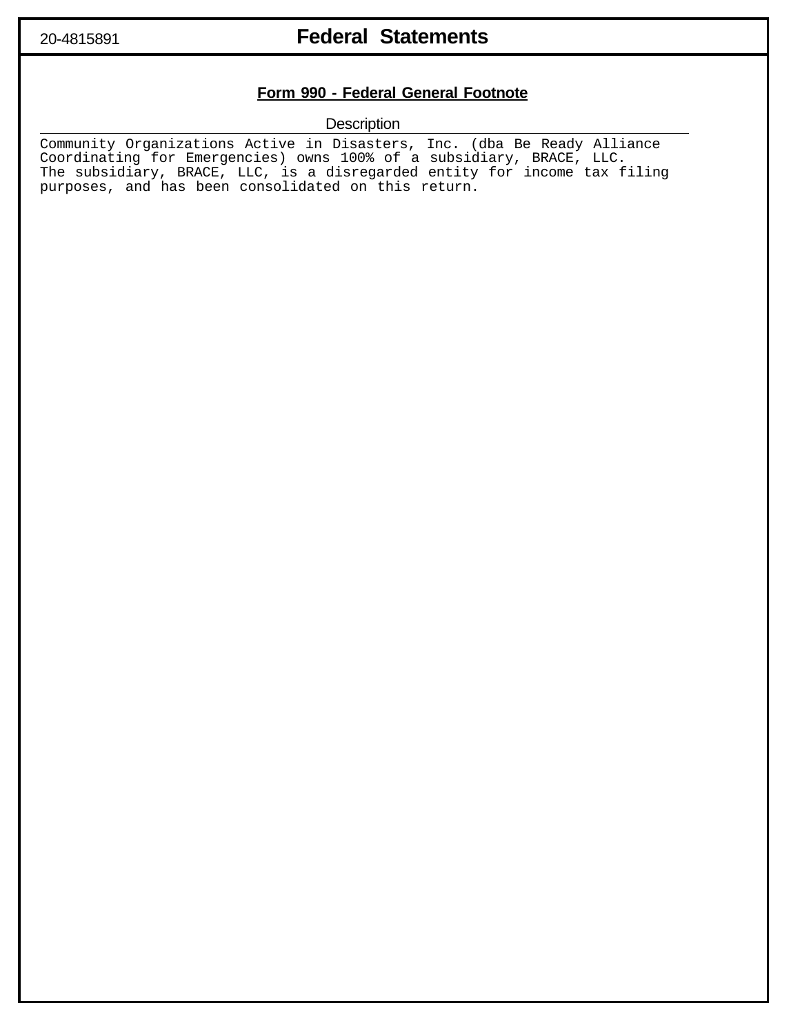20-4815891

# Federal Statements

## Form 990 - Federal General Footnote

| Description |
|---|
| Community Organizations Active in Disasters, Inc. (dba Be Ready Alliance Coordinating for Emergencies) owns 100% of a subsidiary, BRACE, LLC. The subsidiary, BRACE, LLC, is a disregarded entity for income tax filing purposes, and has been consolidated on this return. |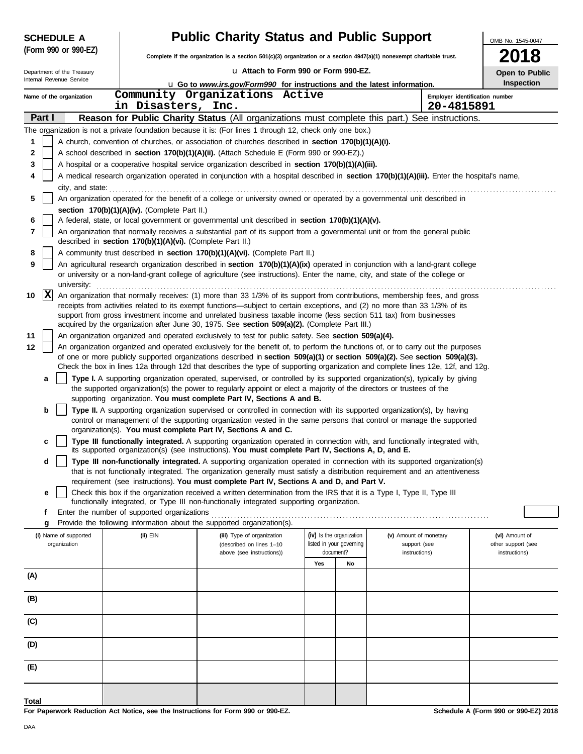**SCHEDULE A (Form 990 or 990-EZ)**

Department of the Treasury
Internal Revenue Service

# Public Charity Status and Public Support

**Complete if the organization is a section 501(c)(3) organization or a section 4947(a)(1) nonexempt charitable trust.**

u **Attach to Form 990 or Form 990-EZ.**

u **Go to *www.irs.gov/Form990* for instructions and the latest information.**

OMB No. 1545-0047

**2018**

**Open to Public Inspection**

Name of the organization: Community Organizations Active in Disasters, Inc.

Employer identification number: 20-4815891

## Part I — Reason for Public Charity Status (All organizations must complete this part.) See instructions.

The organization is not a private foundation because it is: (For lines 1 through 12, check only one box.)

1. [ ] A church, convention of churches, or association of churches described in **section 170(b)(1)(A)(i).**
2. [ ] A school described in **section 170(b)(1)(A)(ii).** (Attach Schedule E (Form 990 or 990-EZ).)
3. [ ] A hospital or a cooperative hospital service organization described in **section 170(b)(1)(A)(iii).**
4. [ ] A medical research organization operated in conjunction with a hospital described in **section 170(b)(1)(A)(iii).** Enter the hospital's name, city, and state:
5. [ ] An organization operated for the benefit of a college or university owned or operated by a governmental unit described in **section 170(b)(1)(A)(iv).** (Complete Part II.)
6. [ ] A federal, state, or local government or governmental unit described in **section 170(b)(1)(A)(v).**
7. [ ] An organization that normally receives a substantial part of its support from a governmental unit or from the general public described in **section 170(b)(1)(A)(vi).** (Complete Part II.)
8. [ ] A community trust described in **section 170(b)(1)(A)(vi).** (Complete Part II.)
9. [ ] An agricultural research organization described in **section 170(b)(1)(A)(ix)** operated in conjunction with a land-grant college or university or a non-land-grant college of agriculture (see instructions). Enter the name, city, and state of the college or university:
10. [X] An organization that normally receives: (1) more than 33 1/3% of its support from contributions, membership fees, and gross receipts from activities related to its exempt functions—subject to certain exceptions, and (2) no more than 33 1/3% of its support from gross investment income and unrelated business taxable income (less section 511 tax) from businesses acquired by the organization after June 30, 1975. See **section 509(a)(2).** (Complete Part III.)
11. [ ] An organization organized and operated exclusively to test for public safety. See **section 509(a)(4).**
12. [ ] An organization organized and operated exclusively for the benefit of, to perform the functions of, or to carry out the purposes of one or more publicly supported organizations described in **section 509(a)(1)** or **section 509(a)(2).** See **section 509(a)(3).** Check the box in lines 12a through 12d that describes the type of supporting organization and complete lines 12e, 12f, and 12g.

   a. [ ] **Type I.** A supporting organization operated, supervised, or controlled by its supported organization(s), typically by giving the supported organization(s) the power to regularly appoint or elect a majority of the directors or trustees of the supporting organization. **You must complete Part IV, Sections A and B.**

   b. [ ] **Type II.** A supporting organization supervised or controlled in connection with its supported organization(s), by having control or management of the supporting organization vested in the same persons that control or manage the supported organization(s). **You must complete Part IV, Sections A and C.**

   c. [ ] **Type III functionally integrated.** A supporting organization operated in connection with, and functionally integrated with, its supported organization(s) (see instructions). **You must complete Part IV, Sections A, D, and E.**

   d. [ ] **Type III non-functionally integrated.** A supporting organization operated in connection with its supported organization(s) that is not functionally integrated. The organization generally must satisfy a distribution requirement and an attentiveness requirement (see instructions). **You must complete Part IV, Sections A and D, and Part V.**

   e. [ ] Check this box if the organization received a written determination from the IRS that it is a Type I, Type II, Type III functionally integrated, or Type III non-functionally integrated supporting organization.

   f. Enter the number of supported organizations

   g. Provide the following information about the supported organization(s).

| (i) Name of supported organization | (ii) EIN | (iii) Type of organization (described on lines 1–10 above (see instructions)) | (iv) Is the organization listed in your governing document? | | (v) Amount of monetary support (see instructions) | (vi) Amount of other support (see instructions) |
|---|---|---|---|---|---|---|
| | | | Yes | No | | |
| (A) | | | | | | |
| (B) | | | | | | |
| (C) | | | | | | |
| (D) | | | | | | |
| (E) | | | | | | |
| Total | | | | | | |

**For Paperwork Reduction Act Notice, see the Instructions for Form 990 or 990-EZ.** **Schedule A (Form 990 or 990-EZ) 2018**

DAA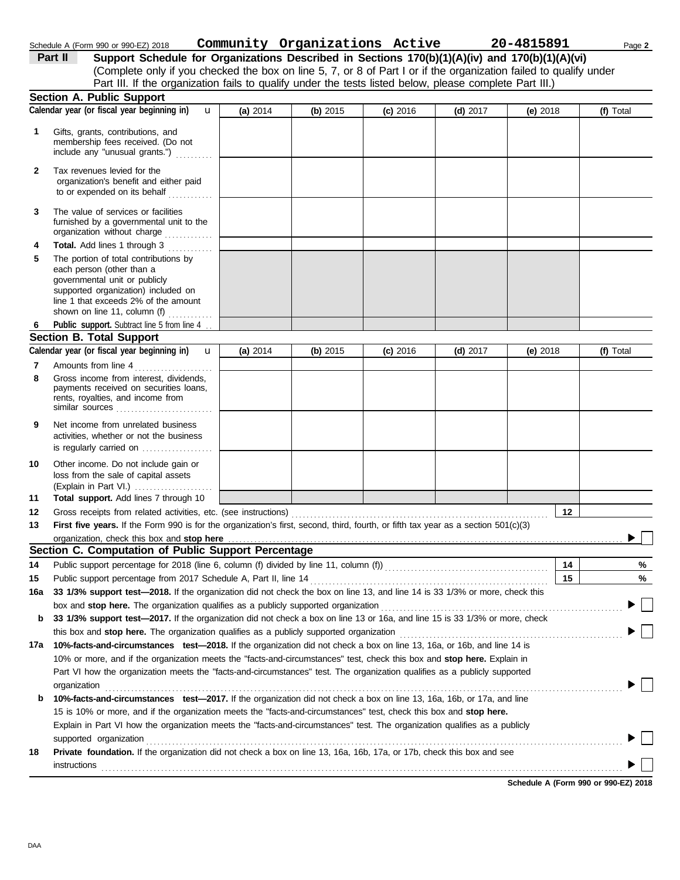Schedule A (Form 990 or 990-EZ) 2018 **Community Organizations Active** **20-4815891**

**Part II** **Support Schedule for Organizations Described in Sections 170(b)(1)(A)(iv) and 170(b)(1)(A)(vi)**
(Complete only if you checked the box on line 5, 7, or 8 of Part I or if the organization failed to qualify under Part III. If the organization fails to qualify under the tests listed below, please complete Part III.)

## Section A. Public Support

| Calendar year (or fiscal year beginning in) | (a) 2014 | (b) 2015 | (c) 2016 | (d) 2017 | (e) 2018 | (f) Total |
|---|---|---|---|---|---|---|
| **1** Gifts, grants, contributions, and membership fees received. (Do not include any "unusual grants.") | | | | | | |
| **2** Tax revenues levied for the organization's benefit and either paid to or expended on its behalf | | | | | | |
| **3** The value of services or facilities furnished by a governmental unit to the organization without charge | | | | | | |
| **4** **Total.** Add lines 1 through 3 | | | | | | |
| **5** The portion of total contributions by each person (other than a governmental unit or publicly supported organization) included on line 1 that exceeds 2% of the amount shown on line 11, column (f) | | | | | | |
| **6** **Public support.** Subtract line 5 from line 4 | | | | | | |

## Section B. Total Support

| Calendar year (or fiscal year beginning in) | (a) 2014 | (b) 2015 | (c) 2016 | (d) 2017 | (e) 2018 | (f) Total |
|---|---|---|---|---|---|---|
| **7** Amounts from line 4 | | | | | | |
| **8** Gross income from interest, dividends, payments received on securities loans, rents, royalties, and income from similar sources | | | | | | |
| **9** Net income from unrelated business activities, whether or not the business is regularly carried on | | | | | | |
| **10** Other income. Do not include gain or loss from the sale of capital assets (Explain in Part VI.) | | | | | | |
| **11** **Total support.** Add lines 7 through 10 | | | | | | |

**12** Gross receipts from related activities, etc. (see instructions) **12**

**13** **First five years.** If the Form 990 is for the organization's first, second, third, fourth, or fifth tax year as a section 501(c)(3) organization, check this box and **stop here** ☐

## Section C. Computation of Public Support Percentage

**14** Public support percentage for 2018 (line 6, column (f) divided by line 11, column (f)) **14** %

**15** Public support percentage from 2017 Schedule A, Part II, line 14 **15** %

**16a** **33 1/3% support test—2018.** If the organization did not check the box on line 13, and line 14 is 33 1/3% or more, check this box and **stop here.** The organization qualifies as a publicly supported organization ☐

**b** **33 1/3% support test—2017.** If the organization did not check a box on line 13 or 16a, and line 15 is 33 1/3% or more, check this box and **stop here.** The organization qualifies as a publicly supported organization ☐

**17a** **10%-facts-and-circumstances test—2018.** If the organization did not check a box on line 13, 16a, or 16b, and line 14 is 10% or more, and if the organization meets the "facts-and-circumstances" test, check this box and **stop here.** Explain in Part VI how the organization meets the "facts-and-circumstances" test. The organization qualifies as a publicly supported organization ☐

**b** **10%-facts-and-circumstances test—2017.** If the organization did not check a box on line 13, 16a, 16b, or 17a, and line 15 is 10% or more, and if the organization meets the "facts-and-circumstances" test, check this box and **stop here.** Explain in Part VI how the organization meets the "facts-and-circumstances" test. The organization qualifies as a publicly supported organization ☐

**18** **Private foundation.** If the organization did not check a box on line 13, 16a, 16b, 17a, or 17b, check this box and see instructions ☐

**Schedule A (Form 990 or 990-EZ) 2018**

DAA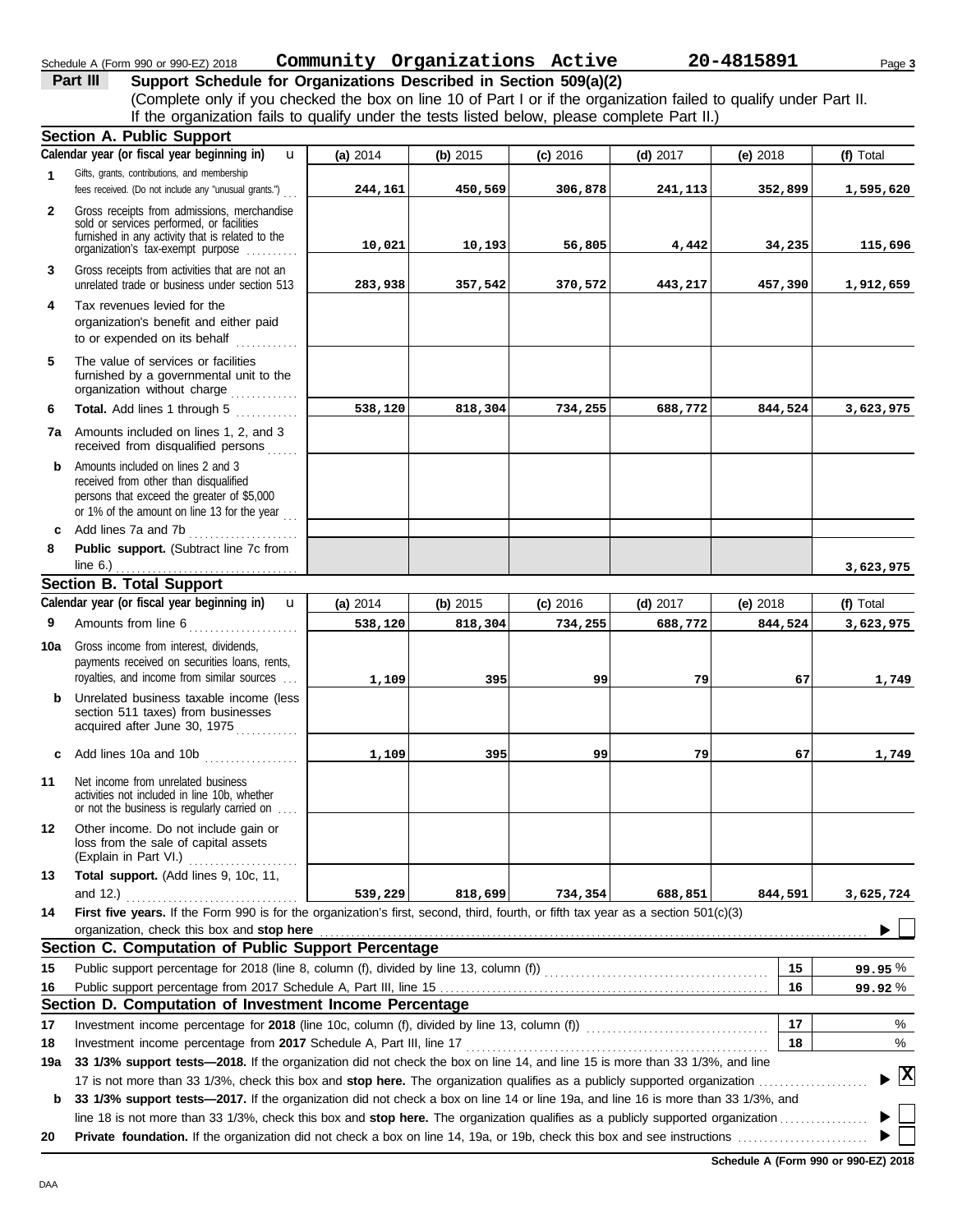Schedule A (Form 990 or 990-EZ) 2018 **Community Organizations Active** **20-4815891** Page **3**

## Part III — Support Schedule for Organizations Described in Section 509(a)(2)

(Complete only if you checked the box on line 10 of Part I or if the organization failed to qualify under Part II. If the organization fails to qualify under the tests listed below, please complete Part II.)

### Section A. Public Support

| Calendar year (or fiscal year beginning in) | (a) 2014 | (b) 2015 | (c) 2016 | (d) 2017 | (e) 2018 | (f) Total |
|---|---|---|---|---|---|---|
| **1** Gifts, grants, contributions, and membership fees received. (Do not include any "unusual grants.") | 244,161 | 450,569 | 306,878 | 241,113 | 352,899 | 1,595,620 |
| **2** Gross receipts from admissions, merchandise sold or services performed, or facilities furnished in any activity that is related to the organization's tax-exempt purpose | 10,021 | 10,193 | 56,805 | 4,442 | 34,235 | 115,696 |
| **3** Gross receipts from activities that are not an unrelated trade or business under section 513 | 283,938 | 357,542 | 370,572 | 443,217 | 457,390 | 1,912,659 |
| **4** Tax revenues levied for the organization's benefit and either paid to or expended on its behalf | | | | | | |
| **5** The value of services or facilities furnished by a governmental unit to the organization without charge | | | | | | |
| **6** **Total.** Add lines 1 through 5 | 538,120 | 818,304 | 734,255 | 688,772 | 844,524 | 3,623,975 |
| **7a** Amounts included on lines 1, 2, and 3 received from disqualified persons | | | | | | |
| **b** Amounts included on lines 2 and 3 received from other than disqualified persons that exceed the greater of $5,000 or 1% of the amount on line 13 for the year | | | | | | |
| **c** Add lines 7a and 7b | | | | | | |
| **8** **Public support.** (Subtract line 7c from line 6.) | | | | | | 3,623,975 |

### Section B. Total Support

| Calendar year (or fiscal year beginning in) | (a) 2014 | (b) 2015 | (c) 2016 | (d) 2017 | (e) 2018 | (f) Total |
|---|---|---|---|---|---|---|
| **9** Amounts from line 6 | 538,120 | 818,304 | 734,255 | 688,772 | 844,524 | 3,623,975 |
| **10a** Gross income from interest, dividends, payments received on securities loans, rents, royalties, and income from similar sources | 1,109 | 395 | 99 | 79 | 67 | 1,749 |
| **b** Unrelated business taxable income (less section 511 taxes) from businesses acquired after June 30, 1975 | | | | | | |
| **c** Add lines 10a and 10b | 1,109 | 395 | 99 | 79 | 67 | 1,749 |
| **11** Net income from unrelated business activities not included in line 10b, whether or not the business is regularly carried on | | | | | | |
| **12** Other income. Do not include gain or loss from the sale of capital assets (Explain in Part VI.) | | | | | | |
| **13** **Total support.** (Add lines 9, 10c, 11, and 12.) | 539,229 | 818,699 | 734,354 | 688,851 | 844,591 | 3,625,724 |

**14** **First five years.** If the Form 990 is for the organization's first, second, third, fourth, or fifth tax year as a section 501(c)(3) organization, check this box and **stop here** ☐

### Section C. Computation of Public Support Percentage

| | | | |
|---|---|---|---|
| **15** | Public support percentage for 2018 (line 8, column (f), divided by line 13, column (f)) | 15 | 99.95 % |
| **16** | Public support percentage from 2017 Schedule A, Part III, line 15 | 16 | 99.92 % |

### Section D. Computation of Investment Income Percentage

| | | | |
|---|---|---|---|
| **17** | Investment income percentage for **2018** (line 10c, column (f), divided by line 13, column (f)) | 17 | % |
| **18** | Investment income percentage from **2017** Schedule A, Part III, line 17 | 18 | % |

**19a** **33 1/3% support tests—2018.** If the organization did not check the box on line 14, and line 15 is more than 33 1/3%, and line 17 is not more than 33 1/3%, check this box and **stop here.** The organization qualifies as a publicly supported organization ☒

**b** **33 1/3% support tests—2017.** If the organization did not check a box on line 14 or line 19a, and line 16 is more than 33 1/3%, and line 18 is not more than 33 1/3%, check this box and **stop here.** The organization qualifies as a publicly supported organization ☐

**20** **Private foundation.** If the organization did not check a box on line 14, 19a, or 19b, check this box and see instructions ☐

**Schedule A (Form 990 or 990-EZ) 2018**

DAA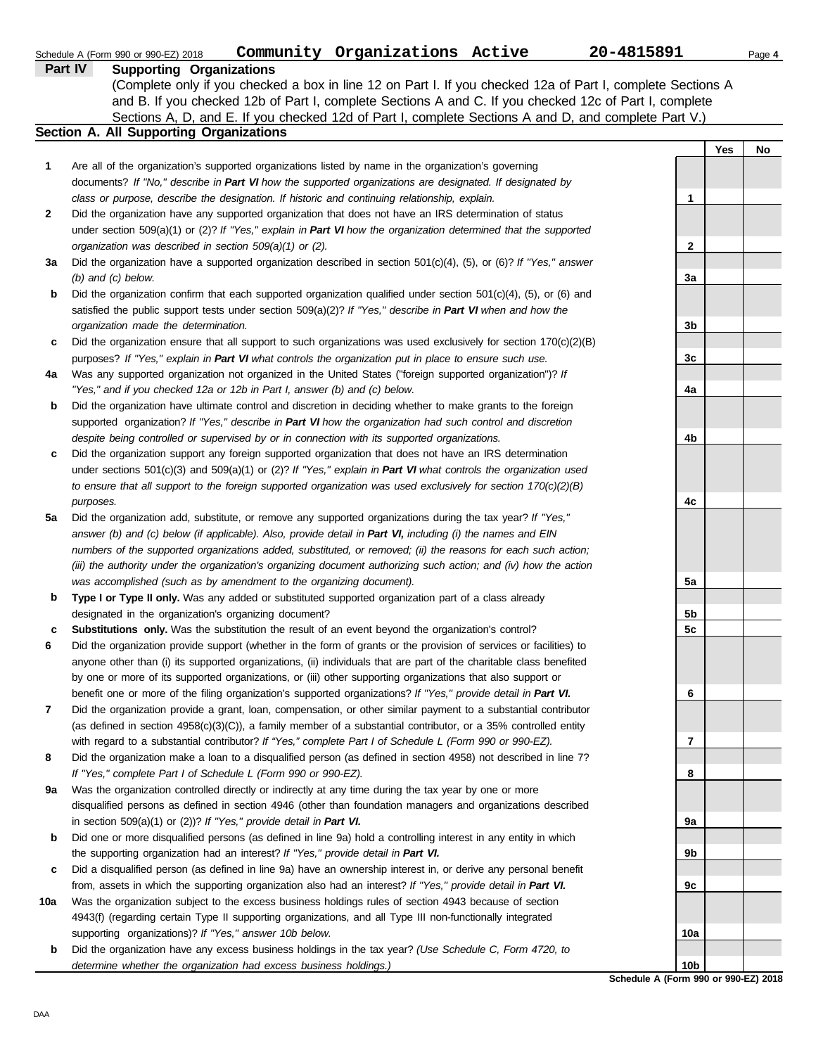Schedule A (Form 990 or 990-EZ) 2018 **Community Organizations Active** **20-4815891** Page **4**

## Part IV Supporting Organizations

(Complete only if you checked a box in line 12 on Part I. If you checked 12a of Part I, complete Sections A and B. If you checked 12b of Part I, complete Sections A and C. If you checked 12c of Part I, complete Sections A, D, and E. If you checked 12d of Part I, complete Sections A and D, and complete Part V.)

### Section A. All Supporting Organizations

| | | | Yes | No |
|---|---|---|---|---|
| **1** | Are all of the organization's supported organizations listed by name in the organization's governing documents? *If "No," describe in **Part VI** how the supported organizations are designated. If designated by class or purpose, describe the designation. If historic and continuing relationship, explain.* | **1** | | |
| **2** | Did the organization have any supported organization that does not have an IRS determination of status under section 509(a)(1) or (2)? *If "Yes," explain in **Part VI** how the organization determined that the supported organization was described in section 509(a)(1) or (2).* | **2** | | |
| **3a** | Did the organization have a supported organization described in section 501(c)(4), (5), or (6)? *If "Yes," answer (b) and (c) below.* | **3a** | | |
| **b** | Did the organization confirm that each supported organization qualified under section 501(c)(4), (5), or (6) and satisfied the public support tests under section 509(a)(2)? *If "Yes," describe in **Part VI** when and how the organization made the determination.* | **3b** | | |
| **c** | Did the organization ensure that all support to such organizations was used exclusively for section 170(c)(2)(B) purposes? *If "Yes," explain in **Part VI** what controls the organization put in place to ensure such use.* | **3c** | | |
| **4a** | Was any supported organization not organized in the United States ("foreign supported organization")? *If "Yes," and if you checked 12a or 12b in Part I, answer (b) and (c) below.* | **4a** | | |
| **b** | Did the organization have ultimate control and discretion in deciding whether to make grants to the foreign supported organization? *If "Yes," describe in **Part VI** how the organization had such control and discretion despite being controlled or supervised by or in connection with its supported organizations.* | **4b** | | |
| **c** | Did the organization support any foreign supported organization that does not have an IRS determination under sections 501(c)(3) and 509(a)(1) or (2)? *If "Yes," explain in **Part VI** what controls the organization used to ensure that all support to the foreign supported organization was used exclusively for section 170(c)(2)(B) purposes.* | **4c** | | |
| **5a** | Did the organization add, substitute, or remove any supported organizations during the tax year? *If "Yes," answer (b) and (c) below (if applicable). Also, provide detail in **Part VI,** including (i) the names and EIN numbers of the supported organizations added, substituted, or removed; (ii) the reasons for each such action; (iii) the authority under the organization's organizing document authorizing such action; and (iv) how the action was accomplished (such as by amendment to the organizing document).* | **5a** | | |
| **b** | **Type I or Type II only.** Was any added or substituted supported organization part of a class already designated in the organization's organizing document? | **5b** | | |
| **c** | **Substitutions only.** Was the substitution the result of an event beyond the organization's control? | **5c** | | |
| **6** | Did the organization provide support (whether in the form of grants or the provision of services or facilities) to anyone other than (i) its supported organizations, (ii) individuals that are part of the charitable class benefited by one or more of its supported organizations, or (iii) other supporting organizations that also support or benefit one or more of the filing organization's supported organizations? *If "Yes," provide detail in **Part VI.*** | **6** | | |
| **7** | Did the organization provide a grant, loan, compensation, or other similar payment to a substantial contributor (as defined in section 4958(c)(3)(C)), a family member of a substantial contributor, or a 35% controlled entity with regard to a substantial contributor? *If "Yes," complete Part I of Schedule L (Form 990 or 990-EZ).* | **7** | | |
| **8** | Did the organization make a loan to a disqualified person (as defined in section 4958) not described in line 7? *If "Yes," complete Part I of Schedule L (Form 990 or 990-EZ).* | **8** | | |
| **9a** | Was the organization controlled directly or indirectly at any time during the tax year by one or more disqualified persons as defined in section 4946 (other than foundation managers and organizations described in section 509(a)(1) or (2))? *If "Yes," provide detail in **Part VI.*** | **9a** | | |
| **b** | Did one or more disqualified persons (as defined in line 9a) hold a controlling interest in any entity in which the supporting organization had an interest? *If "Yes," provide detail in **Part VI.*** | **9b** | | |
| **c** | Did a disqualified person (as defined in line 9a) have an ownership interest in, or derive any personal benefit from, assets in which the supporting organization also had an interest? *If "Yes," provide detail in **Part VI.*** | **9c** | | |
| **10a** | Was the organization subject to the excess business holdings rules of section 4943 because of section 4943(f) (regarding certain Type II supporting organizations, and all Type III non-functionally integrated supporting organizations)? *If "Yes," answer 10b below.* | **10a** | | |
| **b** | Did the organization have any excess business holdings in the tax year? *(Use Schedule C, Form 4720, to determine whether the organization had excess business holdings.)* | **10b** | | |

**Schedule A (Form 990 or 990-EZ) 2018**

DAA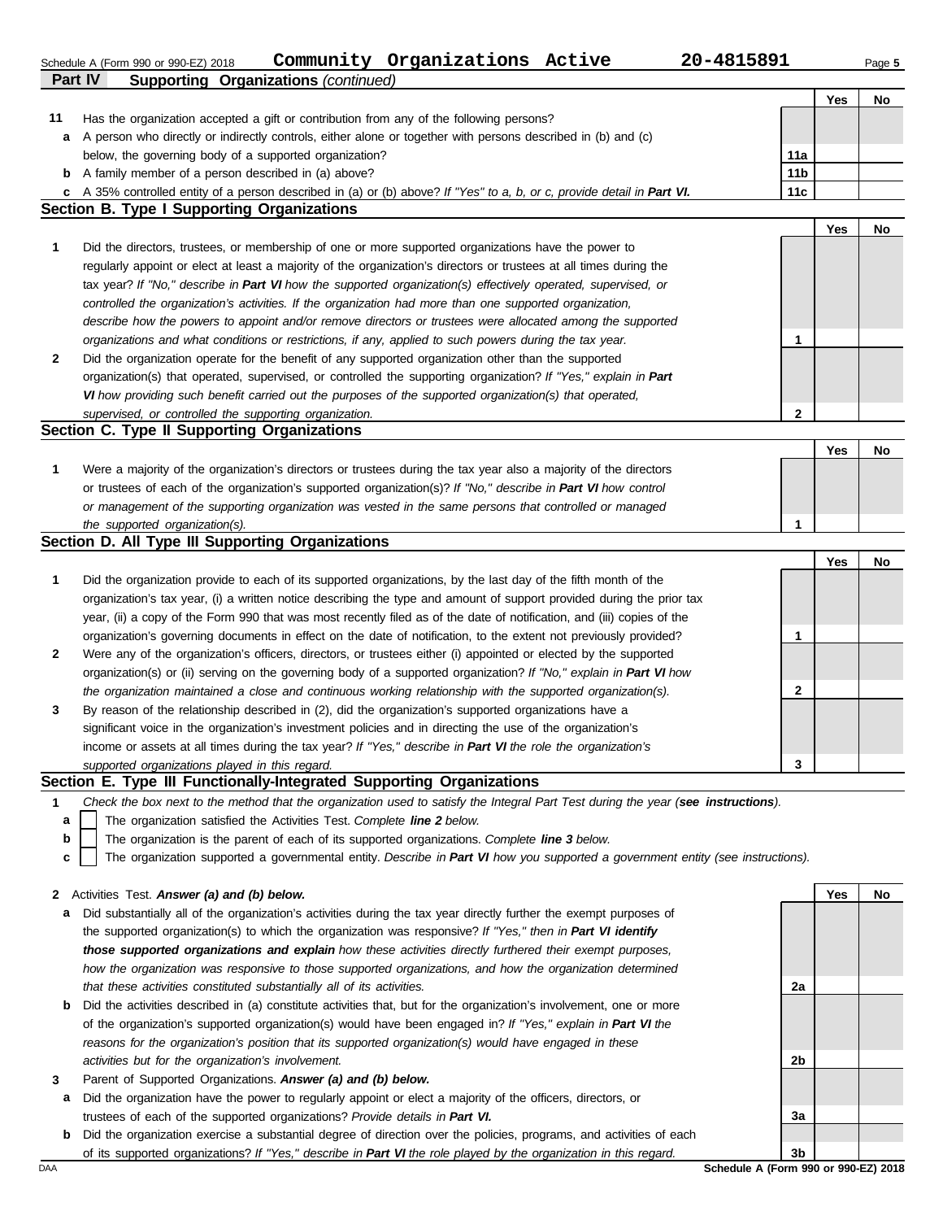Schedule A (Form 990 or 990-EZ) 2018 **Community Organizations Active** **20-4815891** Page **5**

## Part IV Supporting Organizations *(continued)*

| | | | Yes | No |
|---|---|---|---|---|
| **11** | Has the organization accepted a gift or contribution from any of the following persons? | | | |
| **a** | A person who directly or indirectly controls, either alone or together with persons described in (b) and (c) below, the governing body of a supported organization? | **11a** | | |
| **b** | A family member of a person described in (a) above? | **11b** | | |
| **c** | A 35% controlled entity of a person described in (a) or (b) above? *If "Yes" to a, b, or c, provide detail in* ***Part VI.*** | **11c** | | |

### Section B. Type I Supporting Organizations

| | | | Yes | No |
|---|---|---|---|---|
| **1** | Did the directors, trustees, or membership of one or more supported organizations have the power to regularly appoint or elect at least a majority of the organization's directors or trustees at all times during the tax year? *If "No," describe in* ***Part VI*** *how the supported organization(s) effectively operated, supervised, or controlled the organization's activities. If the organization had more than one supported organization, describe how the powers to appoint and/or remove directors or trustees were allocated among the supported organizations and what conditions or restrictions, if any, applied to such powers during the tax year.* | **1** | | |
| **2** | Did the organization operate for the benefit of any supported organization other than the supported organization(s) that operated, supervised, or controlled the supporting organization? *If "Yes," explain in* ***Part VI*** *how providing such benefit carried out the purposes of the supported organization(s) that operated, supervised, or controlled the supporting organization.* | **2** | | |

### Section C. Type II Supporting Organizations

| | | | Yes | No |
|---|---|---|---|---|
| **1** | Were a majority of the organization's directors or trustees during the tax year also a majority of the directors or trustees of each of the organization's supported organization(s)? *If "No," describe in* ***Part VI*** *how control or management of the supporting organization was vested in the same persons that controlled or managed the supported organization(s).* | **1** | | |

### Section D. All Type III Supporting Organizations

| | | | Yes | No |
|---|---|---|---|---|
| **1** | Did the organization provide to each of its supported organizations, by the last day of the fifth month of the organization's tax year, (i) a written notice describing the type and amount of support provided during the prior tax year, (ii) a copy of the Form 990 that was most recently filed as of the date of notification, and (iii) copies of the organization's governing documents in effect on the date of notification, to the extent not previously provided? | **1** | | |
| **2** | Were any of the organization's officers, directors, or trustees either (i) appointed or elected by the supported organization(s) or (ii) serving on the governing body of a supported organization? *If "No," explain in* ***Part VI*** *how the organization maintained a close and continuous working relationship with the supported organization(s).* | **2** | | |
| **3** | By reason of the relationship described in (2), did the organization's supported organizations have a significant voice in the organization's investment policies and in directing the use of the organization's income or assets at all times during the tax year? *If "Yes," describe in* ***Part VI*** *the role the organization's supported organizations played in this regard.* | **3** | | |

### Section E. Type III Functionally-Integrated Supporting Organizations

**1** *Check the box next to the method that the organization used to satisfy the Integral Part Test during the year (****see instructions****).*

- **a** ☐ The organization satisfied the Activities Test. *Complete* ***line 2*** *below.*
- **b** ☐ The organization is the parent of each of its supported organizations. *Complete* ***line 3*** *below.*
- **c** ☐ The organization supported a governmental entity. *Describe in* ***Part VI*** *how you supported a government entity (see instructions).*

| | | | Yes | No |
|---|---|---|---|---|
| **2** | Activities Test. ***Answer (a) and (b) below.*** | | | |
| **a** | Did substantially all of the organization's activities during the tax year directly further the exempt purposes of the supported organization(s) to which the organization was responsive? *If "Yes," then in* ***Part VI identify those supported organizations and explain*** *how these activities directly furthered their exempt purposes, how the organization was responsive to those supported organizations, and how the organization determined that these activities constituted substantially all of its activities.* | **2a** | | |
| **b** | Did the activities described in (a) constitute activities that, but for the organization's involvement, one or more of the organization's supported organization(s) would have been engaged in? *If "Yes," explain in* ***Part VI*** *the reasons for the organization's position that its supported organization(s) would have engaged in these activities but for the organization's involvement.* | **2b** | | |
| **3** | Parent of Supported Organizations. ***Answer (a) and (b) below.*** | | | |
| **a** | Did the organization have the power to regularly appoint or elect a majority of the officers, directors, or trustees of each of the supported organizations? *Provide details in* ***Part VI.*** | **3a** | | |
| **b** | Did the organization exercise a substantial degree of direction over the policies, programs, and activities of each of its supported organizations? *If "Yes," describe in* ***Part VI*** *the role played by the organization in this regard.* | **3b** | | |

DAA **Schedule A (Form 990 or 990-EZ) 2018**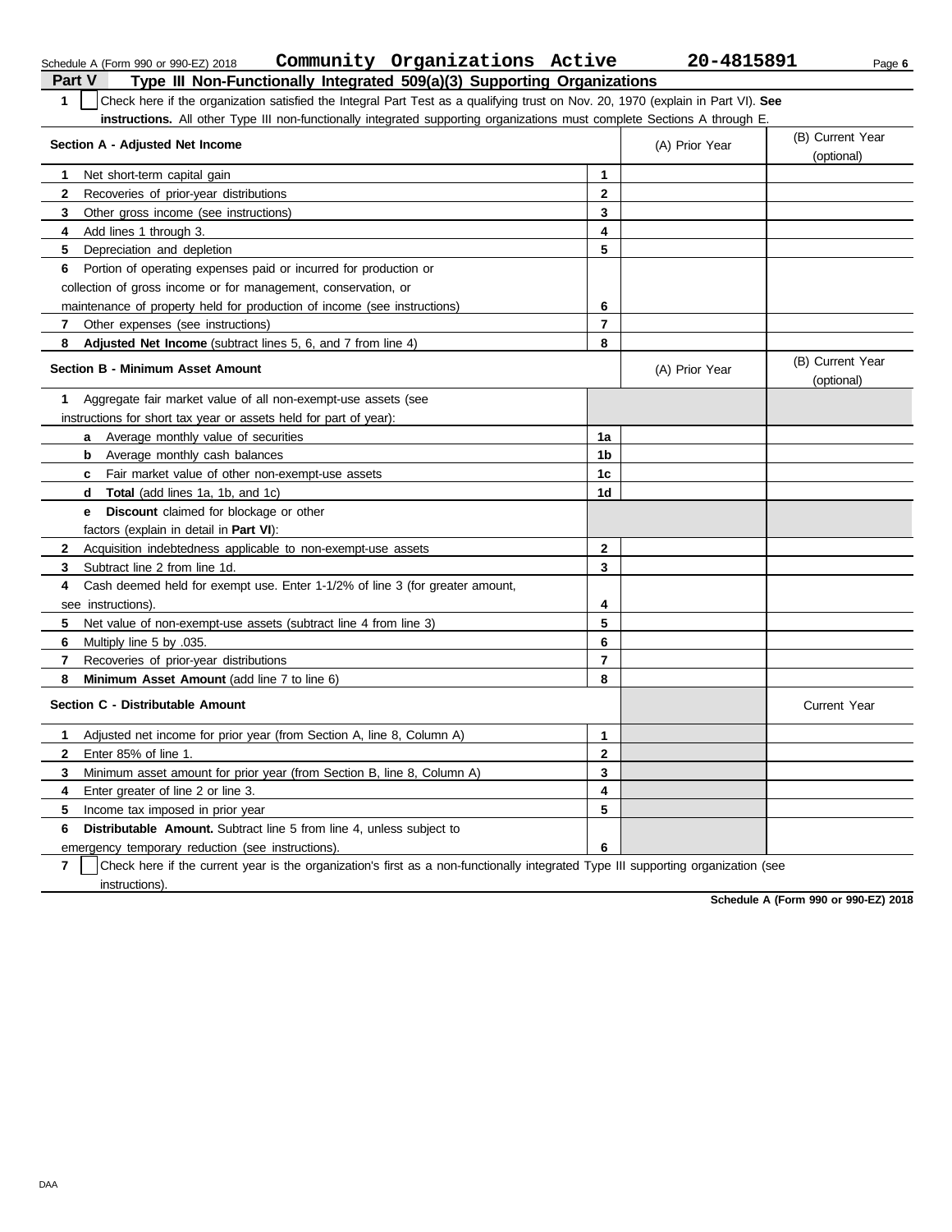Schedule A (Form 990 or 990-EZ) 2018 **Community Organizations Active** **20-4815891** Page **6**

## Part V Type III Non-Functionally Integrated 509(a)(3) Supporting Organizations

**1** ☐ Check here if the organization satisfied the Integral Part Test as a qualifying trust on Nov. 20, 1970 (explain in Part VI). **See instructions.** All other Type III non-functionally integrated supporting organizations must complete Sections A through E.

| **Section A - Adjusted Net Income** | | (A) Prior Year | (B) Current Year (optional) |
|---|---|---|---|
| **1** Net short-term capital gain | **1** | | |
| **2** Recoveries of prior-year distributions | **2** | | |
| **3** Other gross income (see instructions) | **3** | | |
| **4** Add lines 1 through 3. | **4** | | |
| **5** Depreciation and depletion | **5** | | |
| **6** Portion of operating expenses paid or incurred for production or collection of gross income or for management, conservation, or maintenance of property held for production of income (see instructions) | **6** | | |
| **7** Other expenses (see instructions) | **7** | | |
| **8** **Adjusted Net Income** (subtract lines 5, 6, and 7 from line 4) | **8** | | |

| **Section B - Minimum Asset Amount** | | (A) Prior Year | (B) Current Year (optional) |
|---|---|---|---|
| **1** Aggregate fair market value of all non-exempt-use assets (see instructions for short tax year or assets held for part of year): | | | |
| **a** Average monthly value of securities | **1a** | | |
| **b** Average monthly cash balances | **1b** | | |
| **c** Fair market value of other non-exempt-use assets | **1c** | | |
| **d** **Total** (add lines 1a, 1b, and 1c) | **1d** | | |
| **e** **Discount** claimed for blockage or other factors (explain in detail in **Part VI**): | | | |
| **2** Acquisition indebtedness applicable to non-exempt-use assets | **2** | | |
| **3** Subtract line 2 from line 1d. | **3** | | |
| **4** Cash deemed held for exempt use. Enter 1-1/2% of line 3 (for greater amount, see instructions). | **4** | | |
| **5** Net value of non-exempt-use assets (subtract line 4 from line 3) | **5** | | |
| **6** Multiply line 5 by .035. | **6** | | |
| **7** Recoveries of prior-year distributions | **7** | | |
| **8** **Minimum Asset Amount** (add line 7 to line 6) | **8** | | |

| **Section C - Distributable Amount** | | | Current Year |
|---|---|---|---|
| **1** Adjusted net income for prior year (from Section A, line 8, Column A) | **1** | | |
| **2** Enter 85% of line 1. | **2** | | |
| **3** Minimum asset amount for prior year (from Section B, line 8, Column A) | **3** | | |
| **4** Enter greater of line 2 or line 3. | **4** | | |
| **5** Income tax imposed in prior year | **5** | | |
| **6** **Distributable Amount.** Subtract line 5 from line 4, unless subject to emergency temporary reduction (see instructions). | **6** | | |

**7** ☐ Check here if the current year is the organization's first as a non-functionally integrated Type III supporting organization (see instructions).

**Schedule A (Form 990 or 990-EZ) 2018**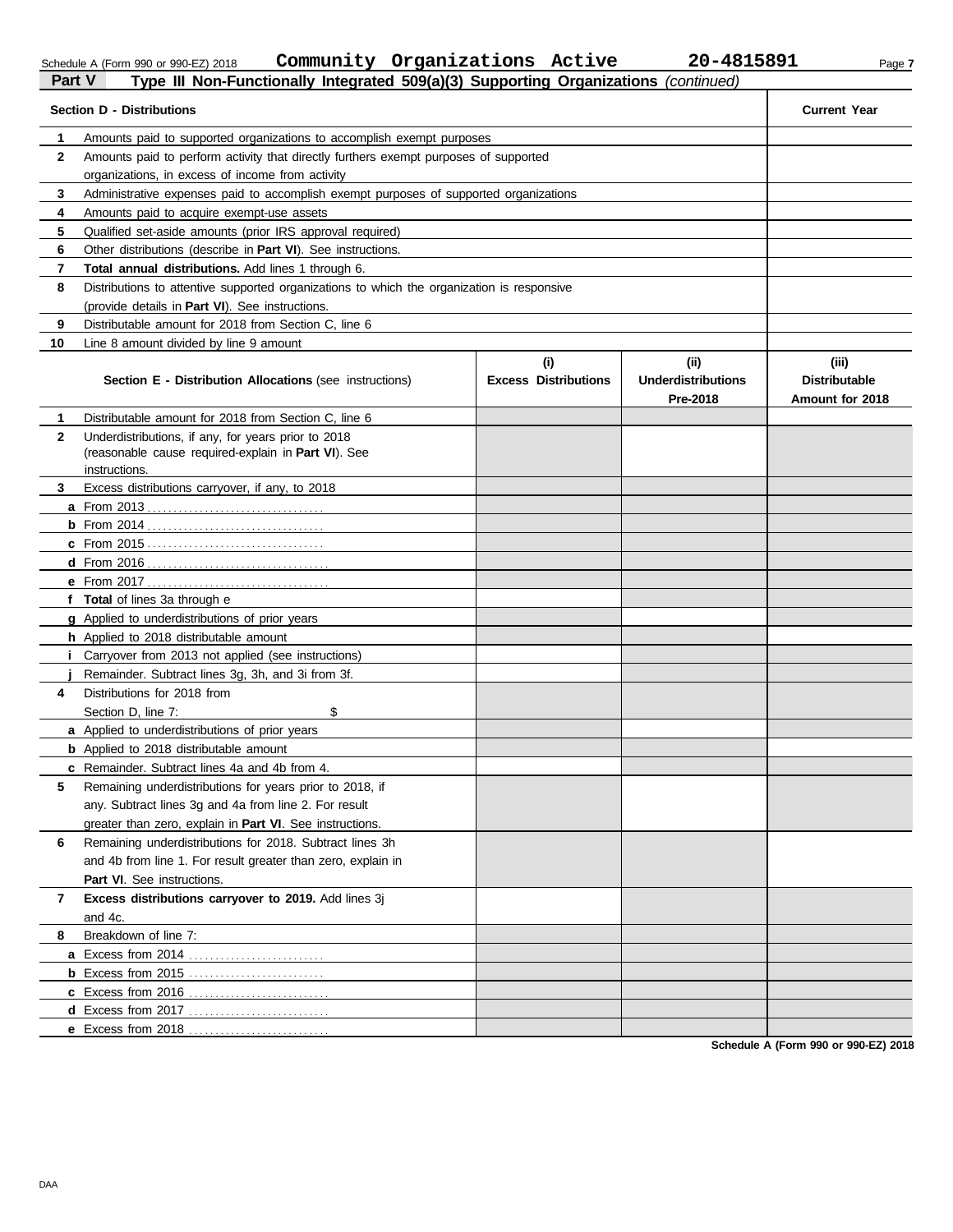Schedule A (Form 990 or 990-EZ) 2018 Community Organizations Active 20-4815891

## Part V Type III Non-Functionally Integrated 509(a)(3) Supporting Organizations *(continued)*

| Section D - Distributions | | Current Year |
|---|---|---|
| 1 | Amounts paid to supported organizations to accomplish exempt purposes | |
| 2 | Amounts paid to perform activity that directly furthers exempt purposes of supported organizations, in excess of income from activity | |
| 3 | Administrative expenses paid to accomplish exempt purposes of supported organizations | |
| 4 | Amounts paid to acquire exempt-use assets | |
| 5 | Qualified set-aside amounts (prior IRS approval required) | |
| 6 | Other distributions (describe in **Part VI**). See instructions. | |
| 7 | **Total annual distributions.** Add lines 1 through 6. | |
| 8 | Distributions to attentive supported organizations to which the organization is responsive (provide details in **Part VI**). See instructions. | |
| 9 | Distributable amount for 2018 from Section C, line 6 | |
| 10 | Line 8 amount divided by line 9 amount | |

| | **Section E - Distribution Allocations** (see instructions) | (i) Excess Distributions | (ii) Underdistributions Pre-2018 | (iii) Distributable Amount for 2018 |
|---|---|---|---|---|
| 1 | Distributable amount for 2018 from Section C, line 6 | | | |
| 2 | Underdistributions, if any, for years prior to 2018 (reasonable cause required-explain in **Part VI**). See instructions. | | | |
| 3 | Excess distributions carryover, if any, to 2018 | | | |
| a | From 2013 | | | |
| b | From 2014 | | | |
| c | From 2015 | | | |
| d | From 2016 | | | |
| e | From 2017 | | | |
| f | **Total** of lines 3a through e | | | |
| g | Applied to underdistributions of prior years | | | |
| h | Applied to 2018 distributable amount | | | |
| i | Carryover from 2013 not applied (see instructions) | | | |
| j | Remainder. Subtract lines 3g, 3h, and 3i from 3f. | | | |
| 4 | Distributions for 2018 from Section D, line 7: $ | | | |
| a | Applied to underdistributions of prior years | | | |
| b | Applied to 2018 distributable amount | | | |
| c | Remainder. Subtract lines 4a and 4b from 4. | | | |
| 5 | Remaining underdistributions for years prior to 2018, if any. Subtract lines 3g and 4a from line 2. For result greater than zero, explain in **Part VI**. See instructions. | | | |
| 6 | Remaining underdistributions for 2018. Subtract lines 3h and 4b from line 1. For result greater than zero, explain in **Part VI**. See instructions. | | | |
| 7 | **Excess distributions carryover to 2019.** Add lines 3j and 4c. | | | |
| 8 | Breakdown of line 7: | | | |
| a | Excess from 2014 | | | |
| b | Excess from 2015 | | | |
| c | Excess from 2016 | | | |
| d | Excess from 2017 | | | |
| e | Excess from 2018 | | | |

**Schedule A (Form 990 or 990-EZ) 2018**

DAA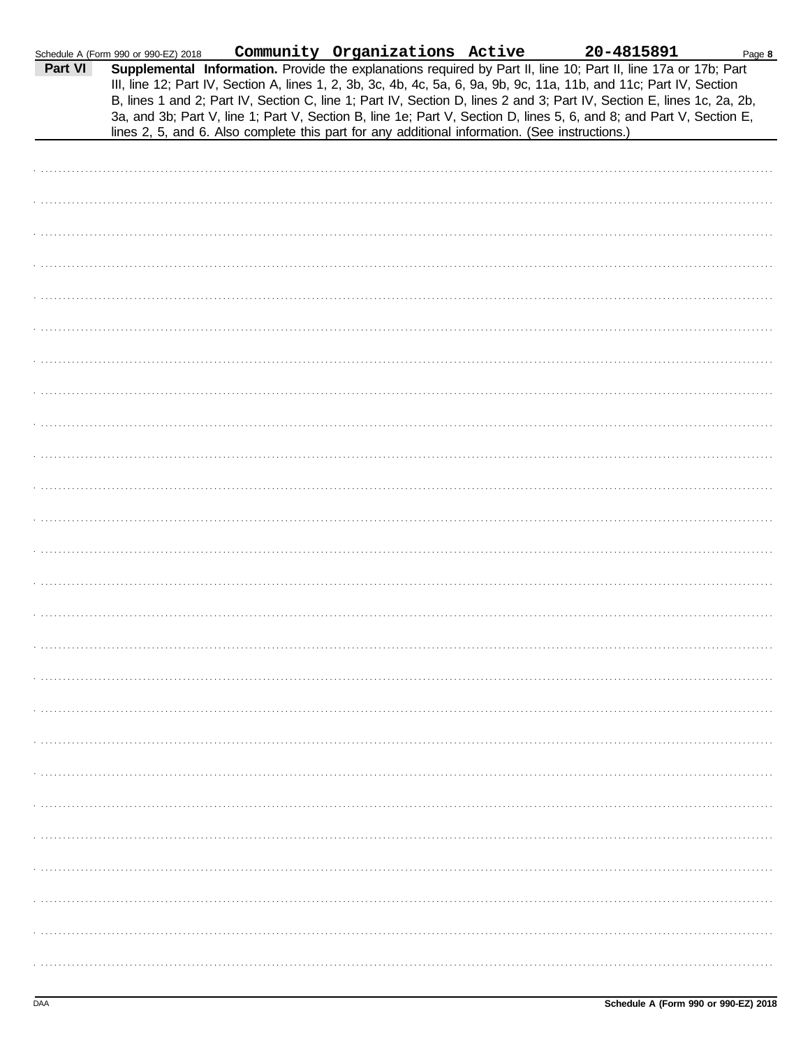Community Organizations Active 20-4815891

**Part VI** **Supplemental Information.** Provide the explanations required by Part II, line 10; Part II, line 17a or 17b; Part III, line 12; Part IV, Section A, lines 1, 2, 3b, 3c, 4b, 4c, 5a, 6, 9a, 9b, 9c, 11a, 11b, and 11c; Part IV, Section B, lines 1 and 2; Part IV, Section C, line 1; Part IV, Section D, lines 2 and 3; Part IV, Section E, lines 1c, 2a, 2b, 3a, and 3b; Part V, line 1; Part V, Section B, line 1e; Part V, Section D, lines 5, 6, and 8; and Part V, Section E, lines 2, 5, and 6. Also complete this part for any additional information. (See instructions.)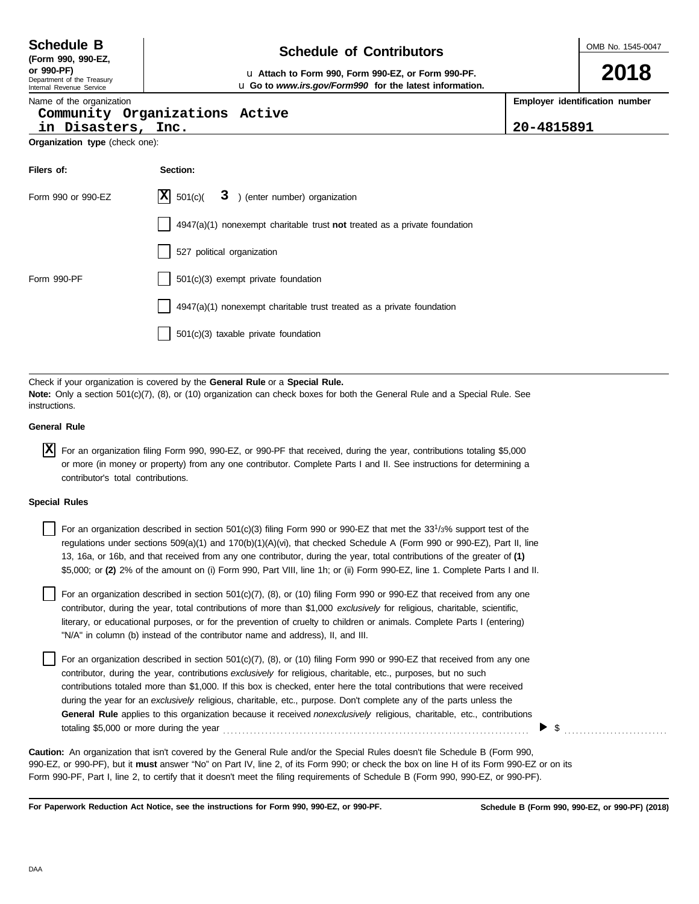**Schedule B**
**(Form 990, 990-EZ, or 990-PF)**
Department of the Treasury
Internal Revenue Service

# Schedule of Contributors

u **Attach to Form 990, Form 990-EZ, or Form 990-PF.**
u **Go to *www.irs.gov/Form990* for the latest information.**

OMB No. 1545-0047

**2018**

Name of the organization
Community Organizations Active in Disasters, Inc.

**Employer identification number**
20-4815891

**Organization type** (check one):

| **Filers of:** | **Section:** |
|---|---|
| Form 990 or 990-EZ | [X] 501(c)( 3 ) (enter number) organization |
| | [ ] 4947(a)(1) nonexempt charitable trust **not** treated as a private foundation |
| | [ ] 527 political organization |
| Form 990-PF | [ ] 501(c)(3) exempt private foundation |
| | [ ] 4947(a)(1) nonexempt charitable trust treated as a private foundation |
| | [ ] 501(c)(3) taxable private foundation |

Check if your organization is covered by the **General Rule** or a **Special Rule.**
**Note:** Only a section 501(c)(7), (8), or (10) organization can check boxes for both the General Rule and a Special Rule. See instructions.

**General Rule**

[X] For an organization filing Form 990, 990-EZ, or 990-PF that received, during the year, contributions totaling $5,000 or more (in money or property) from any one contributor. Complete Parts I and II. See instructions for determining a contributor's total contributions.

**Special Rules**

[ ] For an organization described in section 501(c)(3) filing Form 990 or 990-EZ that met the 33 1/3% support test of the regulations under sections 509(a)(1) and 170(b)(1)(A)(vi), that checked Schedule A (Form 990 or 990-EZ), Part II, line 13, 16a, or 16b, and that received from any one contributor, during the year, total contributions of the greater of **(1)** $5,000; or **(2)** 2% of the amount on (i) Form 990, Part VIII, line 1h; or (ii) Form 990-EZ, line 1. Complete Parts I and II.

[ ] For an organization described in section 501(c)(7), (8), or (10) filing Form 990 or 990-EZ that received from any one contributor, during the year, total contributions of more than $1,000 *exclusively* for religious, charitable, scientific, literary, or educational purposes, or for the prevention of cruelty to children or animals. Complete Parts I (entering) "N/A" in column (b) instead of the contributor name and address), II, and III.

[ ] For an organization described in section 501(c)(7), (8), or (10) filing Form 990 or 990-EZ that received from any one contributor, during the year, contributions *exclusively* for religious, charitable, etc., purposes, but no such contributions totaled more than $1,000. If this box is checked, enter here the total contributions that were received during the year for an *exclusively* religious, charitable, etc., purpose. Don't complete any of the parts unless the **General Rule** applies to this organization because it received *nonexclusively* religious, charitable, etc., contributions totaling $5,000 or more during the year ▶ $

**Caution:** An organization that isn't covered by the General Rule and/or the Special Rules doesn't file Schedule B (Form 990, 990-EZ, or 990-PF), but it **must** answer "No" on Part IV, line 2, of its Form 990; or check the box on line H of its Form 990-EZ or on its Form 990-PF, Part I, line 2, to certify that it doesn't meet the filing requirements of Schedule B (Form 990, 990-EZ, or 990-PF).

**For Paperwork Reduction Act Notice, see the instructions for Form 990, 990-EZ, or 990-PF.** **Schedule B (Form 990, 990-EZ, or 990-PF) (2018)**

DAA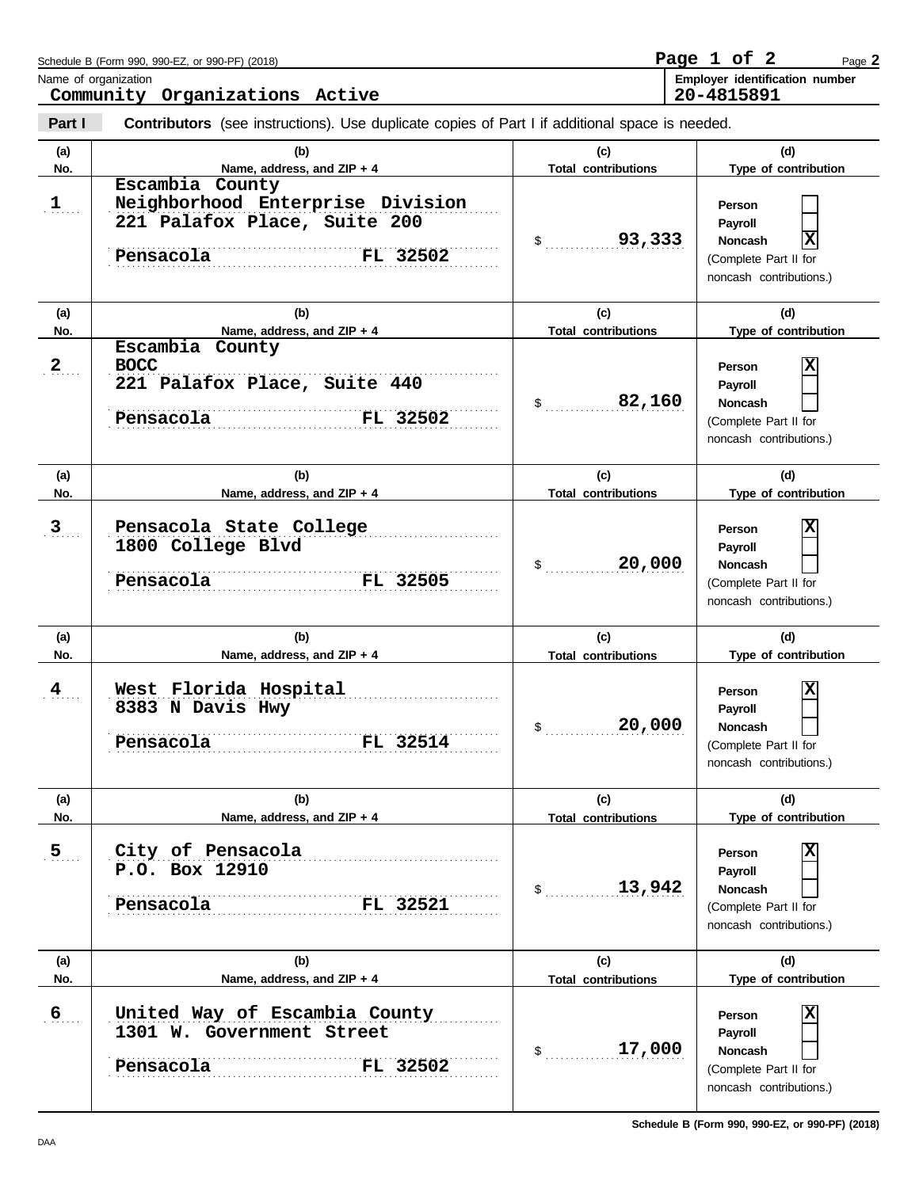Schedule B (Form 990, 990-EZ, or 990-PF) (2018)

Name of organization: **Community Organizations Active**

Employer identification number: **20-4815891**

**Part I** **Contributors** (see instructions). Use duplicate copies of Part I if additional space is needed.

| (a) No. | (b) Name, address, and ZIP + 4 | (c) Total contributions | (d) Type of contribution |
|---|---|---|---|
| 1 | Escambia County<br>Neighborhood Enterprise Division<br>221 Palafox Place, Suite 200<br>Pensacola FL 32502 | $ 93,333 | Person [ ]<br>Payroll [ ]<br>Noncash [X]<br>(Complete Part II for noncash contributions.) |
| 2 | Escambia County<br>BOCC<br>221 Palafox Place, Suite 440<br>Pensacola FL 32502 | $ 82,160 | Person [X]<br>Payroll [ ]<br>Noncash [ ]<br>(Complete Part II for noncash contributions.) |
| 3 | Pensacola State College<br>1800 College Blvd<br>Pensacola FL 32505 | $ 20,000 | Person [X]<br>Payroll [ ]<br>Noncash [ ]<br>(Complete Part II for noncash contributions.) |
| 4 | West Florida Hospital<br>8383 N Davis Hwy<br>Pensacola FL 32514 | $ 20,000 | Person [X]<br>Payroll [ ]<br>Noncash [ ]<br>(Complete Part II for noncash contributions.) |
| 5 | City of Pensacola<br>P.O. Box 12910<br>Pensacola FL 32521 | $ 13,942 | Person [X]<br>Payroll [ ]<br>Noncash [ ]<br>(Complete Part II for noncash contributions.) |
| 6 | United Way of Escambia County<br>1301 W. Government Street<br>Pensacola FL 32502 | $ 17,000 | Person [X]<br>Payroll [ ]<br>Noncash [ ]<br>(Complete Part II for noncash contributions.) |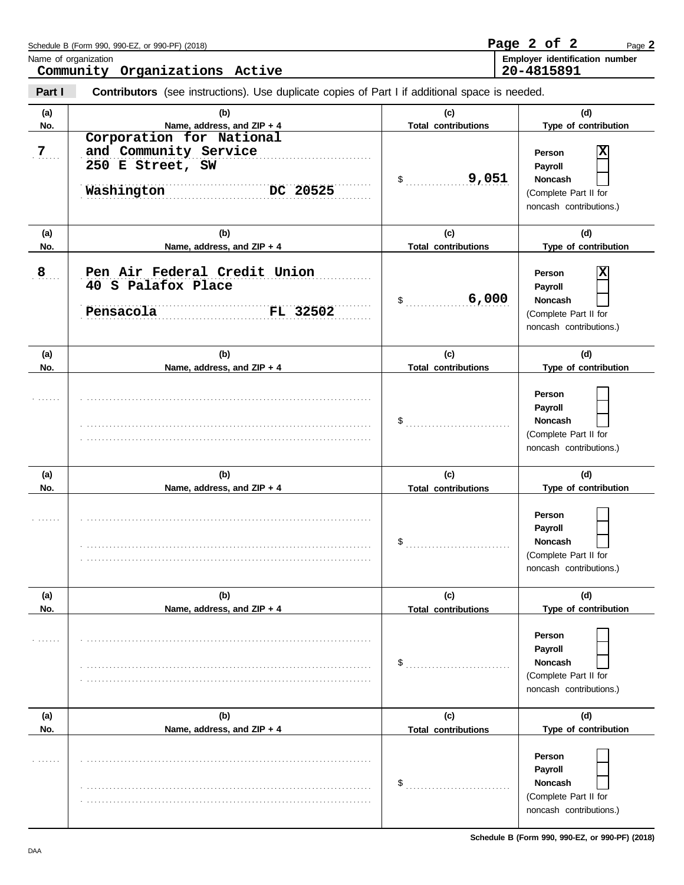Schedule B (Form 990, 990-EZ, or 990-PF) (2018)

Name of organization: **Community Organizations Active**

Employer identification number: **20-4815891**

**Part I** **Contributors** (see instructions). Use duplicate copies of Part I if additional space is needed.

| (a) No. | (b) Name, address, and ZIP + 4 | (c) Total contributions | (d) Type of contribution |
|---|---|---|---|
| 7 | Corporation for National and Community Service<br>250 E Street, SW<br>Washington DC 20525 | $ 9,051 | Person [X]<br>Payroll [ ]<br>Noncash [ ]<br>(Complete Part II for noncash contributions.) |
| 8 | Pen Air Federal Credit Union<br>40 S Palafox Place<br>Pensacola FL 32502 | $ 6,000 | Person [X]<br>Payroll [ ]<br>Noncash [ ]<br>(Complete Part II for noncash contributions.) |
| | | $ | Person [ ]<br>Payroll [ ]<br>Noncash [ ]<br>(Complete Part II for noncash contributions.) |
| | | $ | Person [ ]<br>Payroll [ ]<br>Noncash [ ]<br>(Complete Part II for noncash contributions.) |
| | | $ | Person [ ]<br>Payroll [ ]<br>Noncash [ ]<br>(Complete Part II for noncash contributions.) |
| | | $ | Person [ ]<br>Payroll [ ]<br>Noncash [ ]<br>(Complete Part II for noncash contributions.) |

Schedule B (Form 990, 990-EZ, or 990-PF) (2018)

DAA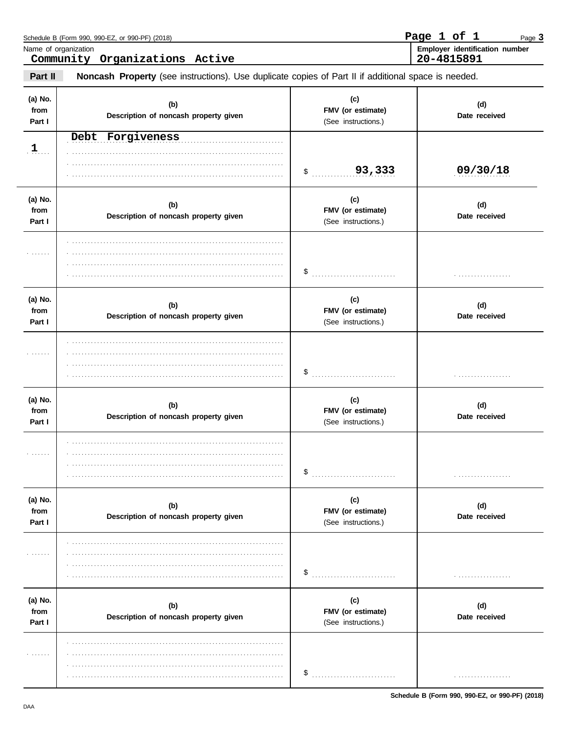Schedule B (Form 990, 990-EZ, or 990-PF) (2018)

Name of organization: **Community Organizations Active**

Employer identification number: **20-4815891**

## Part II — Noncash Property (see instructions). Use duplicate copies of Part II if additional space is needed.

| (a) No. from Part I | (b) Description of noncash property given | (c) FMV (or estimate) (See instructions.) | (d) Date received |
|---|---|---|---|
| 1 | Debt Forgiveness | $ 93,333 | 09/30/18 |

| (a) No. from Part I | (b) Description of noncash property given | (c) FMV (or estimate) (See instructions.) | (d) Date received |
|---|---|---|---|
| | | $ | |

| (a) No. from Part I | (b) Description of noncash property given | (c) FMV (or estimate) (See instructions.) | (d) Date received |
|---|---|---|---|
| | | $ | |

| (a) No. from Part I | (b) Description of noncash property given | (c) FMV (or estimate) (See instructions.) | (d) Date received |
|---|---|---|---|
| | | $ | |

| (a) No. from Part I | (b) Description of noncash property given | (c) FMV (or estimate) (See instructions.) | (d) Date received |
|---|---|---|---|
| | | $ | |

| (a) No. from Part I | (b) Description of noncash property given | (c) FMV (or estimate) (See instructions.) | (d) Date received |
|---|---|---|---|
| | | $ | |

Schedule B (Form 990, 990-EZ, or 990-PF) (2018)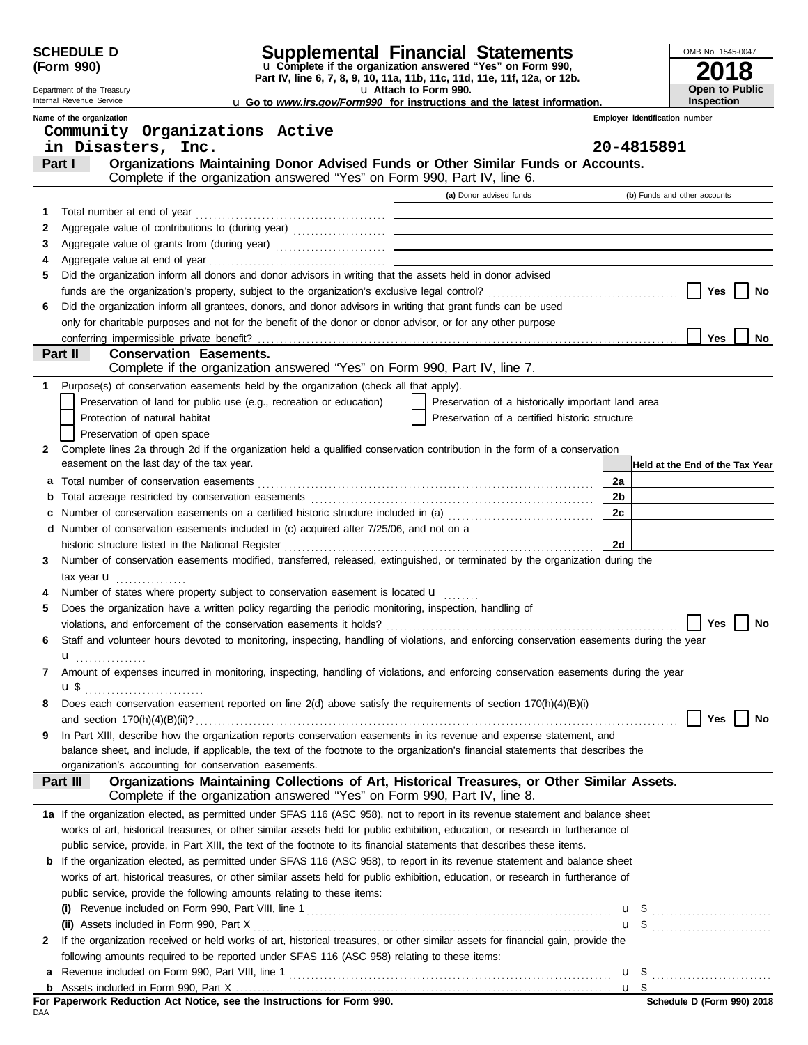**SCHEDULE D (Form 990)**

Department of the Treasury
Internal Revenue Service

# Supplemental Financial Statements

u Complete if the organization answered "Yes" on Form 990, Part IV, line 6, 7, 8, 9, 10, 11a, 11b, 11c, 11d, 11e, 11f, 12a, or 12b.
u Attach to Form 990.
u Go to *www.irs.gov/Form990* for instructions and the latest information.

OMB No. 1545-0047

**2018**

**Open to Public Inspection**

Name of the organization: Community Organizations Active in Disasters, Inc.

Employer identification number: 20-4815891

## Part I — Organizations Maintaining Donor Advised Funds or Other Similar Funds or Accounts.

Complete if the organization answered "Yes" on Form 990, Part IV, line 6.

| | | (a) Donor advised funds | (b) Funds and other accounts |
|---|---|---|---|
| 1 | Total number at end of year | | |
| 2 | Aggregate value of contributions to (during year) | | |
| 3 | Aggregate value of grants from (during year) | | |
| 4 | Aggregate value at end of year | | |

5 Did the organization inform all donors and donor advisors in writing that the assets held in donor advised funds are the organization's property, subject to the organization's exclusive legal control? ☐ Yes ☐ No

6 Did the organization inform all grantees, donors, and donor advisors in writing that grant funds can be used only for charitable purposes and not for the benefit of the donor or donor advisor, or for any other purpose conferring impermissible private benefit? ☐ Yes ☐ No

## Part II — Conservation Easements.

Complete if the organization answered "Yes" on Form 990, Part IV, line 7.

1 Purpose(s) of conservation easements held by the organization (check all that apply).

- ☐ Preservation of land for public use (e.g., recreation or education)
- ☐ Protection of natural habitat
- ☐ Preservation of open space
- ☐ Preservation of a historically important land area
- ☐ Preservation of a certified historic structure

2 Complete lines 2a through 2d if the organization held a qualified conservation contribution in the form of a conservation easement on the last day of the tax year.

| | | | Held at the End of the Tax Year |
|---|---|---|---|
| a | Total number of conservation easements | 2a | |
| b | Total acreage restricted by conservation easements | 2b | |
| c | Number of conservation easements on a certified historic structure included in (a) | 2c | |
| d | Number of conservation easements included in (c) acquired after 7/25/06, and not on a historic structure listed in the National Register | 2d | |

3 Number of conservation easements modified, transferred, released, extinguished, or terminated by the organization during the tax year u

4 Number of states where property subject to conservation easement is located u

5 Does the organization have a written policy regarding the periodic monitoring, inspection, handling of violations, and enforcement of the conservation easements it holds? ☐ Yes ☐ No

6 Staff and volunteer hours devoted to monitoring, inspecting, handling of violations, and enforcing conservation easements during the year u

7 Amount of expenses incurred in monitoring, inspecting, handling of violations, and enforcing conservation easements during the year u $

8 Does each conservation easement reported on line 2(d) above satisfy the requirements of section 170(h)(4)(B)(i) and section 170(h)(4)(B)(ii)? ☐ Yes ☐ No

9 In Part XIII, describe how the organization reports conservation easements in its revenue and expense statement, and balance sheet, and include, if applicable, the text of the footnote to the organization's financial statements that describes the organization's accounting for conservation easements.

## Part III — Organizations Maintaining Collections of Art, Historical Treasures, or Other Similar Assets.

Complete if the organization answered "Yes" on Form 990, Part IV, line 8.

1a If the organization elected, as permitted under SFAS 116 (ASC 958), not to report in its revenue statement and balance sheet works of art, historical treasures, or other similar assets held for public exhibition, education, or research in furtherance of public service, provide, in Part XIII, the text of the footnote to its financial statements that describes these items.

b If the organization elected, as permitted under SFAS 116 (ASC 958), to report in its revenue statement and balance sheet works of art, historical treasures, or other similar assets held for public exhibition, education, or research in furtherance of public service, provide the following amounts relating to these items:

(i) Revenue included on Form 990, Part VIII, line 1 u $

(ii) Assets included in Form 990, Part X u $

2 If the organization received or held works of art, historical treasures, or other similar assets for financial gain, provide the following amounts required to be reported under SFAS 116 (ASC 958) relating to these items:

a Revenue included on Form 990, Part VIII, line 1 u $

b Assets included in Form 990, Part X u $

**For Paperwork Reduction Act Notice, see the Instructions for Form 990.**

DAA

**Schedule D (Form 990) 2018**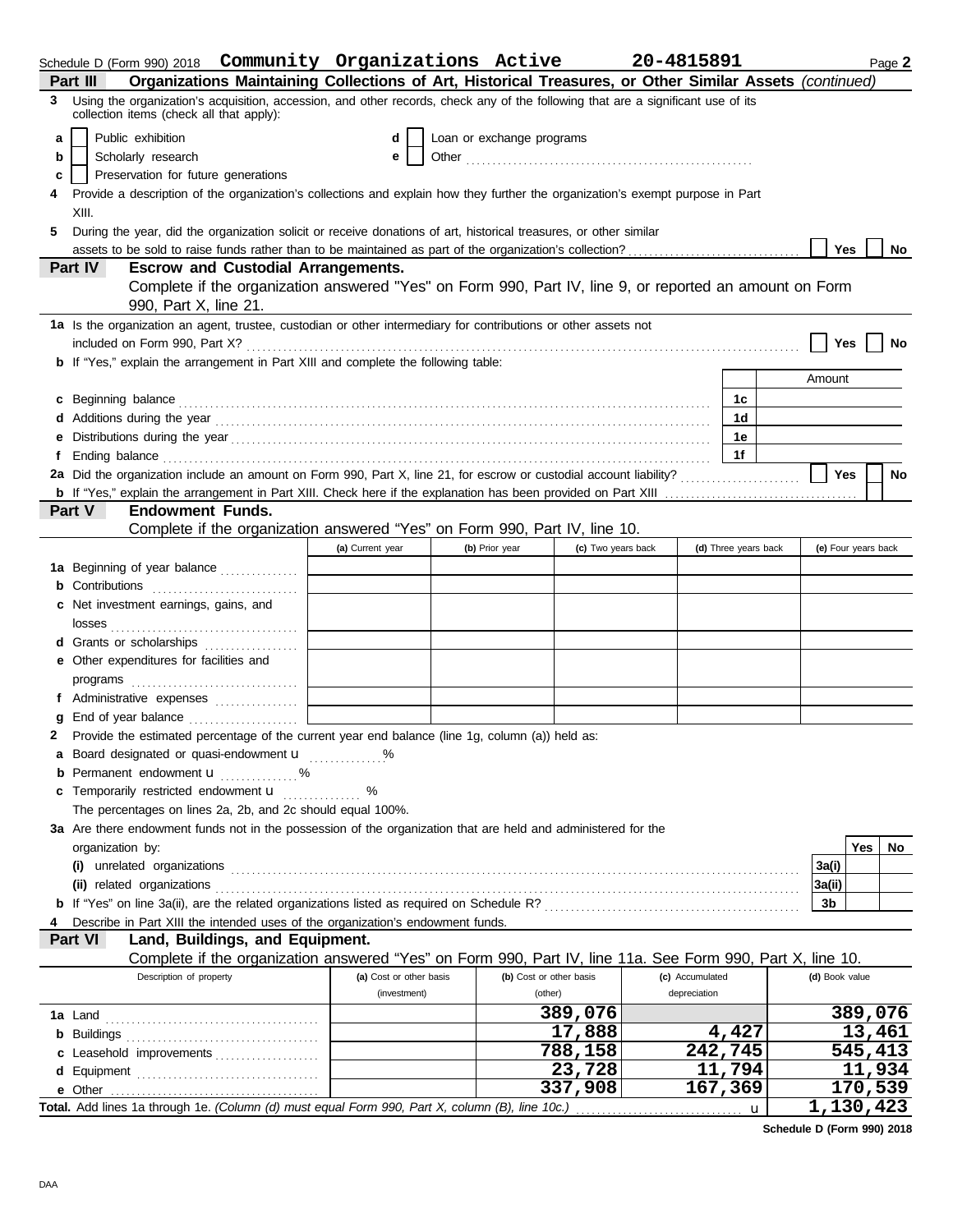Schedule D (Form 990) 2018 Community Organizations Active 20-4815891 Page **2**

## Part III Organizations Maintaining Collections of Art, Historical Treasures, or Other Similar Assets *(continued)*

**3** Using the organization's acquisition, accession, and other records, check any of the following that are a significant use of its collection items (check all that apply):

- **a** ☐ Public exhibition
- **b** ☐ Scholarly research
- **c** ☐ Preservation for future generations
- **d** ☐ Loan or exchange programs
- **e** ☐ Other

**4** Provide a description of the organization's collections and explain how they further the organization's exempt purpose in Part XIII.

**5** During the year, did the organization solicit or receive donations of art, historical treasures, or other similar assets to be sold to raise funds rather than to be maintained as part of the organization's collection? ☐ Yes ☐ No

## Part IV Escrow and Custodial Arrangements.

Complete if the organization answered "Yes" on Form 990, Part IV, line 9, or reported an amount on Form 990, Part X, line 21.

**1a** Is the organization an agent, trustee, custodian or other intermediary for contributions or other assets not included on Form 990, Part X? ☐ Yes ☐ No

**b** If "Yes," explain the arrangement in Part XIII and complete the following table:

| | | Amount |
|---|---|---|
| **c** Beginning balance | 1c | |
| **d** Additions during the year | 1d | |
| **e** Distributions during the year | 1e | |
| **f** Ending balance | 1f | |

**2a** Did the organization include an amount on Form 990, Part X, line 21, for escrow or custodial account liability? ☐ Yes ☐ No

**b** If "Yes," explain the arrangement in Part XIII. Check here if the explanation has been provided on Part XIII ☐

## Part V Endowment Funds.

Complete if the organization answered "Yes" on Form 990, Part IV, line 10.

| | (a) Current year | (b) Prior year | (c) Two years back | (d) Three years back | (e) Four years back |
|---|---|---|---|---|---|
| **1a** Beginning of year balance | | | | | |
| **b** Contributions | | | | | |
| **c** Net investment earnings, gains, and losses | | | | | |
| **d** Grants or scholarships | | | | | |
| **e** Other expenditures for facilities and programs | | | | | |
| **f** Administrative expenses | | | | | |
| **g** End of year balance | | | | | |

**2** Provide the estimated percentage of the current year end balance (line 1g, column (a)) held as:

- **a** Board designated or quasi-endowment u ............ %
- **b** Permanent endowment u ............ %
- **c** Temporarily restricted endowment u ............ %

The percentages on lines 2a, 2b, and 2c should equal 100%.

**3a** Are there endowment funds not in the possession of the organization that are held and administered for the organization by:

| | | Yes | No |
|---|---|---|---|
| **(i)** unrelated organizations | 3a(i) | | |
| **(ii)** related organizations | 3a(ii) | | |
| **b** If "Yes" on line 3a(ii), are the related organizations listed as required on Schedule R? | 3b | | |

**4** Describe in Part XIII the intended uses of the organization's endowment funds.

## Part VI Land, Buildings, and Equipment.

Complete if the organization answered "Yes" on Form 990, Part IV, line 11a. See Form 990, Part X, line 10.

| Description of property | (a) Cost or other basis (investment) | (b) Cost or other basis (other) | (c) Accumulated depreciation | (d) Book value |
|---|---|---|---|---|
| **1a** Land | | 389,076 | | 389,076 |
| **b** Buildings | | 17,888 | 4,427 | 13,461 |
| **c** Leasehold improvements | | 788,158 | 242,745 | 545,413 |
| **d** Equipment | | 23,728 | 11,794 | 11,934 |
| **e** Other | | 337,908 | 167,369 | 170,539 |
| **Total.** Add lines 1a through 1e. *(Column (d) must equal Form 990, Part X, column (B), line 10c.)* u | | | | 1,130,423 |

**Schedule D (Form 990) 2018**

DAA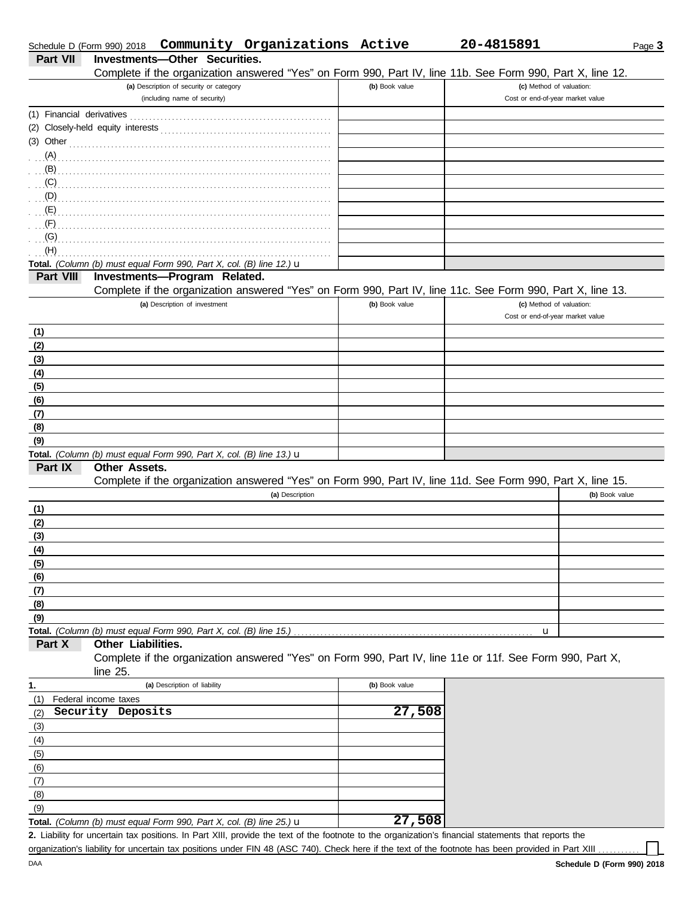Schedule D (Form 990) 2018 **Community Organizations Active** **20-4815891** Page **3**

## Part VII Investments—Other Securities.

Complete if the organization answered "Yes" on Form 990, Part IV, line 11b. See Form 990, Part X, line 12.

| (a) Description of security or category (including name of security) | (b) Book value | (c) Method of valuation: Cost or end-of-year market value |
|---|---|---|
| (1) Financial derivatives | | |
| (2) Closely-held equity interests | | |
| (3) Other | | |
| (A) | | |
| (B) | | |
| (C) | | |
| (D) | | |
| (E) | | |
| (F) | | |
| (G) | | |
| (H) | | |
| **Total.** *(Column (b) must equal Form 990, Part X, col. (B) line 12.)* u | | |

## Part VIII Investments—Program Related.

Complete if the organization answered "Yes" on Form 990, Part IV, line 11c. See Form 990, Part X, line 13.

| (a) Description of investment | (b) Book value | (c) Method of valuation: Cost or end-of-year market value |
|---|---|---|
| (1) | | |
| (2) | | |
| (3) | | |
| (4) | | |
| (5) | | |
| (6) | | |
| (7) | | |
| (8) | | |
| (9) | | |
| **Total.** *(Column (b) must equal Form 990, Part X, col. (B) line 13.)* u | | |

## Part IX Other Assets.

Complete if the organization answered "Yes" on Form 990, Part IV, line 11d. See Form 990, Part X, line 15.

| (a) Description | (b) Book value |
|---|---|
| (1) | |
| (2) | |
| (3) | |
| (4) | |
| (5) | |
| (6) | |
| (7) | |
| (8) | |
| (9) | |
| **Total.** *(Column (b) must equal Form 990, Part X, col. (B) line 15.)* u | |

## Part X Other Liabilities.

Complete if the organization answered "Yes" on Form 990, Part IV, line 11e or 11f. See Form 990, Part X, line 25.

| 1. (a) Description of liability | (b) Book value |
|---|---|
| (1) Federal income taxes | |
| (2) Security Deposits | 27,508 |
| (3) | |
| (4) | |
| (5) | |
| (6) | |
| (7) | |
| (8) | |
| (9) | |
| **Total.** *(Column (b) must equal Form 990, Part X, col. (B) line 25.)* u | 27,508 |

**2.** Liability for uncertain tax positions. In Part XIII, provide the text of the footnote to the organization's financial statements that reports the organization's liability for uncertain tax positions under FIN 48 (ASC 740). Check here if the text of the footnote has been provided in Part XIII ☐

DAA **Schedule D (Form 990) 2018**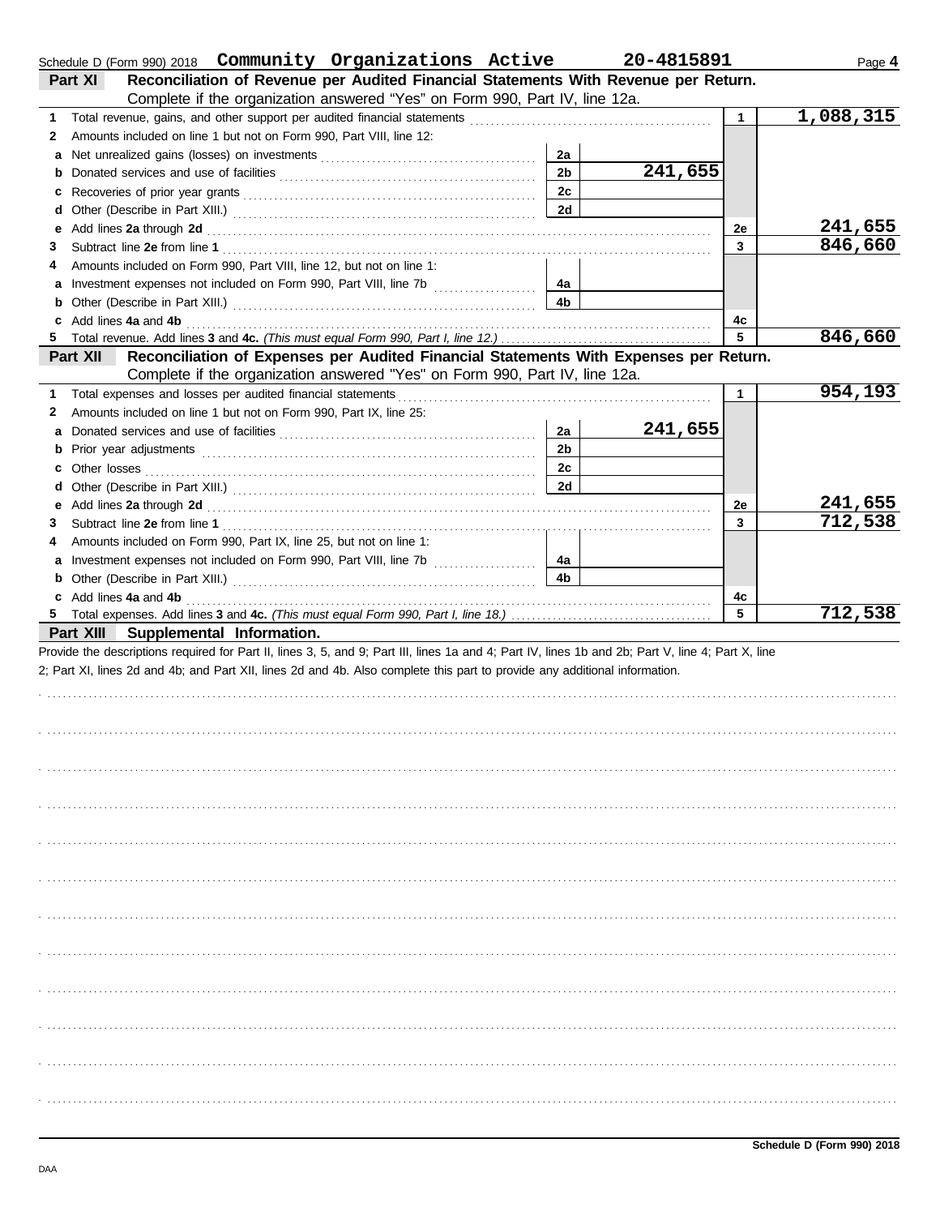Schedule D (Form 990) 2018 **Community Organizations Active** **20-4815891** Page **4**

## Part XI Reconciliation of Revenue per Audited Financial Statements With Revenue per Return.

Complete if the organization answered "Yes" on Form 990, Part IV, line 12a.

| | | | | | |
|---|---|---|---|---|---|
| **1** | Total revenue, gains, and other support per audited financial statements | | | 1 | 1,088,315 |
| **2** | Amounts included on line 1 but not on Form 990, Part VIII, line 12: | | | | |
| **a** | Net unrealized gains (losses) on investments | 2a | | | |
| **b** | Donated services and use of facilities | 2b | 241,655 | | |
| **c** | Recoveries of prior year grants | 2c | | | |
| **d** | Other (Describe in Part XIII.) | 2d | | | |
| **e** | Add lines **2a** through **2d** | | | 2e | 241,655 |
| **3** | Subtract line **2e** from line **1** | | | 3 | 846,660 |
| **4** | Amounts included on Form 990, Part VIII, line 12, but not on line 1: | | | | |
| **a** | Investment expenses not included on Form 990, Part VIII, line 7b | 4a | | | |
| **b** | Other (Describe in Part XIII.) | 4b | | | |
| **c** | Add lines **4a** and **4b** | | | 4c | |
| **5** | Total revenue. Add lines **3** and **4c.** *(This must equal Form 990, Part I, line 12.)* | | | 5 | 846,660 |

## Part XII Reconciliation of Expenses per Audited Financial Statements With Expenses per Return.

Complete if the organization answered "Yes" on Form 990, Part IV, line 12a.

| | | | | | |
|---|---|---|---|---|---|
| **1** | Total expenses and losses per audited financial statements | | | 1 | 954,193 |
| **2** | Amounts included on line 1 but not on Form 990, Part IX, line 25: | | | | |
| **a** | Donated services and use of facilities | 2a | 241,655 | | |
| **b** | Prior year adjustments | 2b | | | |
| **c** | Other losses | 2c | | | |
| **d** | Other (Describe in Part XIII.) | 2d | | | |
| **e** | Add lines **2a** through **2d** | | | 2e | 241,655 |
| **3** | Subtract line **2e** from line **1** | | | 3 | 712,538 |
| **4** | Amounts included on Form 990, Part IX, line 25, but not on line 1: | | | | |
| **a** | Investment expenses not included on Form 990, Part VIII, line 7b | 4a | | | |
| **b** | Other (Describe in Part XIII.) | 4b | | | |
| **c** | Add lines **4a** and **4b** | | | 4c | |
| **5** | Total expenses. Add lines **3** and **4c.** *(This must equal Form 990, Part I, line 18.)* | | | 5 | 712,538 |

## Part XIII Supplemental Information.

Provide the descriptions required for Part II, lines 3, 5, and 9; Part III, lines 1a and 4; Part IV, lines 1b and 2b; Part V, line 4; Part X, line 2; Part XI, lines 2d and 4b; and Part XII, lines 2d and 4b. Also complete this part to provide any additional information.

DAA

**Schedule D (Form 990) 2018**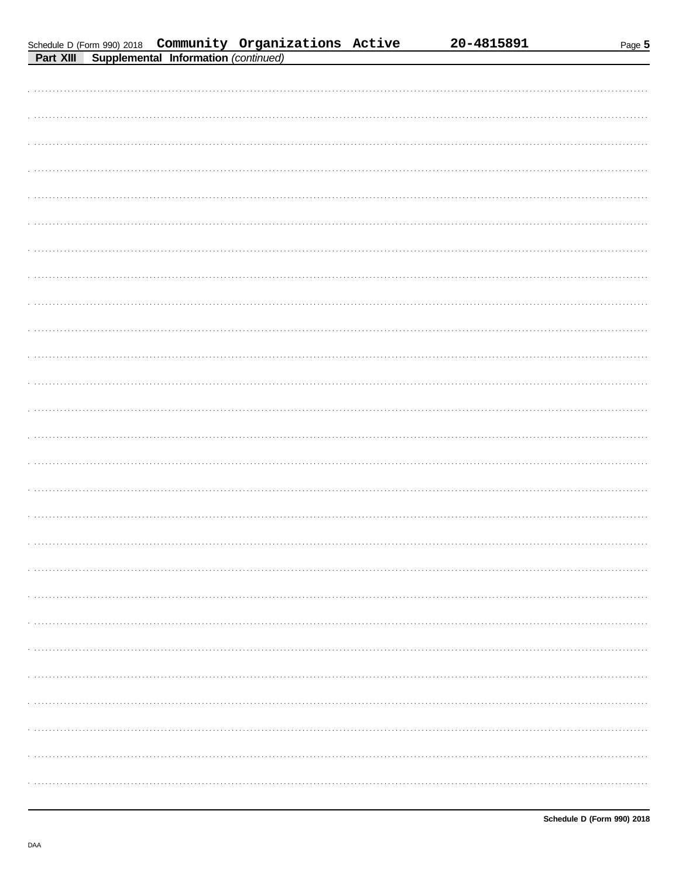Schedule D (Form 990) 2018 Community Organizations Active 20-4815891

**Part XIII** **Supplemental Information** *(continued)*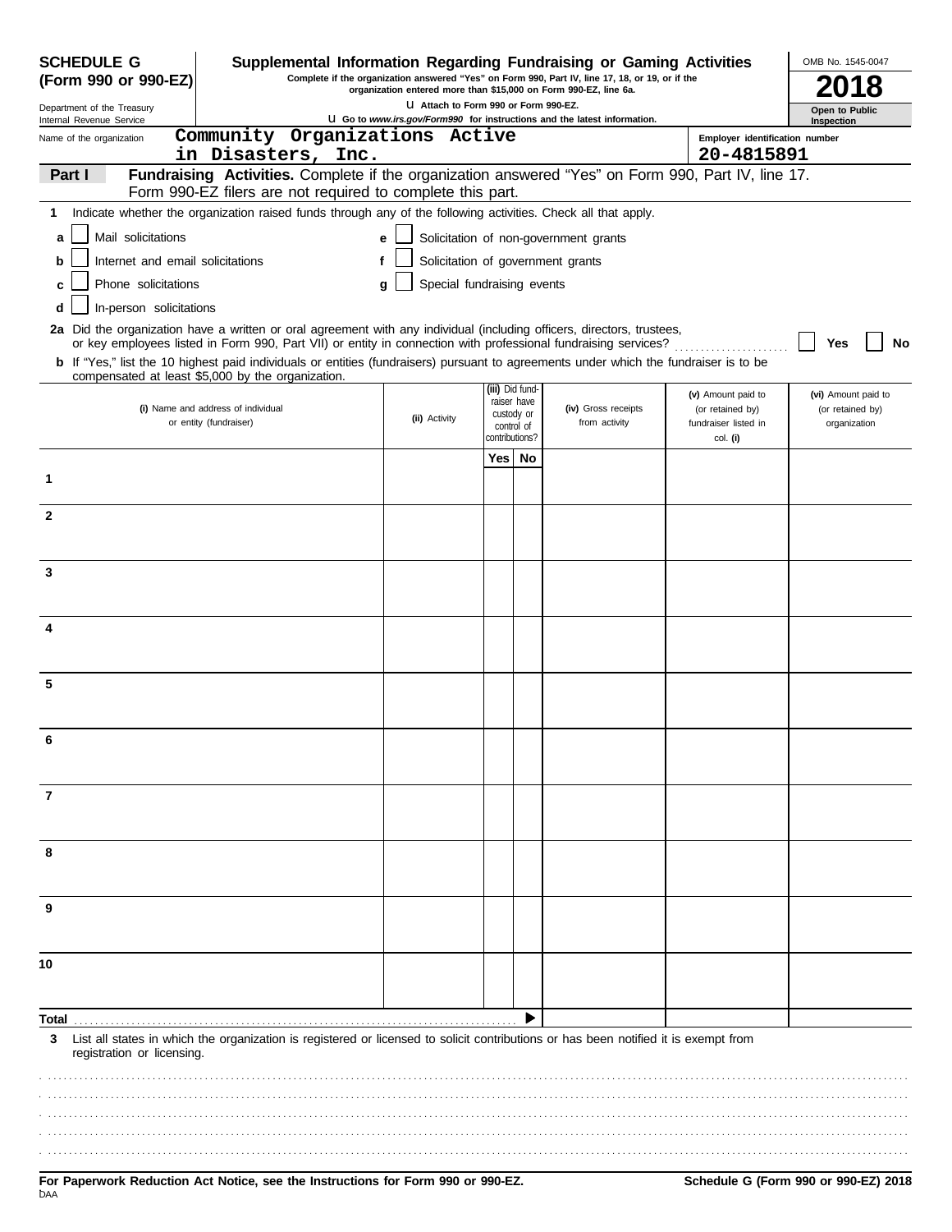**SCHEDULE G (Form 990 or 990-EZ)**

Department of the Treasury
Internal Revenue Service

# Supplemental Information Regarding Fundraising or Gaming Activities

Complete if the organization answered "Yes" on Form 990, Part IV, line 17, 18, or 19, or if the organization entered more than $15,000 on Form 990-EZ, line 6a.

u Attach to Form 990 or Form 990-EZ.

u Go to *www.irs.gov/Form990* for instructions and the latest information.

OMB No. 1545-0047

**2018**

**Open to Public Inspection**

Name of the organization: Community Organizations Active in Disasters, Inc.

Employer identification number: 20-4815891

**Part I** **Fundraising Activities.** Complete if the organization answered "Yes" on Form 990, Part IV, line 17. Form 990-EZ filers are not required to complete this part.

**1** Indicate whether the organization raised funds through any of the following activities. Check all that apply.

- **a** ☐ Mail solicitations
- **b** ☐ Internet and email solicitations
- **c** ☐ Phone solicitations
- **d** ☐ In-person solicitations
- **e** ☐ Solicitation of non-government grants
- **f** ☐ Solicitation of government grants
- **g** ☐ Special fundraising events

**2a** Did the organization have a written or oral agreement with any individual (including officers, directors, trustees, or key employees listed in Form 990, Part VII) or entity in connection with professional fundraising services? ☐ Yes ☐ No

**b** If "Yes," list the 10 highest paid individuals or entities (fundraisers) pursuant to agreements under which the fundraiser is to be compensated at least $5,000 by the organization.

| | (i) Name and address of individual or entity (fundraiser) | (ii) Activity | (iii) Did fund-raiser have custody or control of contributions? Yes | No | (iv) Gross receipts from activity | (v) Amount paid to (or retained by) fundraiser listed in col. (i) | (vi) Amount paid to (or retained by) organization |
|---|---|---|---|---|---|---|---|
| 1 | | | | | | | |
| 2 | | | | | | | |
| 3 | | | | | | | |
| 4 | | | | | | | |
| 5 | | | | | | | |
| 6 | | | | | | | |
| 7 | | | | | | | |
| 8 | | | | | | | |
| 9 | | | | | | | |
| 10 | | | | | | | |
| **Total** | | | | ▶ | | | |

**3** List all states in which the organization is registered or licensed to solicit contributions or has been notified it is exempt from registration or licensing.

**For Paperwork Reduction Act Notice, see the Instructions for Form 990 or 990-EZ.**

**Schedule G (Form 990 or 990-EZ) 2018**

DAA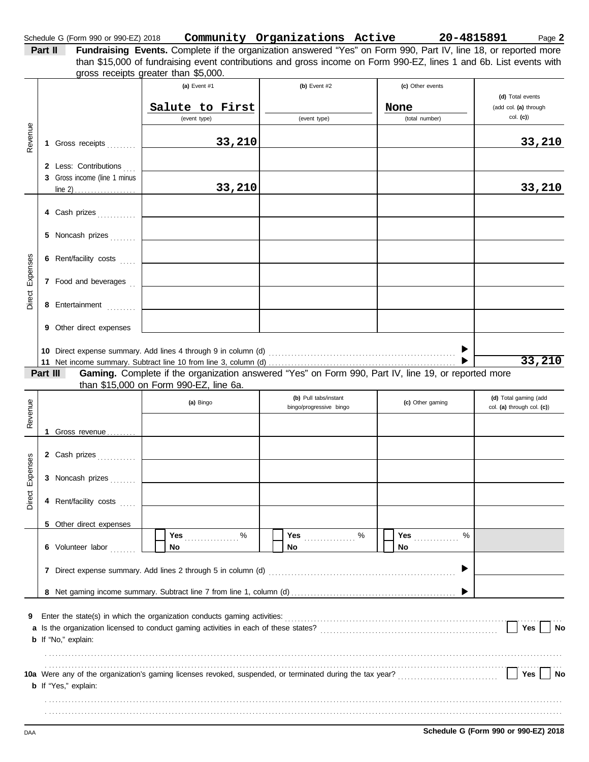Schedule G (Form 990 or 990-EZ) 2018 **Community Organizations Active** **20-4815891** Page **2**

**Part II** **Fundraising Events.** Complete if the organization answered "Yes" on Form 990, Part IV, line 18, or reported more than $15,000 of fundraising event contributions and gross income on Form 990-EZ, lines 1 and 6b. List events with gross receipts greater than $5,000.

| | | (a) Event #1 | (b) Event #2 | (c) Other events | (d) Total events (add col. (a) through col. (c)) |
|---|---|---|---|---|---|
| | | Salute to First (event type) | (event type) | None (total number) | |
| Revenue | 1 Gross receipts | 33,210 | | | 33,210 |
| | 2 Less: Contributions | | | | |
| | 3 Gross income (line 1 minus line 2) | 33,210 | | | 33,210 |
| Direct Expenses | 4 Cash prizes | | | | |
| | 5 Noncash prizes | | | | |
| | 6 Rent/facility costs | | | | |
| | 7 Food and beverages | | | | |
| | 8 Entertainment | | | | |
| | 9 Other direct expenses | | | | |

10 Direct expense summary. Add lines 4 through 9 in column (d) ▶

11 Net income summary. Subtract line 10 from line 3, column (d) ▶ **33,210**

**Part III** **Gaming.** Complete if the organization answered "Yes" on Form 990, Part IV, line 19, or reported more than $15,000 on Form 990-EZ, line 6a.

| | | (a) Bingo | (b) Pull tabs/instant bingo/progressive bingo | (c) Other gaming | (d) Total gaming (add col. (a) through col. (c)) |
|---|---|---|---|---|---|
| Revenue | 1 Gross revenue | | | | |
| Direct Expenses | 2 Cash prizes | | | | |
| | 3 Noncash prizes | | | | |
| | 4 Rent/facility costs | | | | |
| | 5 Other direct expenses | | | | |
| | 6 Volunteer labor | ☐ Yes ....... % ☐ No | ☐ Yes ....... % ☐ No | ☐ Yes ....... % ☐ No | |

7 Direct expense summary. Add lines 2 through 5 in column (d) ▶

8 Net gaming income summary. Subtract line 7 from line 1, column (d) ▶

9 Enter the state(s) in which the organization conducts gaming activities:

a Is the organization licensed to conduct gaming activities in each of these states? ☐ Yes ☐ No

b If "No," explain:

10a Were any of the organization's gaming licenses revoked, suspended, or terminated during the tax year? ☐ Yes ☐ No

b If "Yes," explain:

DAA **Schedule G (Form 990 or 990-EZ) 2018**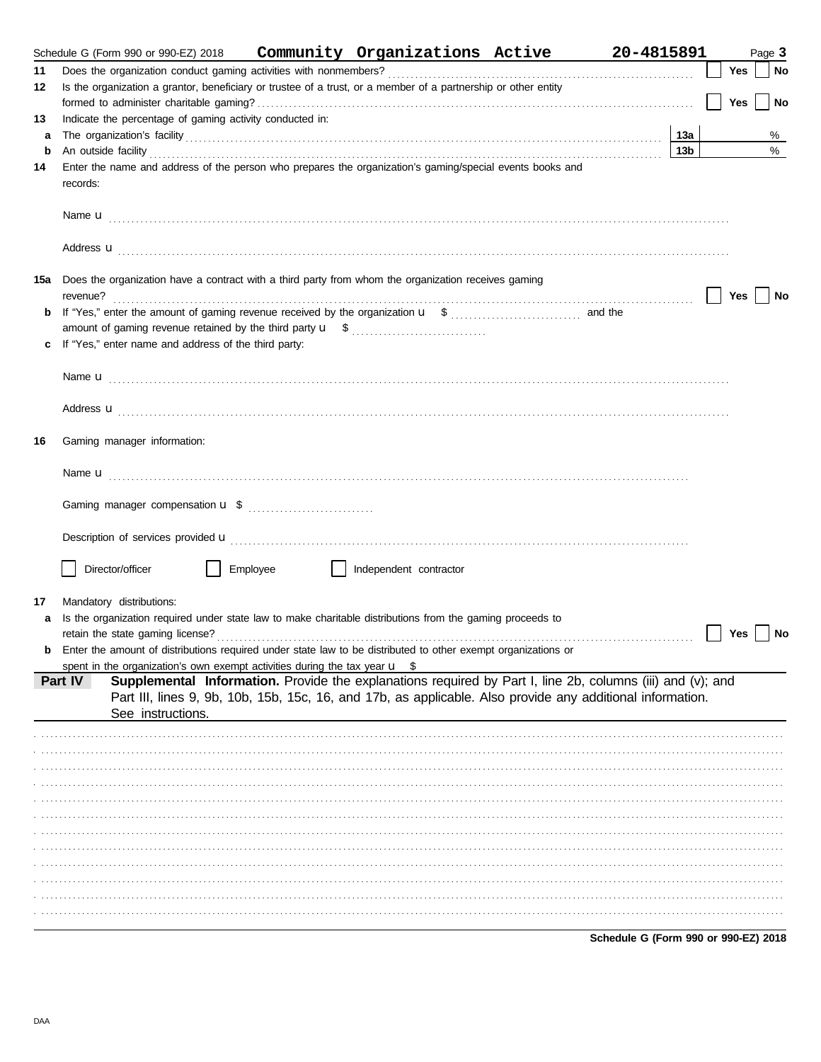Schedule G (Form 990 or 990-EZ) 2018 **Community Organizations Active** **20-4815891** Page **3**

**11** Does the organization conduct gaming activities with nonmembers? ☐ Yes ☐ No

**12** Is the organization a grantor, beneficiary or trustee of a trust, or a member of a partnership or other entity formed to administer charitable gaming? ☐ Yes ☐ No

**13** Indicate the percentage of gaming activity conducted in:

**a** The organization's facility **13a** %

**b** An outside facility **13b** %

**14** Enter the name and address of the person who prepares the organization's gaming/special events books and records:

Name u

Address u

**15a** Does the organization have a contract with a third party from whom the organization receives gaming revenue? ☐ Yes ☐ No

**b** If "Yes," enter the amount of gaming revenue received by the organization u $ and the amount of gaming revenue retained by the third party u $

**c** If "Yes," enter name and address of the third party:

Name u

Address u

**16** Gaming manager information:

Name u

Gaming manager compensation u $

Description of services provided u

☐ Director/officer ☐ Employee ☐ Independent contractor

**17** Mandatory distributions:

**a** Is the organization required under state law to make charitable distributions from the gaming proceeds to retain the state gaming license? ☐ Yes ☐ No

**b** Enter the amount of distributions required under state law to be distributed to other exempt organizations or spent in the organization's own exempt activities during the tax year u $

**Part IV** **Supplemental Information.** Provide the explanations required by Part I, line 2b, columns (iii) and (v); and Part III, lines 9, 9b, 10b, 15b, 15c, 16, and 17b, as applicable. Also provide any additional information. See instructions.

**Schedule G (Form 990 or 990-EZ) 2018**

DAA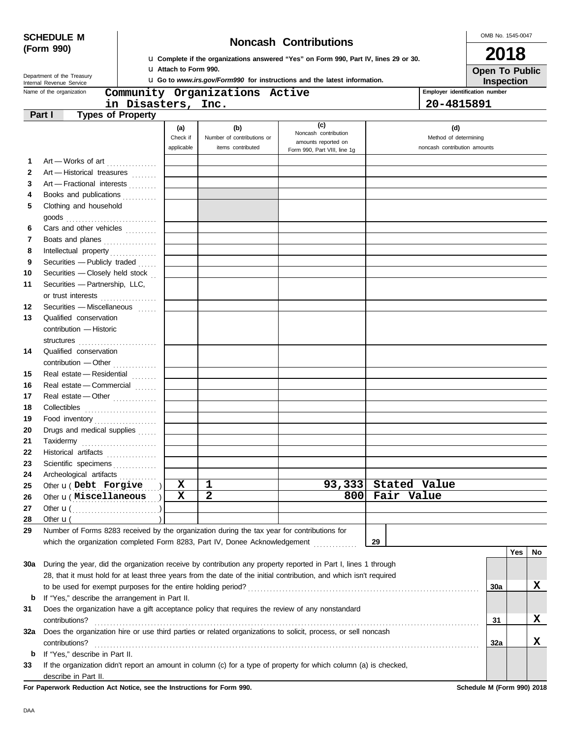**SCHEDULE M (Form 990)**

Department of the Treasury
Internal Revenue Service

# Noncash Contributions

u Complete if the organizations answered "Yes" on Form 990, Part IV, lines 29 or 30.
u Attach to Form 990.
u Go to *www.irs.gov/Form990* for instructions and the latest information.

OMB No. 1545-0047

**2018**

**Open To Public Inspection**

Name of the organization: Community Organizations Active in Disasters, Inc.

Employer identification number: 20-4815891

## Part I Types of Property

| | | (a) Check if applicable | (b) Number of contributions or items contributed | (c) Noncash contribution amounts reported on Form 990, Part VIII, line 1g | (d) Method of determining noncash contribution amounts |
|---|---|---|---|---|---|
| 1 | Art — Works of art | | | | |
| 2 | Art — Historical treasures | | | | |
| 3 | Art — Fractional interests | | | | |
| 4 | Books and publications | | | | |
| 5 | Clothing and household goods | | | | |
| 6 | Cars and other vehicles | | | | |
| 7 | Boats and planes | | | | |
| 8 | Intellectual property | | | | |
| 9 | Securities — Publicly traded | | | | |
| 10 | Securities — Closely held stock | | | | |
| 11 | Securities — Partnership, LLC, or trust interests | | | | |
| 12 | Securities — Miscellaneous | | | | |
| 13 | Qualified conservation contribution — Historic structures | | | | |
| 14 | Qualified conservation contribution — Other | | | | |
| 15 | Real estate — Residential | | | | |
| 16 | Real estate — Commercial | | | | |
| 17 | Real estate — Other | | | | |
| 18 | Collectibles | | | | |
| 19 | Food inventory | | | | |
| 20 | Drugs and medical supplies | | | | |
| 21 | Taxidermy | | | | |
| 22 | Historical artifacts | | | | |
| 23 | Scientific specimens | | | | |
| 24 | Archeological artifacts | | | | |
| 25 | Other u ( Debt Forgive ) | X | 1 | 93,333 | Stated Value |
| 26 | Other u ( Miscellaneous ) | X | 2 | 800 | Fair Value |
| 27 | Other u ( ) | | | | |
| 28 | Other u ( ) | | | | |

29 Number of Forms 8283 received by the organization during the tax year for contributions for which the organization completed Form 8283, Part IV, Donee Acknowledgement . . . 29

| | | | Yes | No |
|---|---|---|---|---|
| 30a | During the year, did the organization receive by contribution any property reported in Part I, lines 1 through 28, that it must hold for at least three years from the date of the initial contribution, and which isn't required to be used for exempt purposes for the entire holding period? | 30a | | X |
| b | If "Yes," describe the arrangement in Part II. | | | |
| 31 | Does the organization have a gift acceptance policy that requires the review of any nonstandard contributions? | 31 | | X |
| 32a | Does the organization hire or use third parties or related organizations to solicit, process, or sell noncash contributions? | 32a | | X |
| b | If "Yes," describe in Part II. | | | |
| 33 | If the organization didn't report an amount in column (c) for a type of property for which column (a) is checked, describe in Part II. | | | |

**For Paperwork Reduction Act Notice, see the Instructions for Form 990.** **Schedule M (Form 990) 2018**

DAA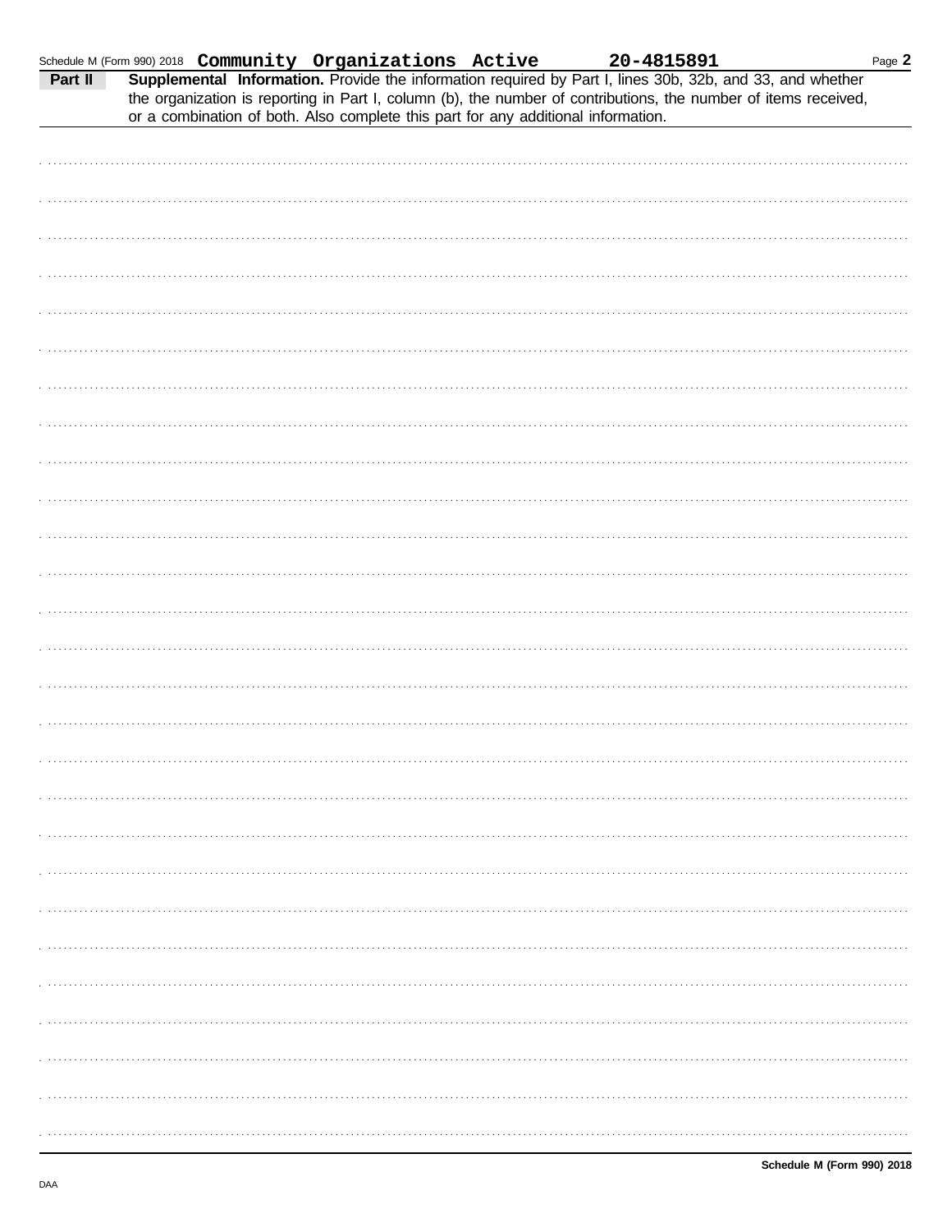Schedule M (Form 990) 2018 **Community Organizations Active** **20-4815891**

**Part II** **Supplemental Information.** Provide the information required by Part I, lines 30b, 32b, and 33, and whether the organization is reporting in Part I, column (b), the number of contributions, the number of items received, or a combination of both. Also complete this part for any additional information.

**Schedule M (Form 990) 2018**

DAA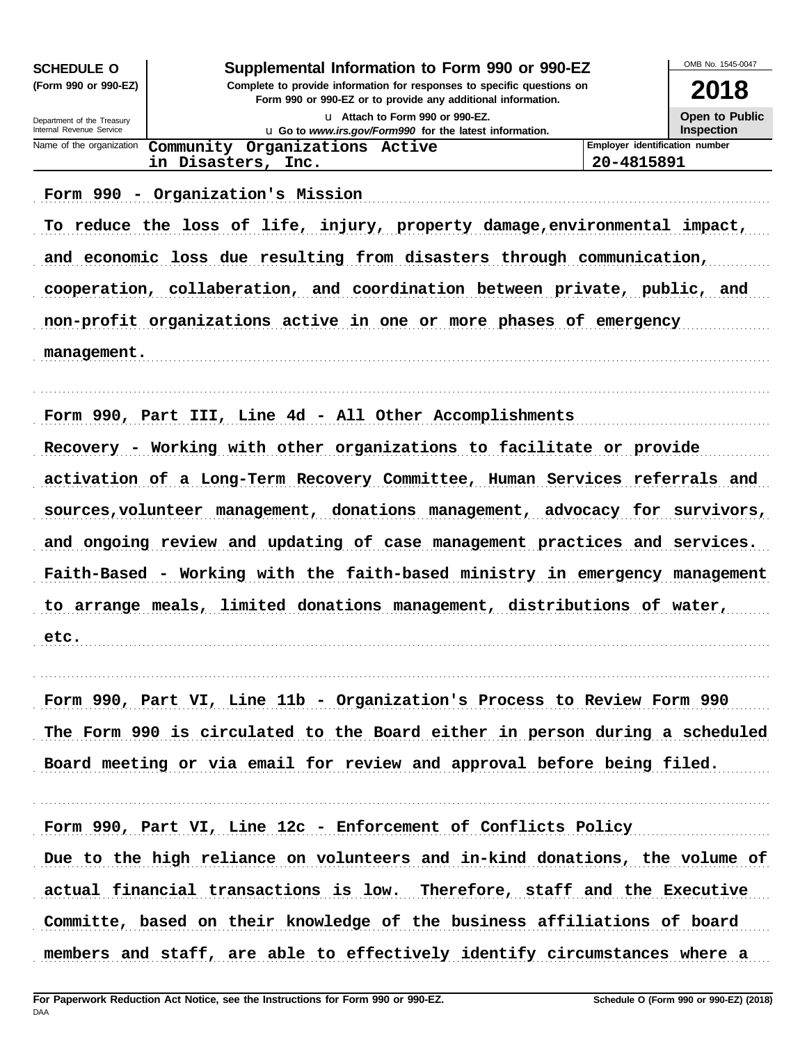**SCHEDULE O (Form 990 or 990-EZ)**

Department of the Treasury
Internal Revenue Service

# Supplemental Information to Form 990 or 990-EZ

**Complete to provide information for responses to specific questions on Form 990 or 990-EZ or to provide any additional information.**

u Attach to Form 990 or 990-EZ.

u Go to *www.irs.gov/Form990* for the latest information.

OMB No. 1545-0047

**2018**

**Open to Public Inspection**

| Name of the organization | Employer identification number |
|---|---|
| Community Organizations Active in Disasters, Inc. | 20-4815891 |

Form 990 - Organization's Mission

To reduce the loss of life, injury, property damage,environmental impact, and economic loss due resulting from disasters through communication, cooperation, collaberation, and coordination between private, public, and non-profit organizations active in one or more phases of emergency management.

Form 990, Part III, Line 4d - All Other Accomplishments

Recovery - Working with other organizations to facilitate or provide activation of a Long-Term Recovery Committee, Human Services referrals and sources,volunteer management, donations management, advocacy for survivors, and ongoing review and updating of case management practices and services. Faith-Based - Working with the faith-based ministry in emergency management to arrange meals, limited donations management, distributions of water, etc.

Form 990, Part VI, Line 11b - Organization's Process to Review Form 990

The Form 990 is circulated to the Board either in person during a scheduled Board meeting or via email for review and approval before being filed.

Form 990, Part VI, Line 12c - Enforcement of Conflicts Policy

Due to the high reliance on volunteers and in-kind donations, the volume of actual financial transactions is low. Therefore, staff and the Executive Committe, based on their knowledge of the business affiliations of board members and staff, are able to effectively identify circumstances where a

**For Paperwork Reduction Act Notice, see the Instructions for Form 990 or 990-EZ.**

**Schedule O (Form 990 or 990-EZ) (2018)**

DAA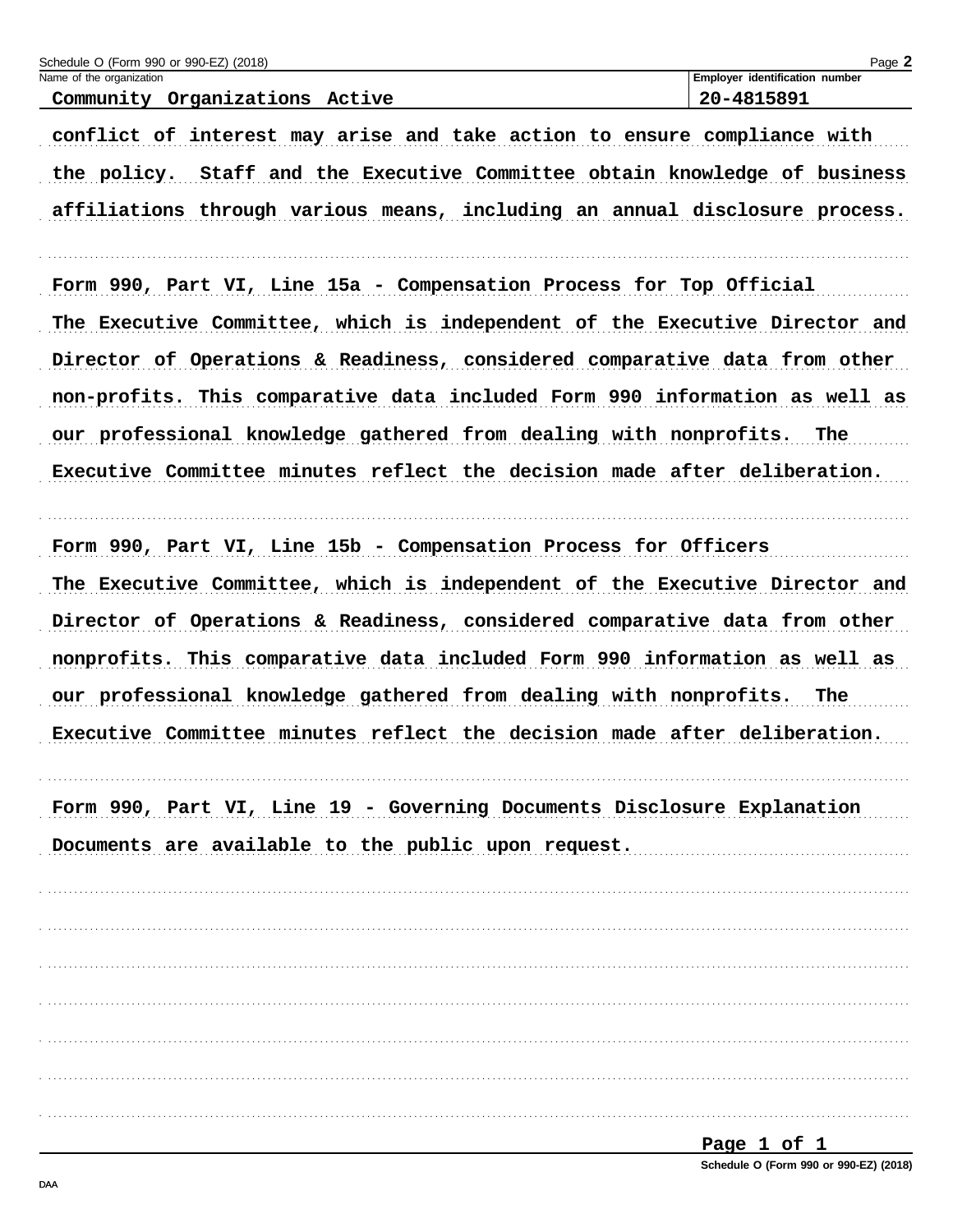Name of the organization: Community Organizations Active

Employer identification number: 20-4815891

conflict of interest may arise and take action to ensure compliance with the policy. Staff and the Executive Committee obtain knowledge of business affiliations through various means, including an annual disclosure process.

Form 990, Part VI, Line 15a - Compensation Process for Top Official

The Executive Committee, which is independent of the Executive Director and Director of Operations & Readiness, considered comparative data from other non-profits. This comparative data included Form 990 information as well as our professional knowledge gathered from dealing with nonprofits. The Executive Committee minutes reflect the decision made after deliberation.

Form 990, Part VI, Line 15b - Compensation Process for Officers

The Executive Committee, which is independent of the Executive Director and Director of Operations & Readiness, considered comparative data from other nonprofits. This comparative data included Form 990 information as well as our professional knowledge gathered from dealing with nonprofits. The Executive Committee minutes reflect the decision made after deliberation.

Form 990, Part VI, Line 19 - Governing Documents Disclosure Explanation

Documents are available to the public upon request.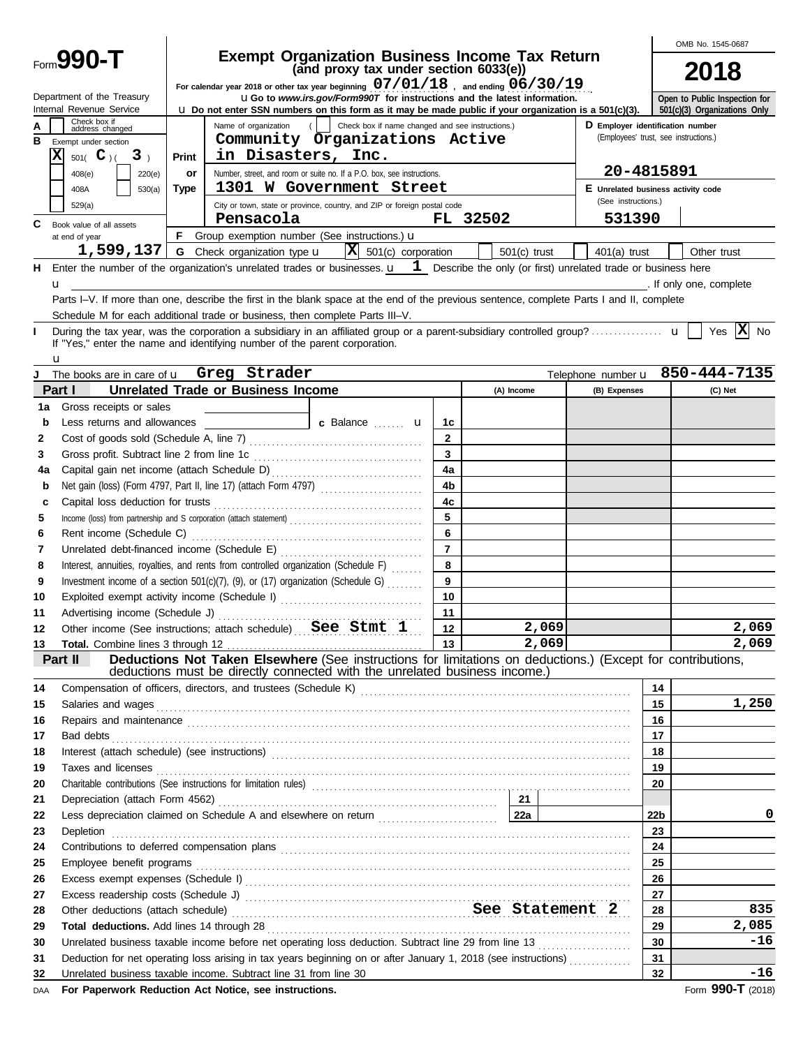Form **990-T**

Department of the Treasury
Internal Revenue Service

# Exempt Organization Business Income Tax Return
## (and proxy tax under section 6033(e))

For calendar year 2018 or other tax year beginning 07/01/18 , and ending 06/30/19

u Go to *www.irs.gov/Form990T* for instructions and the latest information.

u Do not enter SSN numbers on this form as it may be made public if your organization is a 501(c)(3).

OMB No. 1545-0687

**2018**

Open to Public Inspection for 501(c)(3) Organizations Only

A Check box if address changed [ ]

B Exempt under section
[X] 501( C )( 3 )
[ ] 408(e) [ ] 220(e)
[ ] 408A [ ] 530(a)
[ ] 529(a)

Print or Type

Name of organization ( [ ] Check box if name changed and see instructions.)
Community Organizations Active in Disasters, Inc.

Number, street, and room or suite no. If a P.O. box, see instructions.
1301 W Government Street

City or town, state or province, country, and ZIP or foreign postal code
Pensacola FL 32502

D Employer identification number (Employees' trust, see instructions.)
20-4815891

E Unrelated business activity code (See instructions.)
531390

C Book value of all assets at end of year
1,599,137

F Group exemption number (See instructions.) u

G Check organization type u [X] 501(c) corporation [ ] 501(c) trust [ ] 401(a) trust [ ] Other trust

H Enter the number of the organization's unrelated trades or businesses. u 1 Describe the only (or first) unrelated trade or business here u . If only one, complete Parts I–V. If more than one, describe the first in the blank space at the end of the previous sentence, complete Parts I and II, complete Schedule M for each additional trade or business, then complete Parts III–V.

I During the tax year, was the corporation a subsidiary in an affiliated group or a parent-subsidiary controlled group? u [ ] Yes [X] No
If "Yes," enter the name and identifying number of the parent corporation. u

J The books are in care of u Greg Strader Telephone number u 850-444-7135

**Part I Unrelated Trade or Business Income**

| | | | (A) Income | (B) Expenses | (C) Net |
|---|---|---|---|---|---|
| 1a | Gross receipts or sales | | | | |
| b | Less returns and allowances c Balance u | 1c | | | |
| 2 | Cost of goods sold (Schedule A, line 7) | 2 | | | |
| 3 | Gross profit. Subtract line 2 from line 1c | 3 | | | |
| 4a | Capital gain net income (attach Schedule D) | 4a | | | |
| b | Net gain (loss) (Form 4797, Part II, line 17) (attach Form 4797) | 4b | | | |
| c | Capital loss deduction for trusts | 4c | | | |
| 5 | Income (loss) from partnership and S corporation (attach statement) | 5 | | | |
| 6 | Rent income (Schedule C) | 6 | | | |
| 7 | Unrelated debt-financed income (Schedule E) | 7 | | | |
| 8 | Interest, annuities, royalties, and rents from controlled organization (Schedule F) | 8 | | | |
| 9 | Investment income of a section 501(c)(7), (9), or (17) organization (Schedule G) | 9 | | | |
| 10 | Exploited exempt activity income (Schedule I) | 10 | | | |
| 11 | Advertising income (Schedule J) | 11 | | | |
| 12 | Other income (See instructions; attach schedule) See Stmt 1 | 12 | 2,069 | | 2,069 |
| 13 | **Total.** Combine lines 3 through 12 | 13 | 2,069 | | 2,069 |

**Part II Deductions Not Taken Elsewhere** (See instructions for limitations on deductions.) (Except for contributions, deductions must be directly connected with the unrelated business income.)

| | | | |
|---|---|---|---|
| 14 | Compensation of officers, directors, and trustees (Schedule K) | 14 | |
| 15 | Salaries and wages | 15 | 1,250 |
| 16 | Repairs and maintenance | 16 | |
| 17 | Bad debts | 17 | |
| 18 | Interest (attach schedule) (see instructions) | 18 | |
| 19 | Taxes and licenses | 19 | |
| 20 | Charitable contributions (See instructions for limitation rules) | 20 | |
| 21 | Depreciation (attach Form 4562) 21 | | |
| 22 | Less depreciation claimed on Schedule A and elsewhere on return 22a | 22b | 0 |
| 23 | Depletion | 23 | |
| 24 | Contributions to deferred compensation plans | 24 | |
| 25 | Employee benefit programs | 25 | |
| 26 | Excess exempt expenses (Schedule I) | 26 | |
| 27 | Excess readership costs (Schedule J) | 27 | |
| 28 | Other deductions (attach schedule) See Statement 2 | 28 | 835 |
| 29 | **Total deductions.** Add lines 14 through 28 | 29 | 2,085 |
| 30 | Unrelated business taxable income before net operating loss deduction. Subtract line 29 from line 13 | 30 | -16 |
| 31 | Deduction for net operating loss arising in tax years beginning on or after January 1, 2018 (see instructions) | 31 | |
| 32 | Unrelated business taxable income. Subtract line 31 from line 30 | 32 | -16 |

DAA **For Paperwork Reduction Act Notice, see instructions.** Form **990-T** (2018)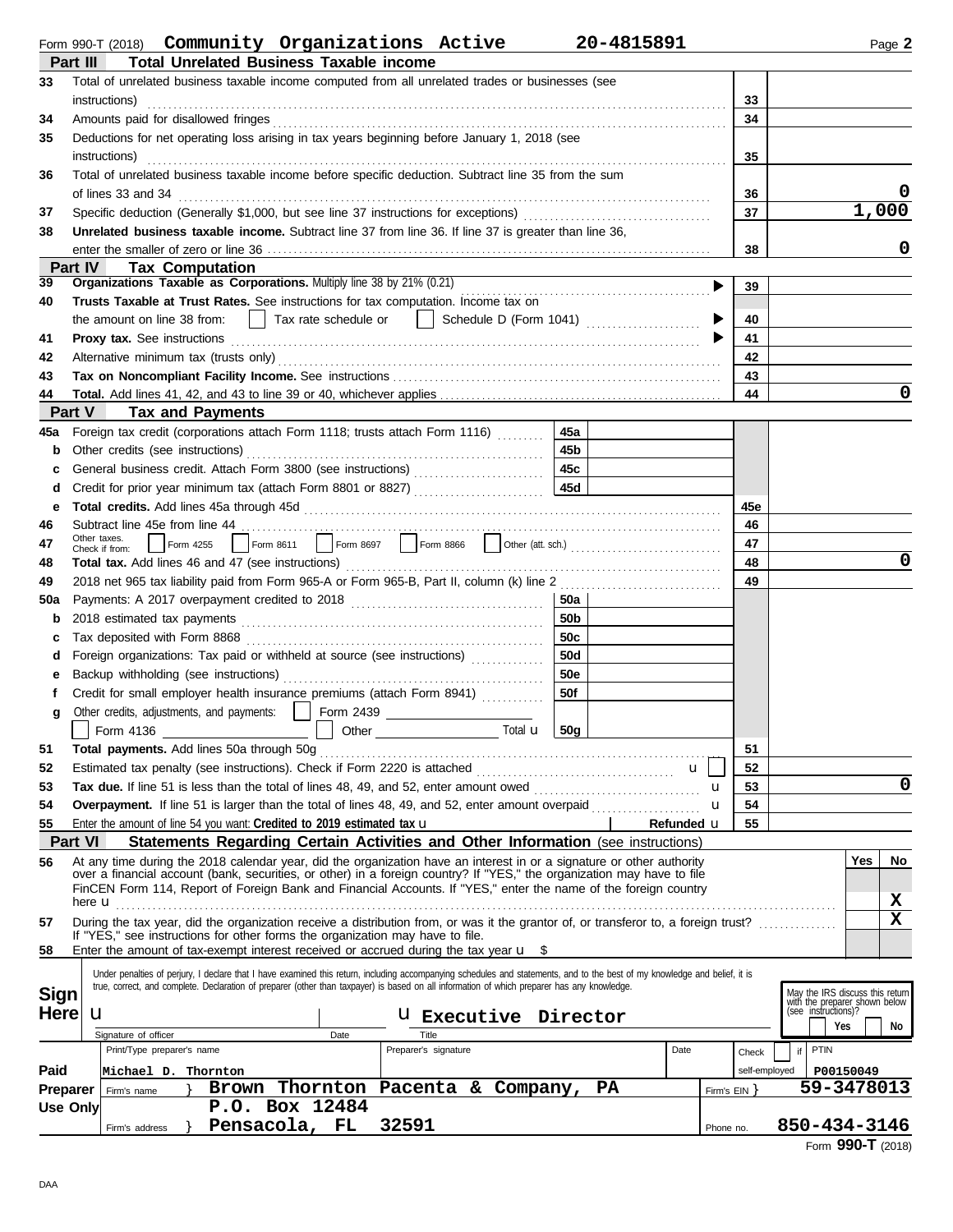Form 990-T (2018) **Community Organizations Active** 20-4815891 Page **2**

## Part III Total Unrelated Business Taxable income

| Line | Description | No. | Amount |
|---|---|---|---|
| 33 | Total of unrelated business taxable income computed from all unrelated trades or businesses (see instructions) | 33 | |
| 34 | Amounts paid for disallowed fringes | 34 | |
| 35 | Deductions for net operating loss arising in tax years beginning before January 1, 2018 (see instructions) | 35 | |
| 36 | Total of unrelated business taxable income before specific deduction. Subtract line 35 from the sum of lines 33 and 34 | 36 | 0 |
| 37 | Specific deduction (Generally $1,000, but see line 37 instructions for exceptions) | 37 | 1,000 |
| 38 | **Unrelated business taxable income.** Subtract line 37 from line 36. If line 37 is greater than line 36, enter the smaller of zero or line 36 | 38 | 0 |

## Part IV Tax Computation

| Line | Description | No. | Amount |
|---|---|---|---|
| 39 | **Organizations Taxable as Corporations.** Multiply line 38 by 21% (0.21) | 39 | |
| 40 | **Trusts Taxable at Trust Rates.** See instructions for tax computation. Income tax on the amount on line 38 from: ☐ Tax rate schedule or ☐ Schedule D (Form 1041) | 40 | |
| 41 | **Proxy tax.** See instructions | 41 | |
| 42 | Alternative minimum tax (trusts only) | 42 | |
| 43 | **Tax on Noncompliant Facility Income.** See instructions | 43 | |
| 44 | **Total.** Add lines 41, 42, and 43 to line 39 or 40, whichever applies | 44 | 0 |

## Part V Tax and Payments

| Line | Description | Sub | Sub amount | No. | Amount |
|---|---|---|---|---|---|
| 45a | Foreign tax credit (corporations attach Form 1118; trusts attach Form 1116) | 45a | | | |
| b | Other credits (see instructions) | 45b | | | |
| c | General business credit. Attach Form 3800 (see instructions) | 45c | | | |
| d | Credit for prior year minimum tax (attach Form 8801 or 8827) | 45d | | | |
| e | **Total credits.** Add lines 45a through 45d | | | 45e | |
| 46 | Subtract line 45e from line 44 | | | 46 | |
| 47 | Other taxes. Check if from: ☐ Form 4255 ☐ Form 8611 ☐ Form 8697 ☐ Form 8866 ☐ Other (att. sch.) | | | 47 | |
| 48 | **Total tax.** Add lines 46 and 47 (see instructions) | | | 48 | 0 |
| 49 | 2018 net 965 tax liability paid from Form 965-A or Form 965-B, Part II, column (k) line 2 | | | 49 | |
| 50a | Payments: A 2017 overpayment credited to 2018 | 50a | | | |
| b | 2018 estimated tax payments | 50b | | | |
| c | Tax deposited with Form 8868 | 50c | | | |
| d | Foreign organizations: Tax paid or withheld at source (see instructions) | 50d | | | |
| e | Backup withholding (see instructions) | 50e | | | |
| f | Credit for small employer health insurance premiums (attach Form 8941) | 50f | | | |
| g | Other credits, adjustments, and payments: ☐ Form 2439 ☐ Form 4136 ☐ Other Total | 50g | | | |
| 51 | **Total payments.** Add lines 50a through 50g | | | 51 | |
| 52 | Estimated tax penalty (see instructions). Check if Form 2220 is attached ☐ | | | 52 | |
| 53 | **Tax due.** If line 51 is less than the total of lines 48, 49, and 52, enter amount owed | | | 53 | 0 |
| 54 | **Overpayment.** If line 51 is larger than the total of lines 48, 49, and 52, enter amount overpaid | | | 54 | |
| 55 | Enter the amount of line 54 you want: **Credited to 2019 estimated tax** | | Refunded | 55 | |

## Part VI Statements Regarding Certain Activities and Other Information (see instructions)

| Line | Question | Yes | No |
|---|---|---|---|
| 56 | At any time during the 2018 calendar year, did the organization have an interest in or a signature or other authority over a financial account (bank, securities, or other) in a foreign country? If "YES," the organization may have to file FinCEN Form 114, Report of Foreign Bank and Financial Accounts. If "YES," enter the name of the foreign country here | | X |
| 57 | During the tax year, did the organization receive a distribution from, or was it the grantor of, or transferor to, a foreign trust? If "YES," see instructions for other forms the organization may have to file. | | X |
| 58 | Enter the amount of tax-exempt interest received or accrued during the tax year $ | | |

**Sign Here**

Under penalties of perjury, I declare that I have examined this return, including accompanying schedules and statements, and to the best of my knowledge and belief, it is true, correct, and complete. Declaration of preparer (other than taxpayer) is based on all information of which preparer has any knowledge.

Signature of officer | Date | Title: **Executive Director**

May the IRS discuss this return with the preparer shown below (see instructions)? ☐ Yes ☐ No

**Paid Preparer Use Only**

| Print/Type preparer's name | Preparer's signature | Date | Check ☐ if self-employed | PTIN |
|---|---|---|---|---|
| Michael D. Thornton | | | | P00150049 |

Firm's name: **Brown Thornton Pacenta & Company, PA** — Firm's EIN: **59-3478013**

Firm's address: **P.O. Box 12484, Pensacola, FL 32591** — Phone no. **850-434-3146**

Form **990-T** (2018)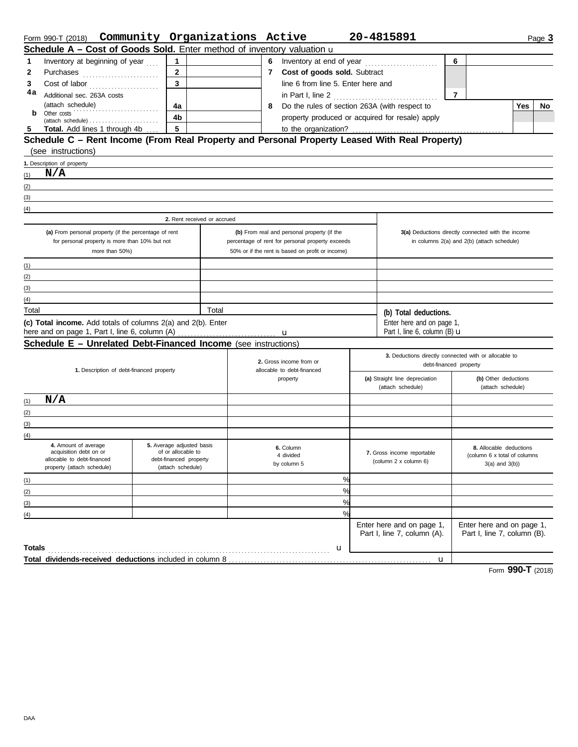Form 990-T (2018) **Community Organizations Active** **20-4815891** Page **3**

## Schedule A – Cost of Goods Sold. Enter method of inventory valuation u

| | | | | | | | |
|---|---|---|---|---|---|---|---|
| **1** | Inventory at beginning of year | 1 | | **6** | Inventory at end of year | 6 | |
| **2** | Purchases | 2 | | **7** | **Cost of goods sold.** Subtract line 6 from line 5. Enter here and in Part I, line 2 | 7 | |
| **3** | Cost of labor | 3 | | | | | |
| **4a** | Additional sec. 263A costs (attach schedule) | 4a | | **8** | Do the rules of section 263A (with respect to property produced or acquired for resale) apply to the organization? | Yes | No |
| **b** | Other costs (attach schedule) | 4b | | | | | |
| **5** | **Total.** Add lines 1 through 4b | 5 | | | | | |

## Schedule C – Rent Income (From Real Property and Personal Property Leased With Real Property)

(see instructions)

**1.** Description of property

(1) **N/A**

(2)

(3)

(4)

| 2. Rent received or accrued | | |
|---|---|---|
| **(a)** From personal property (if the percentage of rent for personal property is more than 10% but not more than 50%) | **(b)** From real and personal property (if the percentage of rent for personal property exceeds 50% or if the rent is based on profit or income) | **3(a)** Deductions directly connected with the income in columns 2(a) and 2(b) (attach schedule) |
| (1) | | |
| (2) | | |
| (3) | | |
| (4) | | |
| Total | Total | **(b) Total deductions.** Enter here and on page 1, Part I, line 6, column (B) u |

**(c) Total income.** Add totals of columns 2(a) and 2(b). Enter here and on page 1, Part I, line 6, column (A) u

## Schedule E – Unrelated Debt-Financed Income (see instructions)

| 1. Description of debt-financed property | 2. Gross income from or allocable to debt-financed property | 3. Deductions directly connected with or allocable to debt-financed property | |
|---|---|---|---|
| | | **(a)** Straight line depreciation (attach schedule) | **(b)** Other deductions (attach schedule) |
| (1) **N/A** | | | |
| (2) | | | |
| (3) | | | |
| (4) | | | |

| 4. Amount of average acquisition debt on or allocable to debt-financed property (attach schedule) | 5. Average adjusted basis of or allocable to debt-financed property (attach schedule) | 6. Column 4 divided by column 5 | 7. Gross income reportable (column 2 x column 6) | 8. Allocable deductions (column 6 x total of columns 3(a) and 3(b)) |
|---|---|---|---|---|
| (1) | | % | | |
| (2) | | % | | |
| (3) | | % | | |
| (4) | | % | | |
| | | | Enter here and on page 1, Part I, line 7, column (A). | Enter here and on page 1, Part I, line 7, column (B). |
| **Totals** | | u | | |
| **Total dividends-received deductions** included in column 8 | | | u | |

Form **990-T** (2018)

DAA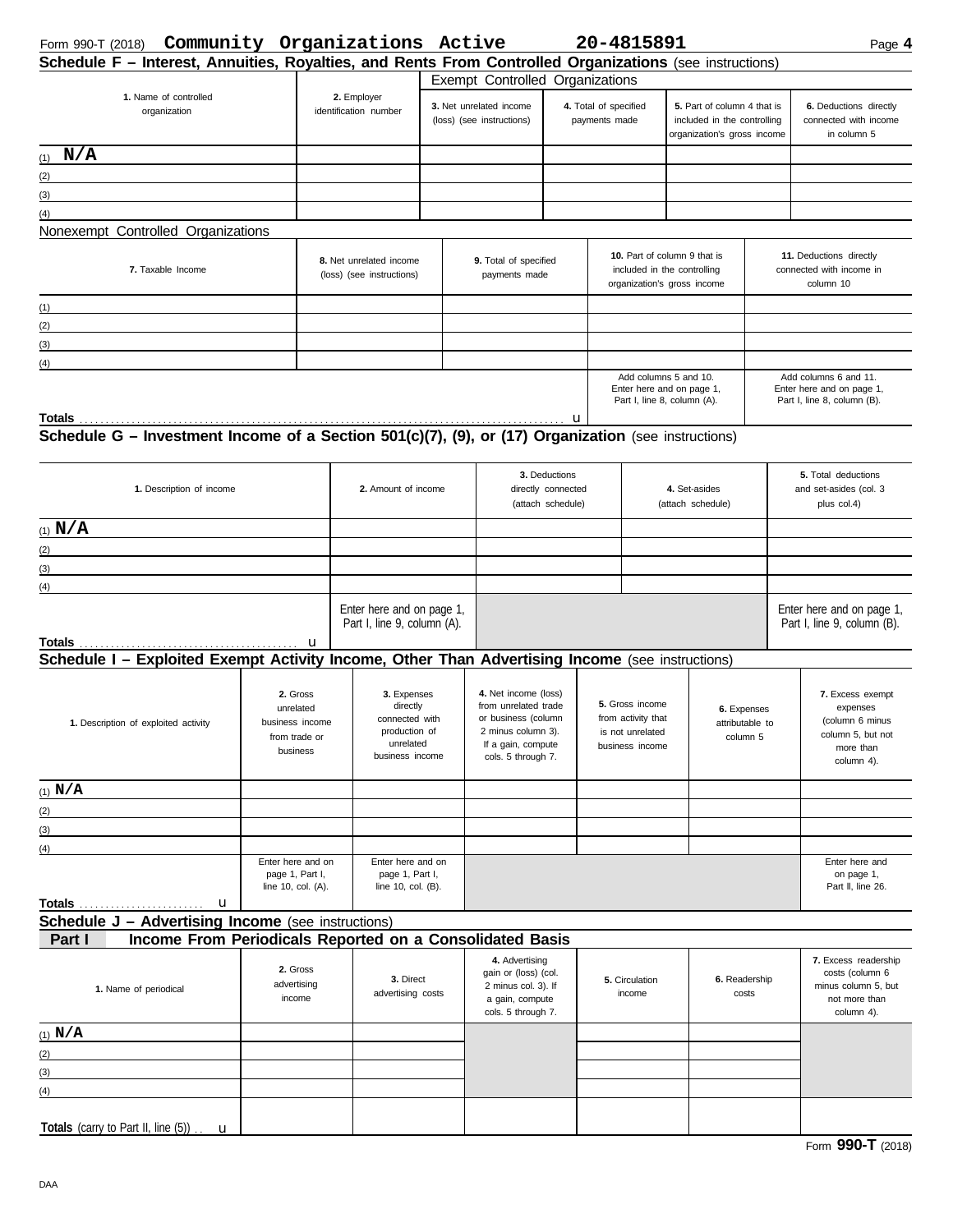Form 990-T (2018) **Community Organizations Active** **20-4815891**

## Schedule F – Interest, Annuities, Royalties, and Rents From Controlled Organizations (see instructions)

| 1. Name of controlled organization | 2. Employer identification number | Exempt Controlled Organizations | | | |
|---|---|---|---|---|---|
| | | 3. Net unrelated income (loss) (see instructions) | 4. Total of specified payments made | 5. Part of column 4 that is included in the controlling organization's gross income | 6. Deductions directly connected with income in column 5 |
| (1) **N/A** | | | | | |
| (2) | | | | | |
| (3) | | | | | |
| (4) | | | | | |

Nonexempt Controlled Organizations

| 7. Taxable Income | 8. Net unrelated income (loss) (see instructions) | 9. Total of specified payments made | 10. Part of column 9 that is included in the controlling organization's gross income | 11. Deductions directly connected with income in column 10 |
|---|---|---|---|---|
| (1) | | | | |
| (2) | | | | |
| (3) | | | | |
| (4) | | | | |
| | | | Add columns 5 and 10. Enter here and on page 1, Part I, line 8, column (A). | Add columns 6 and 11. Enter here and on page 1, Part I, line 8, column (B). |
| **Totals** ▶ | | | | |

## Schedule G – Investment Income of a Section 501(c)(7), (9), or (17) Organization (see instructions)

| 1. Description of income | 2. Amount of income | 3. Deductions directly connected (attach schedule) | 4. Set-asides (attach schedule) | 5. Total deductions and set-asides (col. 3 plus col.4) |
|---|---|---|---|---|
| (1) **N/A** | | | | |
| (2) | | | | |
| (3) | | | | |
| (4) | | | | |
| **Totals** ▶ | Enter here and on page 1, Part I, line 9, column (A). | | | Enter here and on page 1, Part I, line 9, column (B). |

## Schedule I – Exploited Exempt Activity Income, Other Than Advertising Income (see instructions)

| 1. Description of exploited activity | 2. Gross unrelated business income from trade or business | 3. Expenses directly connected with production of unrelated business income | 4. Net income (loss) from unrelated trade or business (column 2 minus column 3). If a gain, compute cols. 5 through 7. | 5. Gross income from activity that is not unrelated business income | 6. Expenses attributable to column 5 | 7. Excess exempt expenses (column 6 minus column 5, but not more than column 4). |
|---|---|---|---|---|---|---|
| (1) **N/A** | | | | | | |
| (2) | | | | | | |
| (3) | | | | | | |
| (4) | | | | | | |
| **Totals** ▶ | Enter here and on page 1, Part I, line 10, col. (A). | Enter here and on page 1, Part I, line 10, col. (B). | | | | Enter here and on page 1, Part II, line 26. |

## Schedule J – Advertising Income (see instructions)

### Part I Income From Periodicals Reported on a Consolidated Basis

| 1. Name of periodical | 2. Gross advertising income | 3. Direct advertising costs | 4. Advertising gain or (loss) (col. 2 minus col. 3). If a gain, compute cols. 5 through 7. | 5. Circulation income | 6. Readership costs | 7. Excess readership costs (column 6 minus column 5, but not more than column 4). |
|---|---|---|---|---|---|---|
| (1) **N/A** | | | | | | |
| (2) | | | | | | |
| (3) | | | | | | |
| (4) | | | | | | |
| **Totals** (carry to Part II, line (5)) ▶ | | | | | | |

Form **990-T** (2018)

DAA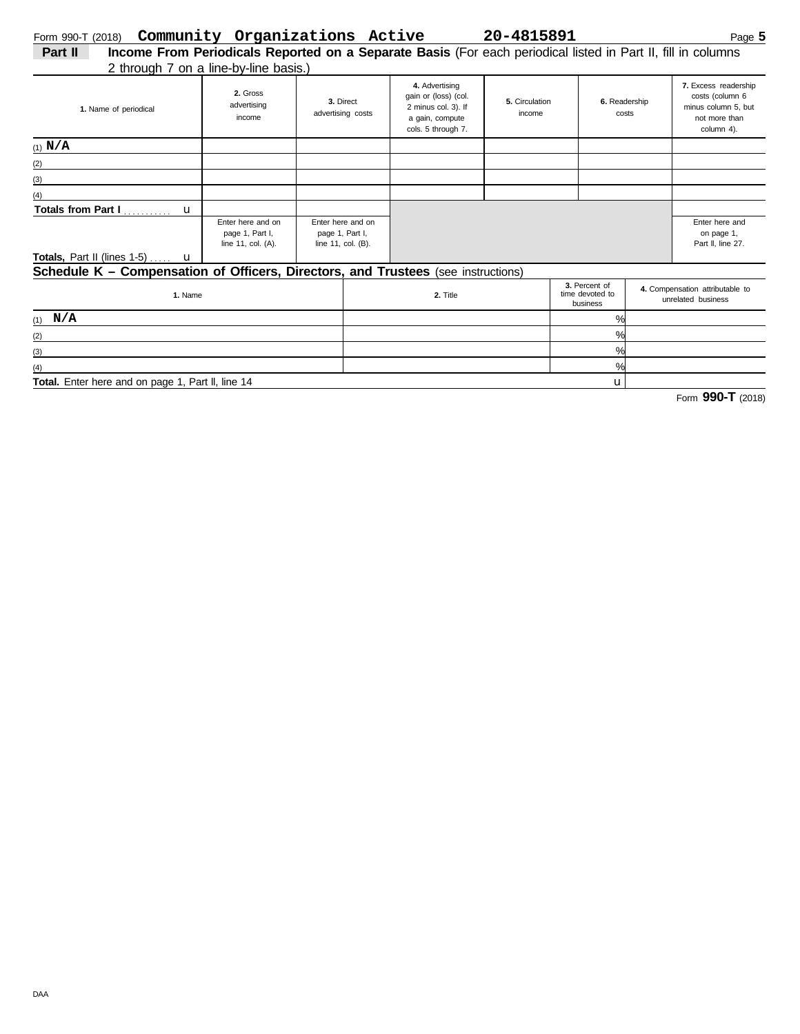Form 990-T (2018) **Community Organizations Active** **20-4815891** Page **5**

## Part II Income From Periodicals Reported on a Separate Basis (For each periodical listed in Part II, fill in columns 2 through 7 on a line-by-line basis.)

| 1. Name of periodical | 2. Gross advertising income | 3. Direct advertising costs | 4. Advertising gain or (loss) (col. 2 minus col. 3). If a gain, compute cols. 5 through 7. | 5. Circulation income | 6. Readership costs | 7. Excess readership costs (column 6 minus column 5, but not more than column 4). |
|---|---|---|---|---|---|---|
| (1) N/A | | | | | | |
| (2) | | | | | | |
| (3) | | | | | | |
| (4) | | | | | | |
| **Totals from Part I** . . . . . . . . . . . u | | | | | | |
| **Totals,** Part II (lines 1-5) . . . . . u | Enter here and on page 1, Part I, line 11, col. (A). | Enter here and on page 1, Part I, line 11, col. (B). | | | | Enter here and on page 1, Part II, line 27. |

## Schedule K – Compensation of Officers, Directors, and Trustees (see instructions)

| 1. Name | 2. Title | 3. Percent of time devoted to business | 4. Compensation attributable to unrelated business |
|---|---|---|---|
| (1) N/A | | % | |
| (2) | | % | |
| (3) | | % | |
| (4) | | % | |
| **Total.** Enter here and on page 1, Part II, line 14 | | u | |

Form **990-T** (2018)

DAA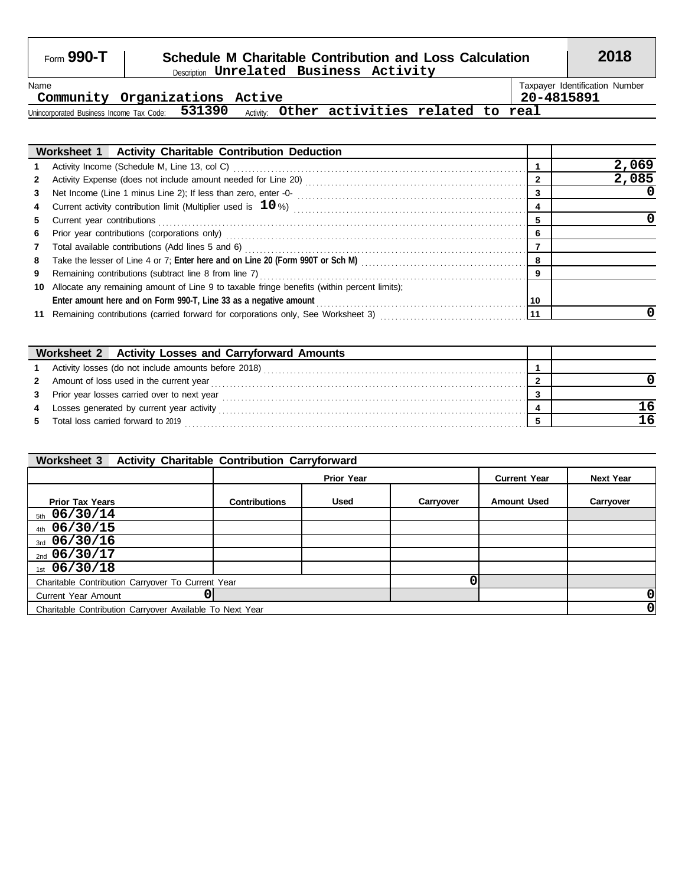Form **990-T**

# Schedule M Charitable Contribution and Loss Calculation

**2018**

Description **Unrelated Business Activity**

Name: **Community Organizations Active**

Taxpayer Identification Number: **20-4815891**

Unincorporated Business Income Tax Code: **531390** Activity: **Other activities related to real**

| Worksheet 1 | Activity Charitable Contribution Deduction | | |
|---|---|---|---|
| 1 | Activity Income (Schedule M, Line 13, col C) | 1 | 2,069 |
| 2 | Activity Expense (does not include amount needed for Line 20) | 2 | 2,085 |
| 3 | Net Income (Line 1 minus Line 2); If less than zero, enter -0- | 3 | 0 |
| 4 | Current activity contribution limit (Multiplier used is **10** %) | 4 | |
| 5 | Current year contributions | 5 | 0 |
| 6 | Prior year contributions (corporations only) | 6 | |
| 7 | Total available contributions (Add lines 5 and 6) | 7 | |
| 8 | Take the lesser of Line 4 or 7; **Enter here and on Line 20 (Form 990T or Sch M)** | 8 | |
| 9 | Remaining contributions (subtract line 8 from line 7) | 9 | |
| 10 | Allocate any remaining amount of Line 9 to taxable fringe benefits (within percent limits); **Enter amount here and on Form 990-T, Line 33 as a negative amount** | 10 | |
| 11 | Remaining contributions (carried forward for corporations only, See Worksheet 3) | 11 | 0 |

| Worksheet 2 | Activity Losses and Carryforward Amounts | | |
|---|---|---|---|
| 1 | Activity losses (do not include amounts before 2018) | 1 | |
| 2 | Amount of loss used in the current year | 2 | 0 |
| 3 | Prior year losses carried over to next year | 3 | |
| 4 | Losses generated by current year activity | 4 | 16 |
| 5 | Total loss carried forward to 2019 | 5 | 16 |

**Worksheet 3 Activity Charitable Contribution Carryforward**

| | Prior Year | | | Current Year | Next Year |
|---|---|---|---|---|---|
| Prior Tax Years | Contributions | Used | Carryover | Amount Used | Carryover |
| 5th 06/30/14 | | | | | |
| 4th 06/30/15 | | | | | |
| 3rd 06/30/16 | | | | | |
| 2nd 06/30/17 | | | | | |
| 1st 06/30/18 | | | | | |
| Charitable Contribution Carryover To Current Year | | | 0 | | |
| Current Year Amount | 0 | | | | 0 |
| Charitable Contribution Carryover Available To Next Year | | | | | 0 |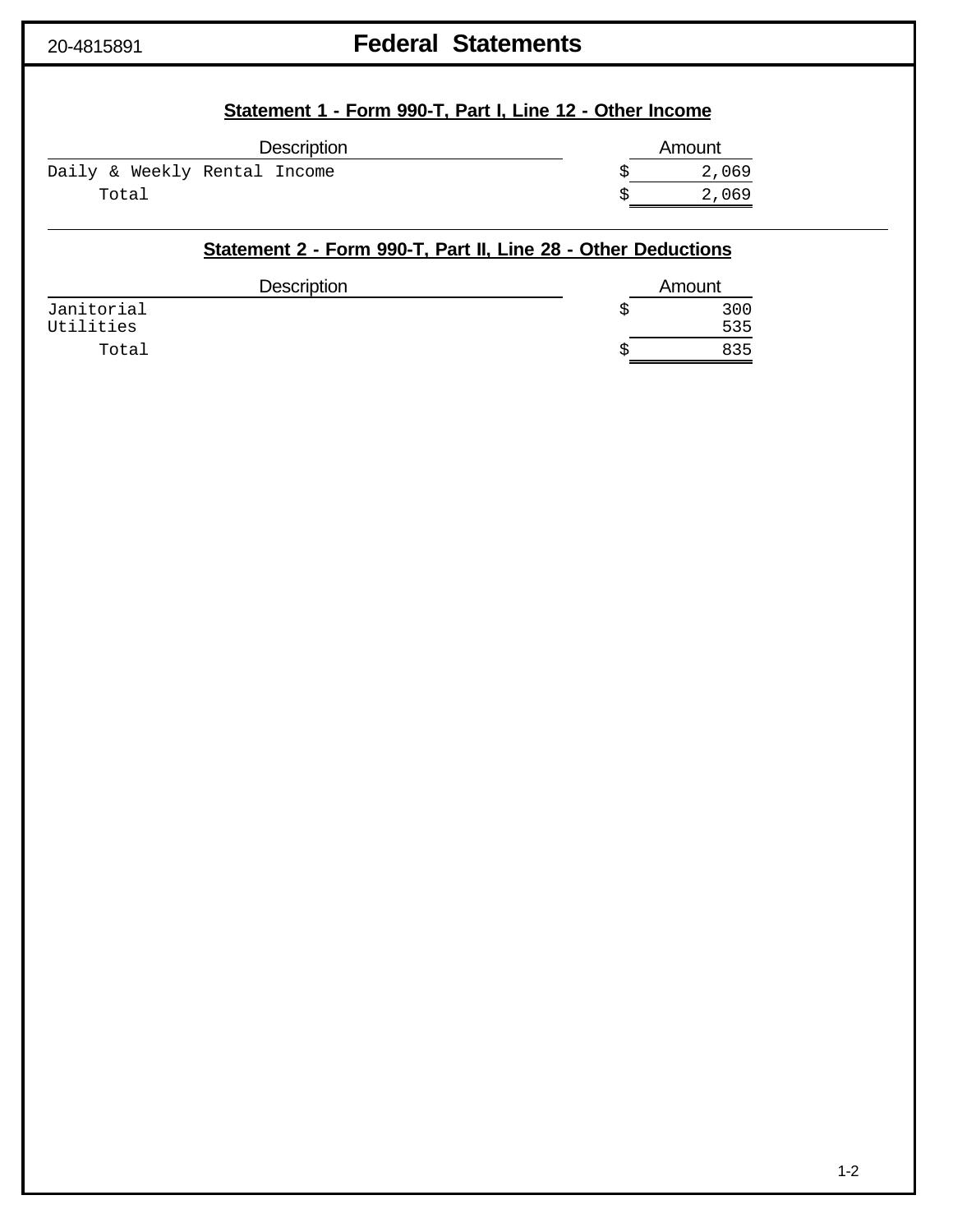20-4815891

# Federal Statements

## Statement 1 - Form 990-T, Part I, Line 12 - Other Income

| Description | Amount |
|---|---|
| Daily & Weekly Rental Income | $ 2,069 |
| Total | $ 2,069 |

## Statement 2 - Form 990-T, Part II, Line 28 - Other Deductions

| Description | Amount |
|---|---|
| Janitorial | $ 300 |
| Utilities | 535 |
| Total | $ 835 |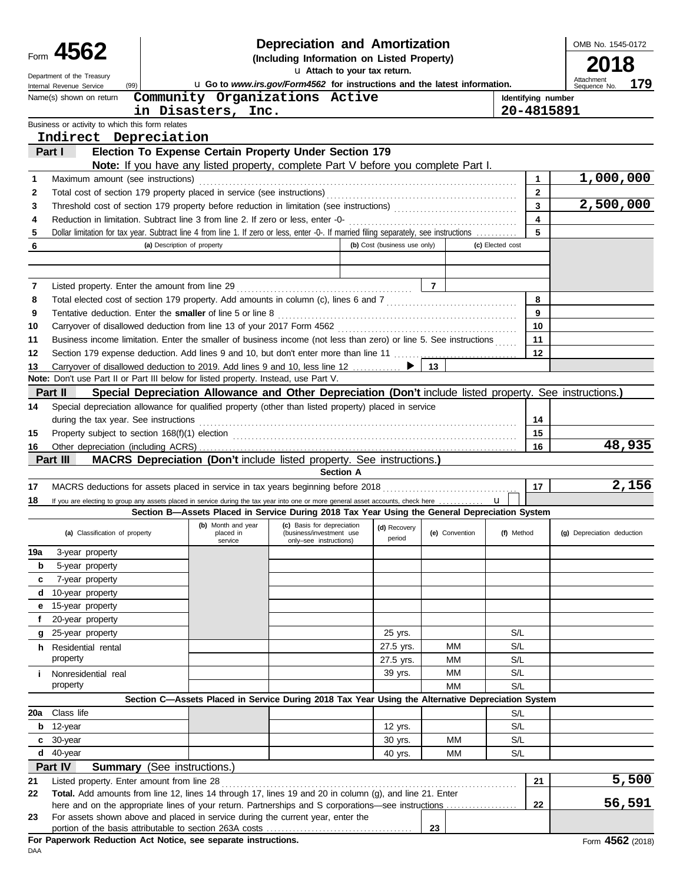# Form 4562 — Depreciation and Amortization

**(Including Information on Listed Property)**

Department of the Treasury
Internal Revenue Service (99)

u Attach to your tax return.

u Go to *www.irs.gov/Form4562* for instructions and the latest information.

OMB No. 1545-0172

**2018**

Attachment Sequence No. **179**

Name(s) shown on return: **Community Organizations Active in Disasters, Inc.**

Identifying number: **20-4815891**

Business or activity to which this form relates: **Indirect Depreciation**

## Part I — Election To Expense Certain Property Under Section 179

**Note:** If you have any listed property, complete Part V before you complete Part I.

| Line | Description | Box | Amount |
|---|---|---|---|
| 1 | Maximum amount (see instructions) | 1 | 1,000,000 |
| 2 | Total cost of section 179 property placed in service (see instructions) | 2 | |
| 3 | Threshold cost of section 179 property before reduction in limitation (see instructions) | 3 | 2,500,000 |
| 4 | Reduction in limitation. Subtract line 3 from line 2. If zero or less, enter -0- | 4 | |
| 5 | Dollar limitation for tax year. Subtract line 4 from line 1. If zero or less, enter -0-. If married filing separately, see instructions | 5 | |

| 6 | (a) Description of property | (b) Cost (business use only) | (c) Elected cost |
|---|---|---|---|
| | | | |
| | | | |

| Line | Description | Box | Amount |
|---|---|---|---|
| 7 | Listed property. Enter the amount from line 29 | 7 | |
| 8 | Total elected cost of section 179 property. Add amounts in column (c), lines 6 and 7 | 8 | |
| 9 | Tentative deduction. Enter the **smaller** of line 5 or line 8 | 9 | |
| 10 | Carryover of disallowed deduction from line 13 of your 2017 Form 4562 | 10 | |
| 11 | Business income limitation. Enter the smaller of business income (not less than zero) or line 5. See instructions | 11 | |
| 12 | Section 179 expense deduction. Add lines 9 and 10, but don't enter more than line 11 | 12 | |
| 13 | Carryover of disallowed deduction to 2019. Add lines 9 and 10, less line 12 ▶ | 13 | |

**Note:** Don't use Part II or Part III below for listed property. Instead, use Part V.

## Part II — Special Depreciation Allowance and Other Depreciation (Don't include listed property. See instructions.)

| Line | Description | Box | Amount |
|---|---|---|---|
| 14 | Special depreciation allowance for qualified property (other than listed property) placed in service during the tax year. See instructions | 14 | |
| 15 | Property subject to section 168(f)(1) election | 15 | |
| 16 | Other depreciation (including ACRS) | 16 | 48,935 |

## Part III — MACRS Depreciation (Don't include listed property. See instructions.)

### Section A

| Line | Description | Box | Amount |
|---|---|---|---|
| 17 | MACRS deductions for assets placed in service in tax years beginning before 2018 | 17 | 2,156 |
| 18 | If you are electing to group any assets placed in service during the tax year into one or more general asset accounts, check here u ☐ | | |

### Section B—Assets Placed in Service During 2018 Tax Year Using the General Depreciation System

| (a) Classification of property | (b) Month and year placed in service | (c) Basis for depreciation (business/investment use only–see instructions) | (d) Recovery period | (e) Convention | (f) Method | (g) Depreciation deduction |
|---|---|---|---|---|---|---|
| 19a 3-year property | | | | | | |
| b 5-year property | | | | | | |
| c 7-year property | | | | | | |
| d 10-year property | | | | | | |
| e 15-year property | | | | | | |
| f 20-year property | | | | | | |
| g 25-year property | | | 25 yrs. | | S/L | |
| h Residential rental property | | | 27.5 yrs. | MM | S/L | |
| | | | 27.5 yrs. | MM | S/L | |
| i Nonresidential real property | | | 39 yrs. | MM | S/L | |
| | | | | MM | S/L | |

### Section C—Assets Placed in Service During 2018 Tax Year Using the Alternative Depreciation System

| (a) Classification of property | (b) Month and year placed in service | (c) Basis for depreciation | (d) Recovery period | (e) Convention | (f) Method | (g) Depreciation deduction |
|---|---|---|---|---|---|---|
| 20a Class life | | | | | S/L | |
| b 12-year | | | 12 yrs. | | S/L | |
| c 30-year | | | 30 yrs. | MM | S/L | |
| d 40-year | | | 40 yrs. | MM | S/L | |

## Part IV — Summary (See instructions.)

| Line | Description | Box | Amount |
|---|---|---|---|
| 21 | Listed property. Enter amount from line 28 | 21 | 5,500 |
| 22 | **Total.** Add amounts from line 12, lines 14 through 17, lines 19 and 20 in column (g), and line 21. Enter here and on the appropriate lines of your return. Partnerships and S corporations—see instructions | 22 | 56,591 |
| 23 | For assets shown above and placed in service during the current year, enter the portion of the basis attributable to section 263A costs | 23 | |

**For Paperwork Reduction Act Notice, see separate instructions.**

DAA

Form **4562** (2018)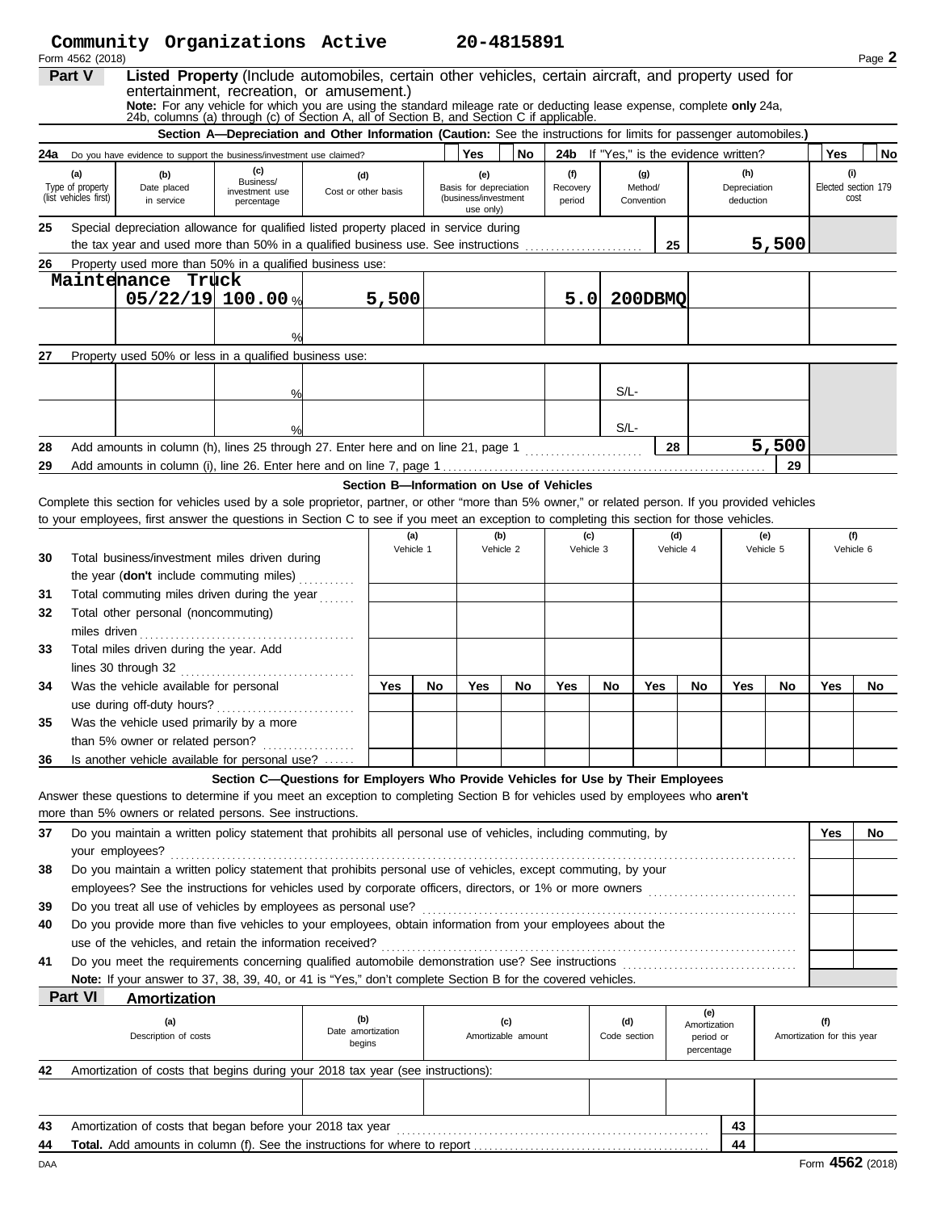Community Organizations Active 20-4815891

Form 4562 (2018) Page **2**

## Part V Listed Property (Include automobiles, certain other vehicles, certain aircraft, and property used for entertainment, recreation, or amusement.)

**Note:** For any vehicle for which you are using the standard mileage rate or deducting lease expense, complete **only** 24a, 24b, columns (a) through (c) of Section A, all of Section B, and Section C if applicable.

### Section A—Depreciation and Other Information (Caution: See the instructions for limits for passenger automobiles.)

**24a** Do you have evidence to support the business/investment use claimed? Yes No **24b** If "Yes," is the evidence written? Yes No

| (a) Type of property (list vehicles first) | (b) Date placed in service | (c) Business/ investment use percentage | (d) Cost or other basis | (e) Basis for depreciation (business/investment use only) | (f) Recovery period | (g) Method/ Convention | (h) Depreciation deduction | (i) Elected section 179 cost |
|---|---|---|---|---|---|---|---|---|
| **25** Special depreciation allowance for qualified listed property placed in service during the tax year and used more than 50% in a qualified business use. See instructions **25** | | | | | | | 5,500 | |
| **26** Property used more than 50% in a qualified business use: | | | | | | | | |
| Maintenance Truck | 05/22/19 | 100.00 % | 5,500 | | 5.0 | 200DBMQ | | |
| | | % | | | | | | |
| **27** Property used 50% or less in a qualified business use: | | | | | | | | |
| | | % | | | | S/L- | | |
| | | % | | | | S/L- | | |
| **28** Add amounts in column (h), lines 25 through 27. Enter here and on line 21, page 1 **28** | | | | | | | 5,500 | |
| **29** Add amounts in column (i), line 26. Enter here and on line 7, page 1 **29** | | | | | | | | |

### Section B—Information on Use of Vehicles

Complete this section for vehicles used by a sole proprietor, partner, or other "more than 5% owner," or related person. If you provided vehicles to your employees, first answer the questions in Section C to see if you meet an exception to completing this section for those vehicles.

| | (a) Vehicle 1 | | (b) Vehicle 2 | | (c) Vehicle 3 | | (d) Vehicle 4 | | (e) Vehicle 5 | | (f) Vehicle 6 | |
|---|---|---|---|---|---|---|---|---|---|---|---|---|
| **30** Total business/investment miles driven during the year (**don't** include commuting miles) | | | | | | | | | | | | |
| **31** Total commuting miles driven during the year | | | | | | | | | | | | |
| **32** Total other personal (noncommuting) miles driven | | | | | | | | | | | | |
| **33** Total miles driven during the year. Add lines 30 through 32 | | | | | | | | | | | | |
| | Yes | No | Yes | No | Yes | No | Yes | No | Yes | No | Yes | No |
| **34** Was the vehicle available for personal use during off-duty hours? | | | | | | | | | | | | |
| **35** Was the vehicle used primarily by a more than 5% owner or related person? | | | | | | | | | | | | |
| **36** Is another vehicle available for personal use? | | | | | | | | | | | | |

### Section C—Questions for Employers Who Provide Vehicles for Use by Their Employees

Answer these questions to determine if you meet an exception to completing Section B for vehicles used by employees who **aren't** more than 5% owners or related persons. See instructions.

| | Yes | No |
|---|---|---|
| **37** Do you maintain a written policy statement that prohibits all personal use of vehicles, including commuting, by your employees? | | |
| **38** Do you maintain a written policy statement that prohibits personal use of vehicles, except commuting, by your employees? See the instructions for vehicles used by corporate officers, directors, or 1% or more owners | | |
| **39** Do you treat all use of vehicles by employees as personal use? | | |
| **40** Do you provide more than five vehicles to your employees, obtain information from your employees about the use of the vehicles, and retain the information received? | | |
| **41** Do you meet the requirements concerning qualified automobile demonstration use? See instructions | | |

**Note:** If your answer to 37, 38, 39, 40, or 41 is "Yes," don't complete Section B for the covered vehicles.

## Part VI Amortization

| (a) Description of costs | (b) Date amortization begins | (c) Amortizable amount | (d) Code section | (e) Amortization period or percentage | (f) Amortization for this year |
|---|---|---|---|---|---|
| **42** Amortization of costs that begins during your 2018 tax year (see instructions): | | | | | |
| | | | | | |
| **43** Amortization of costs that began before your 2018 tax year | | | | **43** | |
| **44** **Total.** Add amounts in column (f). See the instructions for where to report | | | | **44** | |

DAA Form **4562** (2018)